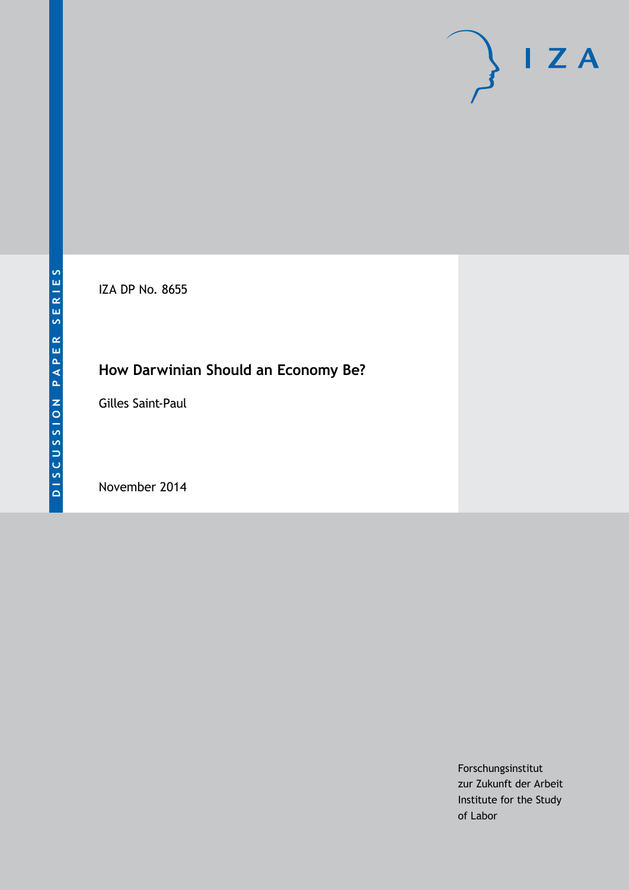DISCUSSION PAPER SERIES

IZA

IZA DP No. 8655

# How Darwinian Should an Economy Be?

Gilles Saint-Paul

November 2014

Forschungsinstitut
zur Zukunft der Arbeit
Institute for the Study
of Labor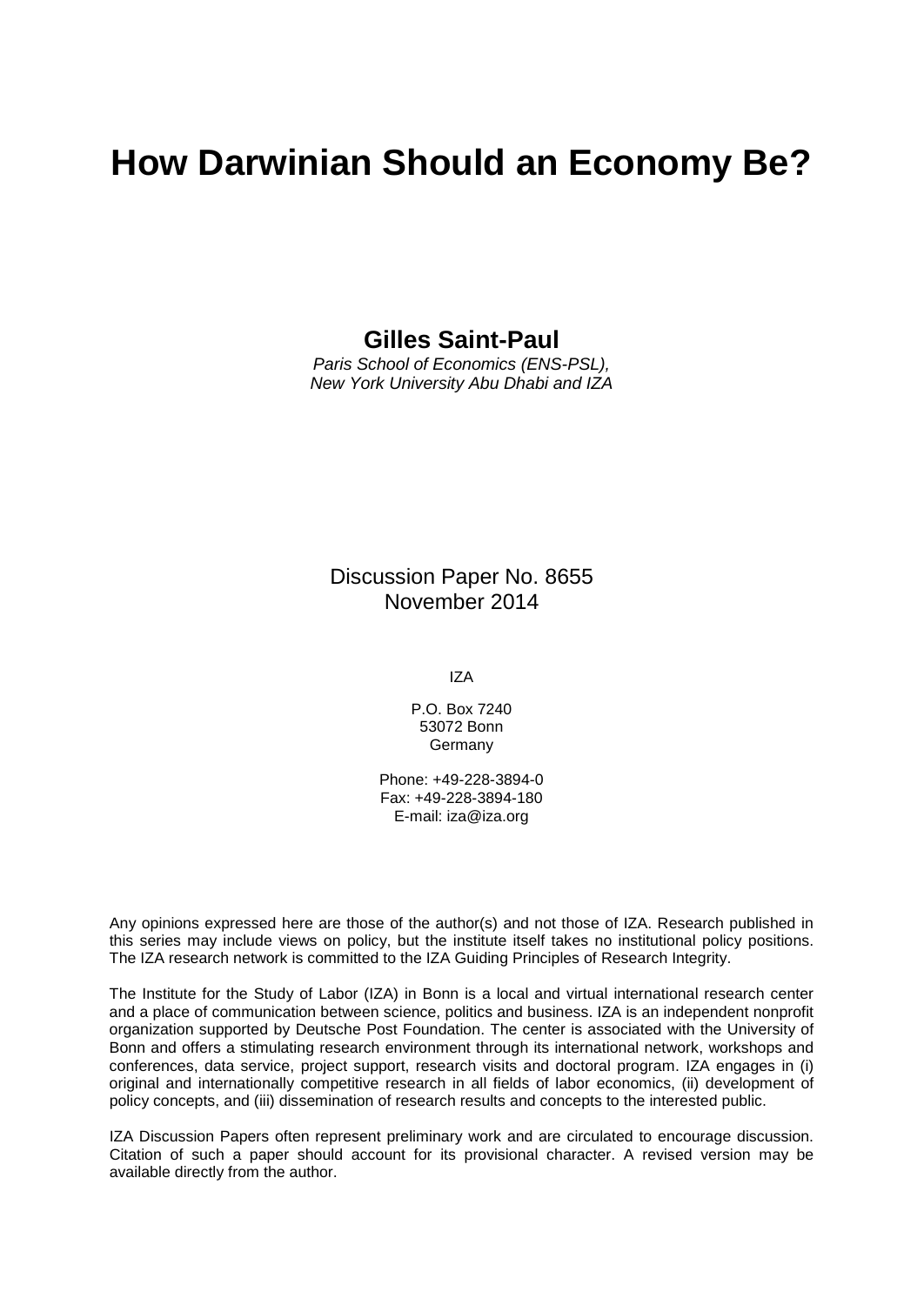# How Darwinian Should an Economy Be?

**Gilles Saint-Paul**

*Paris School of Economics (ENS-PSL), New York University Abu Dhabi and IZA*

Discussion Paper No. 8655
November 2014

IZA

P.O. Box 7240
53072 Bonn
Germany

Phone: +49-228-3894-0
Fax: +49-228-3894-180
E-mail: iza@iza.org

Any opinions expressed here are those of the author(s) and not those of IZA. Research published in this series may include views on policy, but the institute itself takes no institutional policy positions. The IZA research network is committed to the IZA Guiding Principles of Research Integrity.

The Institute for the Study of Labor (IZA) in Bonn is a local and virtual international research center and a place of communication between science, politics and business. IZA is an independent nonprofit organization supported by Deutsche Post Foundation. The center is associated with the University of Bonn and offers a stimulating research environment through its international network, workshops and conferences, data service, project support, research visits and doctoral program. IZA engages in (i) original and internationally competitive research in all fields of labor economics, (ii) development of policy concepts, and (iii) dissemination of research results and concepts to the interested public.

IZA Discussion Papers often represent preliminary work and are circulated to encourage discussion. Citation of such a paper should account for its provisional character. A revised version may be available directly from the author.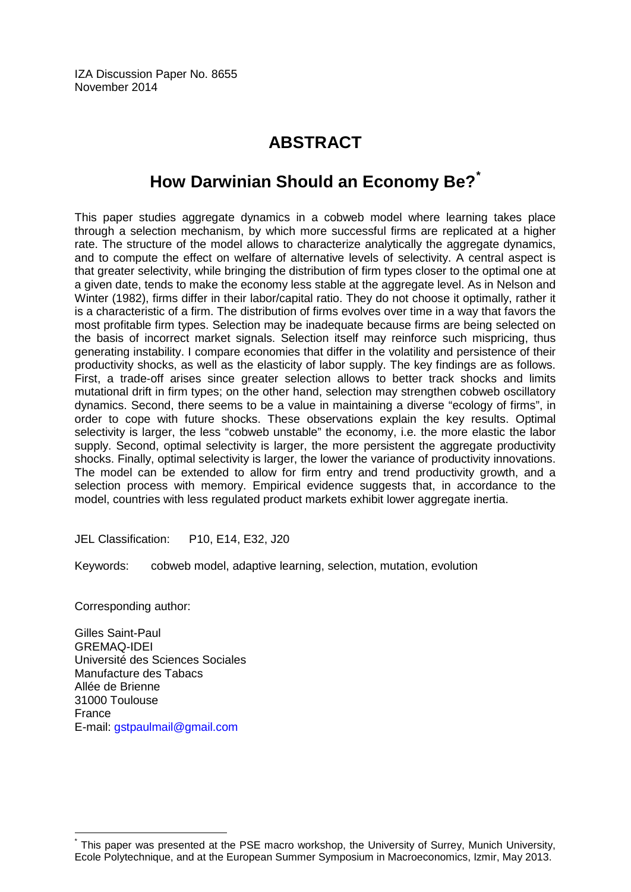IZA Discussion Paper No. 8655
November 2014

# ABSTRACT

## How Darwinian Should an Economy Be?[*]

This paper studies aggregate dynamics in a cobweb model where learning takes place through a selection mechanism, by which more successful firms are replicated at a higher rate. The structure of the model allows to characterize analytically the aggregate dynamics, and to compute the effect on welfare of alternative levels of selectivity. A central aspect is that greater selectivity, while bringing the distribution of firm types closer to the optimal one at a given date, tends to make the economy less stable at the aggregate level. As in Nelson and Winter (1982), firms differ in their labor/capital ratio. They do not choose it optimally, rather it is a characteristic of a firm. The distribution of firms evolves over time in a way that favors the most profitable firm types. Selection may be inadequate because firms are being selected on the basis of incorrect market signals. Selection itself may reinforce such mispricing, thus generating instability. I compare economies that differ in the volatility and persistence of their productivity shocks, as well as the elasticity of labor supply. The key findings are as follows. First, a trade-off arises since greater selection allows to better track shocks and limits mutational drift in firm types; on the other hand, selection may strengthen cobweb oscillatory dynamics. Second, there seems to be a value in maintaining a diverse "ecology of firms", in order to cope with future shocks. These observations explain the key results. Optimal selectivity is larger, the less "cobweb unstable" the economy, i.e. the more elastic the labor supply. Second, optimal selectivity is larger, the more persistent the aggregate productivity shocks. Finally, optimal selectivity is larger, the lower the variance of productivity innovations. The model can be extended to allow for firm entry and trend productivity growth, and a selection process with memory. Empirical evidence suggests that, in accordance to the model, countries with less regulated product markets exhibit lower aggregate inertia.

JEL Classification: P10, E14, E32, J20

Keywords: cobweb model, adaptive learning, selection, mutation, evolution

Corresponding author:

Gilles Saint-Paul
GREMAQ-IDEI
Université des Sciences Sociales
Manufacture des Tabacs
Allée de Brienne
31000 Toulouse
France
E-mail: gstpaulmail@gmail.com

[*] This paper was presented at the PSE macro workshop, the University of Surrey, Munich University, Ecole Polytechnique, and at the European Summer Symposium in Macroeconomics, Izmir, May 2013.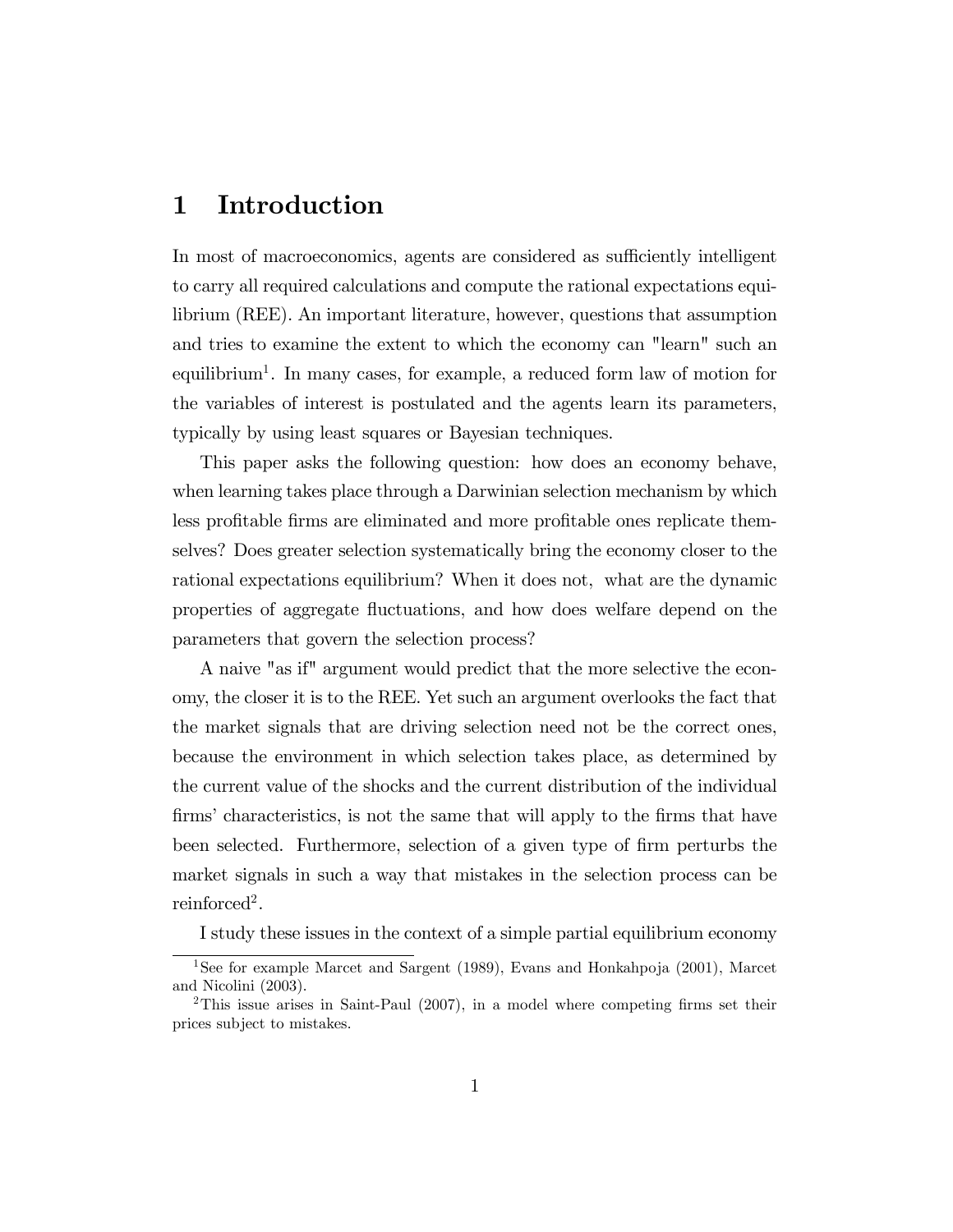# 1 Introduction

In most of macroeconomics, agents are considered as sufficiently intelligent to carry all required calculations and compute the rational expectations equilibrium (REE). An important literature, however, questions that assumption and tries to examine the extent to which the economy can "learn" such an equilibrium[1]. In many cases, for example, a reduced form law of motion for the variables of interest is postulated and the agents learn its parameters, typically by using least squares or Bayesian techniques.

This paper asks the following question: how does an economy behave, when learning takes place through a Darwinian selection mechanism by which less profitable firms are eliminated and more profitable ones replicate themselves? Does greater selection systematically bring the economy closer to the rational expectations equilibrium? When it does not, what are the dynamic properties of aggregate fluctuations, and how does welfare depend on the parameters that govern the selection process?

A naive "as if" argument would predict that the more selective the economy, the closer it is to the REE. Yet such an argument overlooks the fact that the market signals that are driving selection need not be the correct ones, because the environment in which selection takes place, as determined by the current value of the shocks and the current distribution of the individual firms' characteristics, is not the same that will apply to the firms that have been selected. Furthermore, selection of a given type of firm perturbs the market signals in such a way that mistakes in the selection process can be reinforced[2].

I study these issues in the context of a simple partial equilibrium economy

[1] See for example Marcet and Sargent (1989), Evans and Honkahpoja (2001), Marcet and Nicolini (2003).

[2] This issue arises in Saint-Paul (2007), in a model where competing firms set their prices subject to mistakes.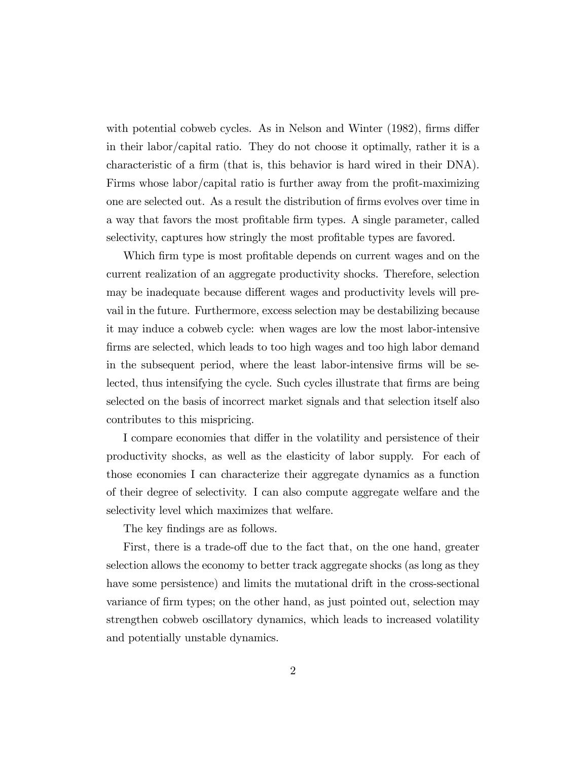with potential cobweb cycles. As in Nelson and Winter (1982), firms differ in their labor/capital ratio. They do not choose it optimally, rather it is a characteristic of a firm (that is, this behavior is hard wired in their DNA). Firms whose labor/capital ratio is further away from the profit-maximizing one are selected out. As a result the distribution of firms evolves over time in a way that favors the most profitable firm types. A single parameter, called selectivity, captures how stringly the most profitable types are favored.

Which firm type is most profitable depends on current wages and on the current realization of an aggregate productivity shocks. Therefore, selection may be inadequate because different wages and productivity levels will prevail in the future. Furthermore, excess selection may be destabilizing because it may induce a cobweb cycle: when wages are low the most labor-intensive firms are selected, which leads to too high wages and too high labor demand in the subsequent period, where the least labor-intensive firms will be selected, thus intensifying the cycle. Such cycles illustrate that firms are being selected on the basis of incorrect market signals and that selection itself also contributes to this mispricing.

I compare economies that differ in the volatility and persistence of their productivity shocks, as well as the elasticity of labor supply. For each of those economies I can characterize their aggregate dynamics as a function of their degree of selectivity. I can also compute aggregate welfare and the selectivity level which maximizes that welfare.

The key findings are as follows.

First, there is a trade-off due to the fact that, on the one hand, greater selection allows the economy to better track aggregate shocks (as long as they have some persistence) and limits the mutational drift in the cross-sectional variance of firm types; on the other hand, as just pointed out, selection may strengthen cobweb oscillatory dynamics, which leads to increased volatility and potentially unstable dynamics.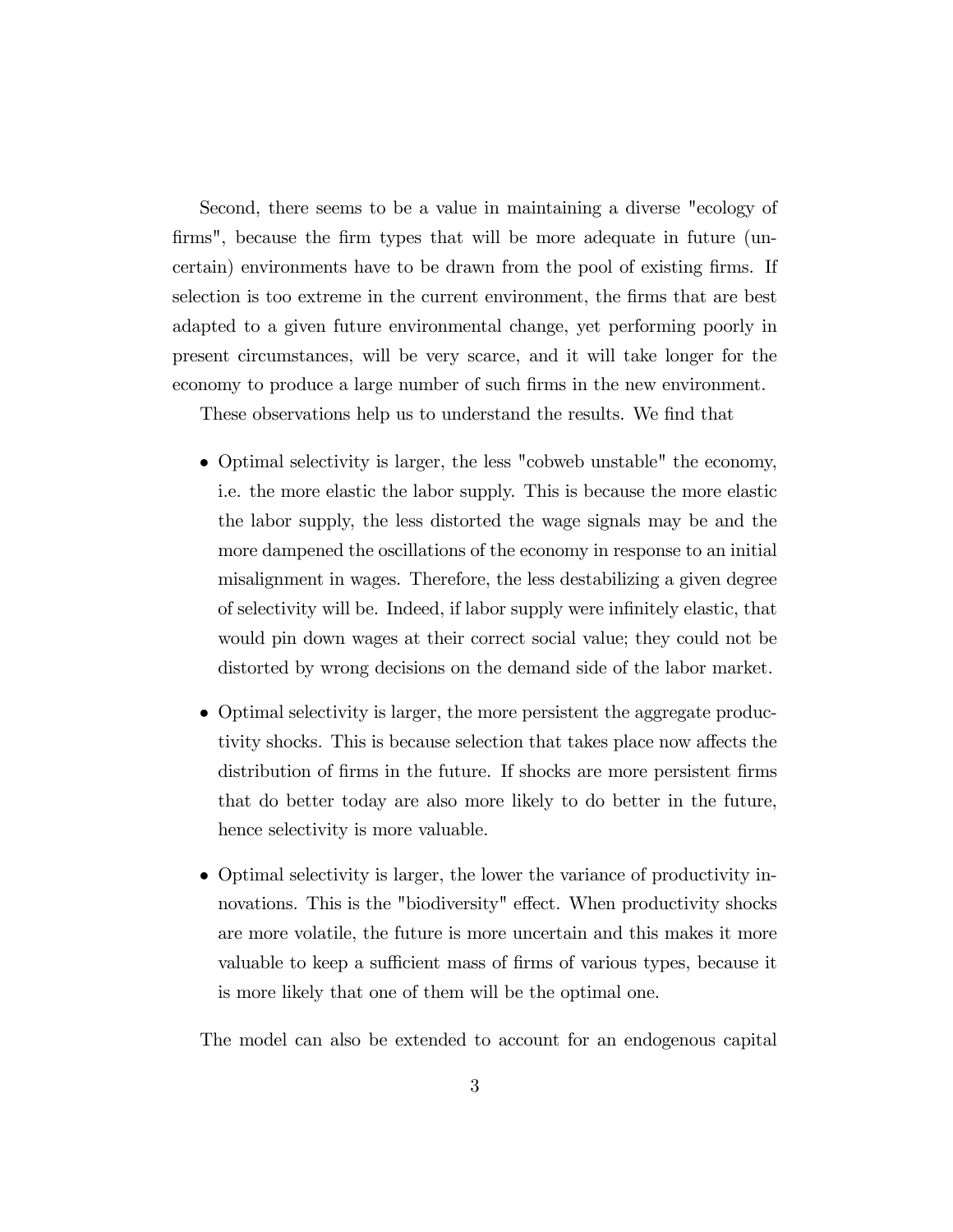Second, there seems to be a value in maintaining a diverse "ecology of firms", because the firm types that will be more adequate in future (uncertain) environments have to be drawn from the pool of existing firms. If selection is too extreme in the current environment, the firms that are best adapted to a given future environmental change, yet performing poorly in present circumstances, will be very scarce, and it will take longer for the economy to produce a large number of such firms in the new environment.

These observations help us to understand the results. We find that

- Optimal selectivity is larger, the less "cobweb unstable" the economy, i.e. the more elastic the labor supply. This is because the more elastic the labor supply, the less distorted the wage signals may be and the more dampened the oscillations of the economy in response to an initial misalignment in wages. Therefore, the less destabilizing a given degree of selectivity will be. Indeed, if labor supply were infinitely elastic, that would pin down wages at their correct social value; they could not be distorted by wrong decisions on the demand side of the labor market.

- Optimal selectivity is larger, the more persistent the aggregate productivity shocks. This is because selection that takes place now affects the distribution of firms in the future. If shocks are more persistent firms that do better today are also more likely to do better in the future, hence selectivity is more valuable.

- Optimal selectivity is larger, the lower the variance of productivity innovations. This is the "biodiversity" effect. When productivity shocks are more volatile, the future is more uncertain and this makes it more valuable to keep a sufficient mass of firms of various types, because it is more likely that one of them will be the optimal one.

The model can also be extended to account for an endogenous capital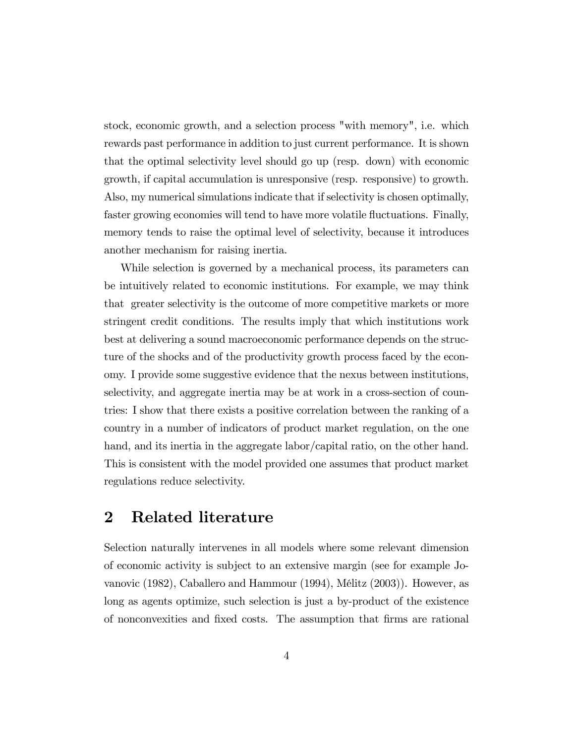stock, economic growth, and a selection process "with memory", i.e. which rewards past performance in addition to just current performance. It is shown that the optimal selectivity level should go up (resp. down) with economic growth, if capital accumulation is unresponsive (resp. responsive) to growth. Also, my numerical simulations indicate that if selectivity is chosen optimally, faster growing economies will tend to have more volatile fluctuations. Finally, memory tends to raise the optimal level of selectivity, because it introduces another mechanism for raising inertia.

While selection is governed by a mechanical process, its parameters can be intuitively related to economic institutions. For example, we may think that greater selectivity is the outcome of more competitive markets or more stringent credit conditions. The results imply that which institutions work best at delivering a sound macroeconomic performance depends on the structure of the shocks and of the productivity growth process faced by the economy. I provide some suggestive evidence that the nexus between institutions, selectivity, and aggregate inertia may be at work in a cross-section of countries: I show that there exists a positive correlation between the ranking of a country in a number of indicators of product market regulation, on the one hand, and its inertia in the aggregate labor/capital ratio, on the other hand. This is consistent with the model provided one assumes that product market regulations reduce selectivity.

## 2 Related literature

Selection naturally intervenes in all models where some relevant dimension of economic activity is subject to an extensive margin (see for example Jovanovic (1982), Caballero and Hammour (1994), Mélitz (2003)). However, as long as agents optimize, such selection is just a by-product of the existence of nonconvexities and fixed costs. The assumption that firms are rational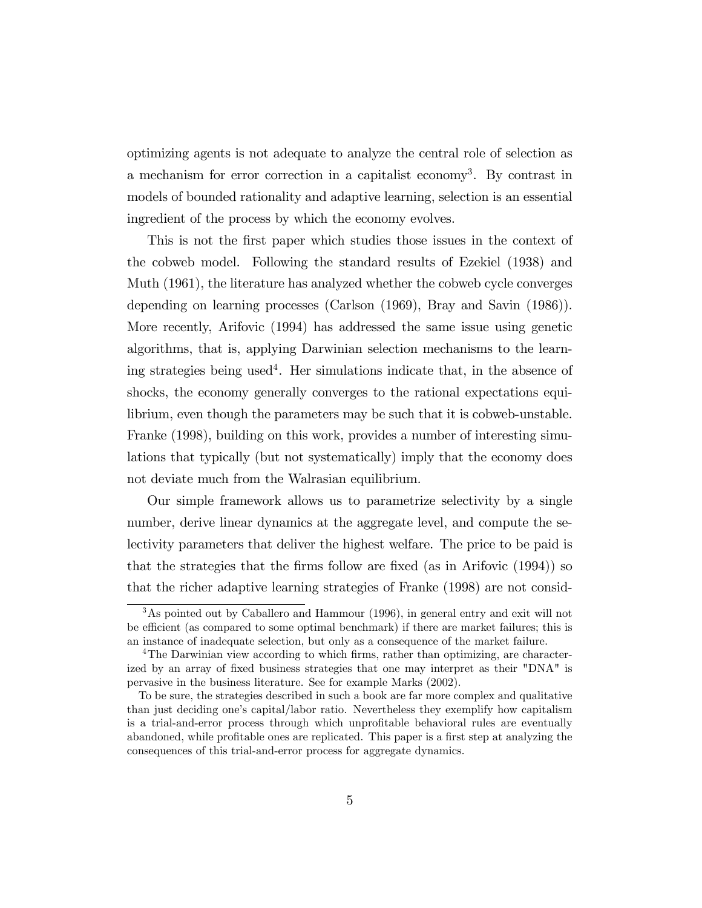optimizing agents is not adequate to analyze the central role of selection as a mechanism for error correction in a capitalist economy[3]. By contrast in models of bounded rationality and adaptive learning, selection is an essential ingredient of the process by which the economy evolves.

This is not the first paper which studies those issues in the context of the cobweb model. Following the standard results of Ezekiel (1938) and Muth (1961), the literature has analyzed whether the cobweb cycle converges depending on learning processes (Carlson (1969), Bray and Savin (1986)). More recently, Arifovic (1994) has addressed the same issue using genetic algorithms, that is, applying Darwinian selection mechanisms to the learning strategies being used[4]. Her simulations indicate that, in the absence of shocks, the economy generally converges to the rational expectations equilibrium, even though the parameters may be such that it is cobweb-unstable. Franke (1998), building on this work, provides a number of interesting simulations that typically (but not systematically) imply that the economy does not deviate much from the Walrasian equilibrium.

Our simple framework allows us to parametrize selectivity by a single number, derive linear dynamics at the aggregate level, and compute the selectivity parameters that deliver the highest welfare. The price to be paid is that the strategies that the firms follow are fixed (as in Arifovic (1994)) so that the richer adaptive learning strategies of Franke (1998) are not consid-

---

[3] As pointed out by Caballero and Hammour (1996), in general entry and exit will not be efficient (as compared to some optimal benchmark) if there are market failures; this is an instance of inadequate selection, but only as a consequence of the market failure.

[4] The Darwinian view according to which firms, rather than optimizing, are characterized by an array of fixed business strategies that one may interpret as their "DNA" is pervasive in the business literature. See for example Marks (2002).

To be sure, the strategies described in such a book are far more complex and qualitative than just deciding one's capital/labor ratio. Nevertheless they exemplify how capitalism is a trial-and-error process through which unprofitable behavioral rules are eventually abandoned, while profitable ones are replicated. This paper is a first step at analyzing the consequences of this trial-and-error process for aggregate dynamics.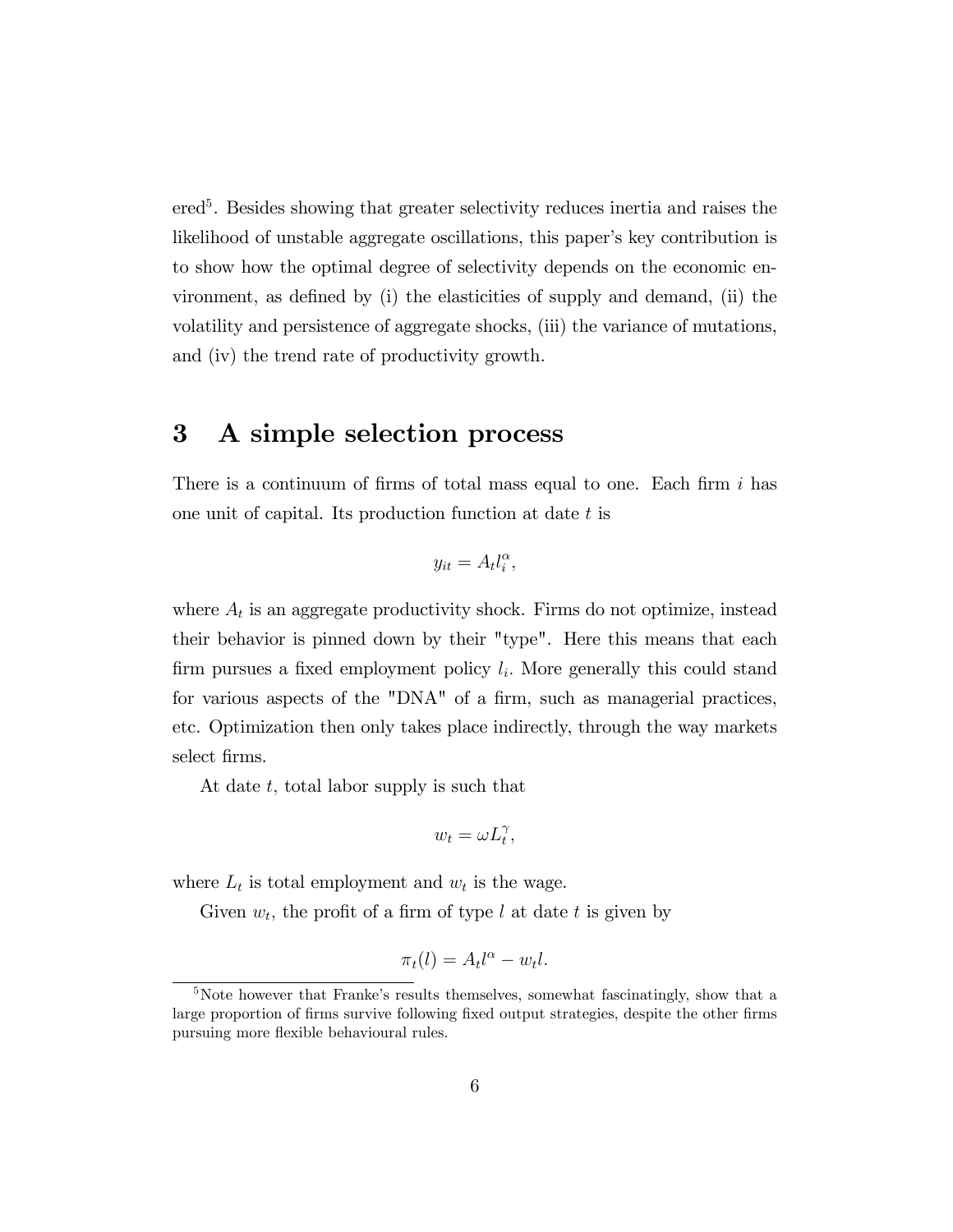ered[5]. Besides showing that greater selectivity reduces inertia and raises the likelihood of unstable aggregate oscillations, this paper's key contribution is to show how the optimal degree of selectivity depends on the economic environment, as defined by (i) the elasticities of supply and demand, (ii) the volatility and persistence of aggregate shocks, (iii) the variance of mutations, and (iv) the trend rate of productivity growth.

# 3 A simple selection process

There is a continuum of firms of total mass equal to one. Each firm $i$ has one unit of capital. Its production function at date $t$ is

$$y_{it} = A_t l_i^{\alpha},$$

where $A_t$ is an aggregate productivity shock. Firms do not optimize, instead their behavior is pinned down by their "type". Here this means that each firm pursues a fixed employment policy $l_i$. More generally this could stand for various aspects of the "DNA" of a firm, such as managerial practices, etc. Optimization then only takes place indirectly, through the way markets select firms.

At date $t$, total labor supply is such that

$$w_t = \omega L_t^{\gamma},$$

where $L_t$ is total employment and $w_t$ is the wage.

Given $w_t$, the profit of a firm of type $l$ at date $t$ is given by

$$\pi_t(l) = A_t l^{\alpha} - w_t l.$$

[5] Note however that Franke's results themselves, somewhat fascinatingly, show that a large proportion of firms survive following fixed output strategies, despite the other firms pursuing more flexible behavioural rules.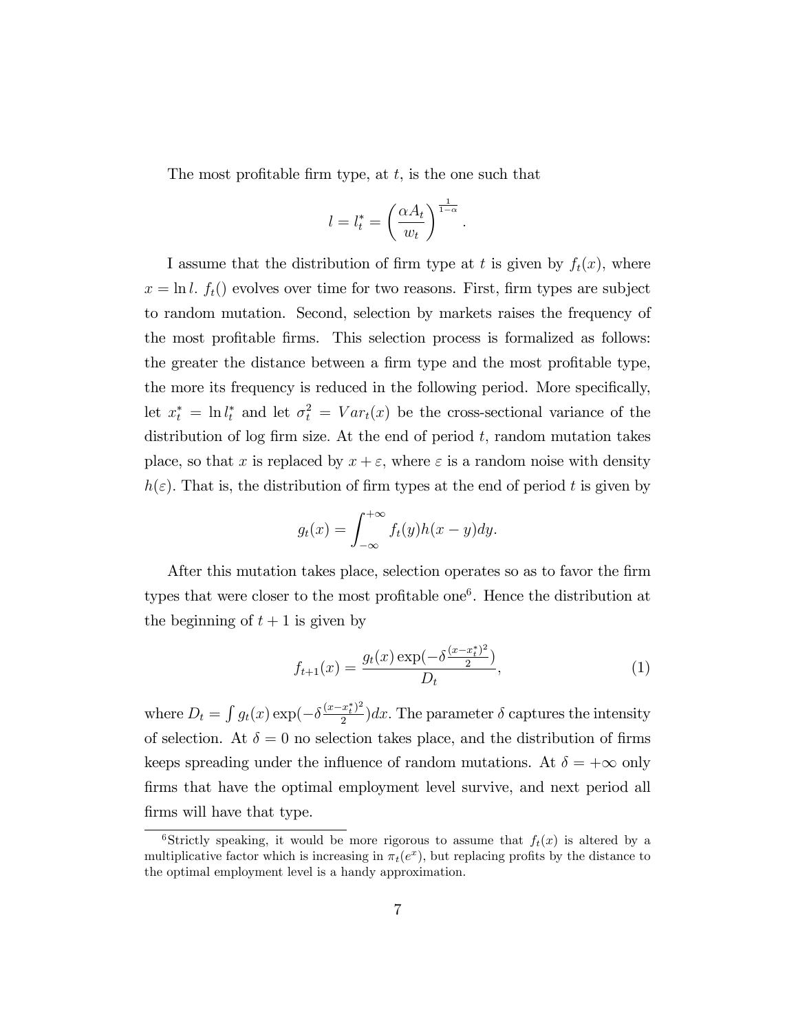The most profitable firm type, at $t$, is the one such that

$$l = l_t^* = \left(\frac{\alpha A_t}{w_t}\right)^{\frac{1}{1-\alpha}}.$$

I assume that the distribution of firm type at $t$ is given by $f_t(x)$, where $x = \ln l$. $f_t()$ evolves over time for two reasons. First, firm types are subject to random mutation. Second, selection by markets raises the frequency of the most profitable firms. This selection process is formalized as follows: the greater the distance between a firm type and the most profitable type, the more its frequency is reduced in the following period. More specifically, let $x_t^* = \ln l_t^*$ and let $\sigma_t^2 = Var_t(x)$ be the cross-sectional variance of the distribution of log firm size. At the end of period $t$, random mutation takes place, so that $x$ is replaced by $x + \varepsilon$, where $\varepsilon$ is a random noise with density $h(\varepsilon)$. That is, the distribution of firm types at the end of period $t$ is given by

$$g_t(x) = \int_{-\infty}^{+\infty} f_t(y) h(x - y) dy.$$

After this mutation takes place, selection operates so as to favor the firm types that were closer to the most profitable one[6]. Hence the distribution at the beginning of $t + 1$ is given by

$$f_{t+1}(x) = \frac{g_t(x) \exp(-\delta \frac{(x - x_t^*)^2}{2})}{D_t}, \tag{1}$$

where $D_t = \int g_t(x) \exp(-\delta \frac{(x - x_t^*)^2}{2}) dx$. The parameter $\delta$ captures the intensity of selection. At $\delta = 0$ no selection takes place, and the distribution of firms keeps spreading under the influence of random mutations. At $\delta = +\infty$ only firms that have the optimal employment level survive, and next period all firms will have that type.

[6] Strictly speaking, it would be more rigorous to assume that $f_t(x)$ is altered by a multiplicative factor which is increasing in $\pi_t(e^x)$, but replacing profits by the distance to the optimal employment level is a handy approximation.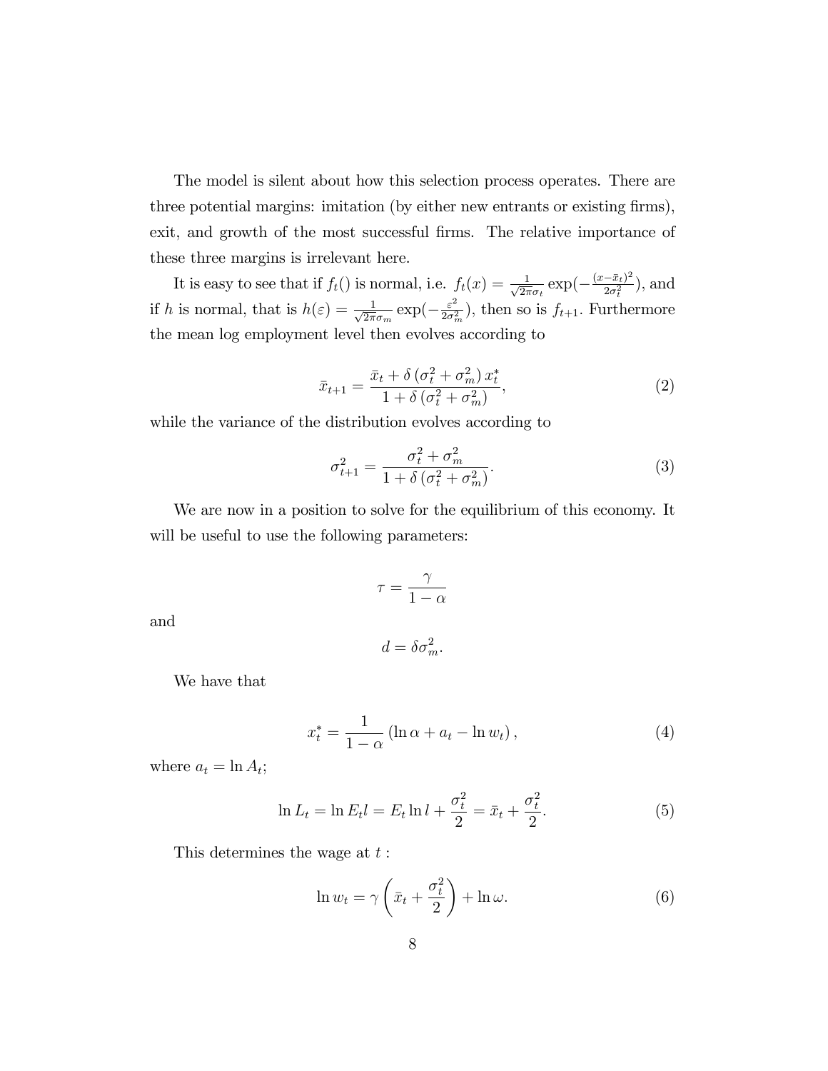The model is silent about how this selection process operates. There are three potential margins: imitation (by either new entrants or existing firms), exit, and growth of the most successful firms. The relative importance of these three margins is irrelevant here.

It is easy to see that if $f_t()$ is normal, i.e. $f_t(x) = \frac{1}{\sqrt{2\pi}\sigma_t}\exp(-\frac{(x-\bar{x}_t)^2}{2\sigma_t^2})$, and if $h$ is normal, that is $h(\varepsilon) = \frac{1}{\sqrt{2\pi}\sigma_m}\exp(-\frac{\varepsilon^2}{2\sigma_m^2})$, then so is $f_{t+1}$. Furthermore the mean log employment level then evolves according to

$$\bar{x}_{t+1} = \frac{\bar{x}_t + \delta\left(\sigma_t^2 + \sigma_m^2\right)x_t^*}{1 + \delta\left(\sigma_t^2 + \sigma_m^2\right)}, \tag{2}$$

while the variance of the distribution evolves according to

$$\sigma_{t+1}^2 = \frac{\sigma_t^2 + \sigma_m^2}{1 + \delta\left(\sigma_t^2 + \sigma_m^2\right)}. \tag{3}$$

We are now in a position to solve for the equilibrium of this economy. It will be useful to use the following parameters:

$$\tau = \frac{\gamma}{1-\alpha}$$

and

$$d = \delta\sigma_m^2.$$

We have that

$$x_t^* = \frac{1}{1-\alpha}\left(\ln\alpha + a_t - \ln w_t\right), \tag{4}$$

where $a_t = \ln A_t$;

$$\ln L_t = \ln E_t l = E_t \ln l + \frac{\sigma_t^2}{2} = \bar{x}_t + \frac{\sigma_t^2}{2}. \tag{5}$$

This determines the wage at $t$ :

$$\ln w_t = \gamma\left(\bar{x}_t + \frac{\sigma_t^2}{2}\right) + \ln\omega. \tag{6}$$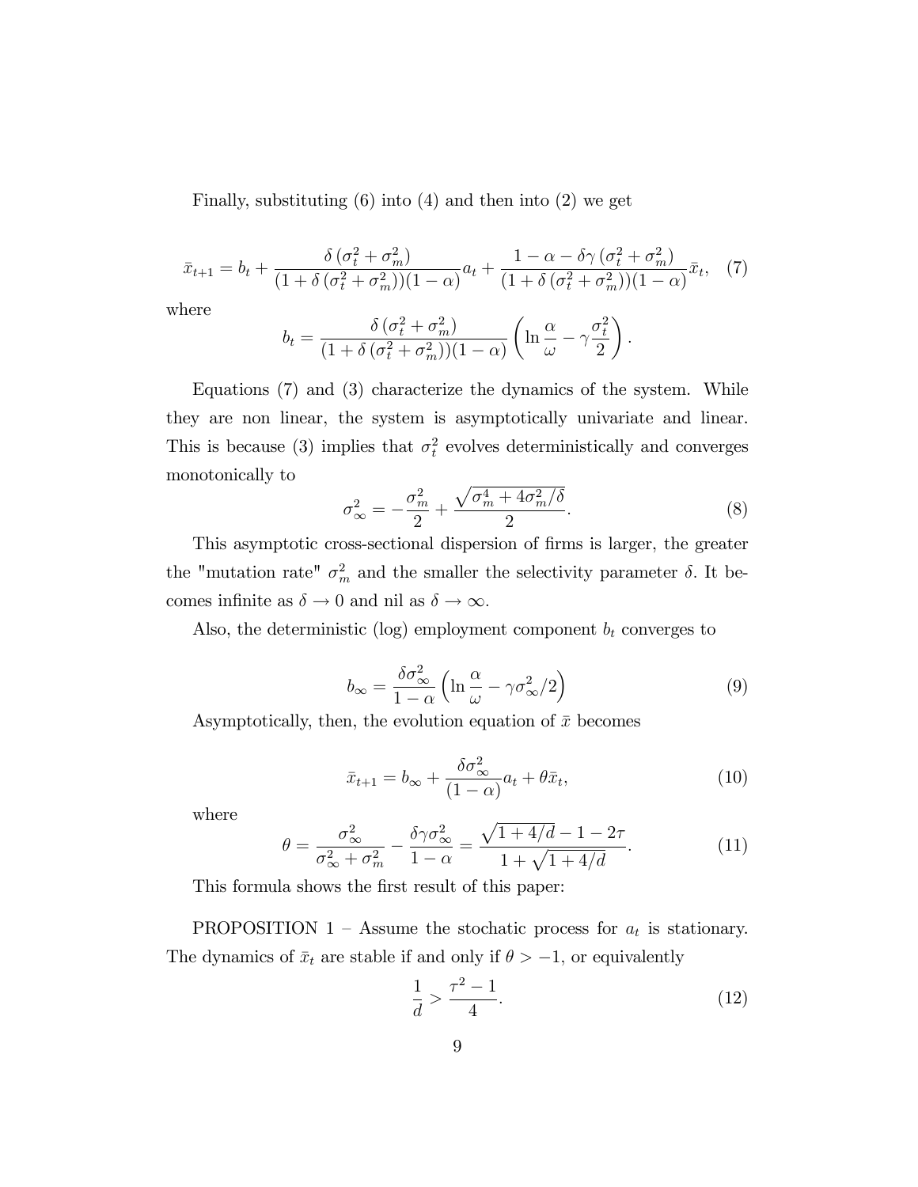Finally, substituting (6) into (4) and then into (2) we get

$$\bar{x}_{t+1} = b_t + \frac{\delta\left(\sigma_t^2 + \sigma_m^2\right)}{(1 + \delta\left(\sigma_t^2 + \sigma_m^2\right))(1-\alpha)} a_t + \frac{1 - \alpha - \delta\gamma\left(\sigma_t^2 + \sigma_m^2\right)}{(1 + \delta\left(\sigma_t^2 + \sigma_m^2\right))(1-\alpha)} \bar{x}_t, \quad (7)$$

where

$$b_t = \frac{\delta\left(\sigma_t^2 + \sigma_m^2\right)}{(1 + \delta\left(\sigma_t^2 + \sigma_m^2\right))(1-\alpha)} \left(\ln \frac{\alpha}{\omega} - \gamma \frac{\sigma_t^2}{2}\right).$$

Equations (7) and (3) characterize the dynamics of the system. While they are non linear, the system is asymptotically univariate and linear. This is because (3) implies that $\sigma_t^2$ evolves deterministically and converges monotonically to

$$\sigma_\infty^2 = -\frac{\sigma_m^2}{2} + \frac{\sqrt{\sigma_m^4 + 4\sigma_m^2/\delta}}{2}. \quad (8)$$

This asymptotic cross-sectional dispersion of firms is larger, the greater the "mutation rate" $\sigma_m^2$ and the smaller the selectivity parameter $\delta$. It becomes infinite as $\delta \to 0$ and nil as $\delta \to \infty$.

Also, the deterministic (log) employment component $b_t$ converges to

$$b_\infty = \frac{\delta\sigma_\infty^2}{1-\alpha}\left(\ln \frac{\alpha}{\omega} - \gamma\sigma_\infty^2/2\right) \quad (9)$$

Asymptotically, then, the evolution equation of $\bar{x}$ becomes

$$\bar{x}_{t+1} = b_\infty + \frac{\delta\sigma_\infty^2}{(1-\alpha)} a_t + \theta\bar{x}_t, \quad (10)$$

where

$$\theta = \frac{\sigma_\infty^2}{\sigma_\infty^2 + \sigma_m^2} - \frac{\delta\gamma\sigma_\infty^2}{1-\alpha} = \frac{\sqrt{1 + 4/d} - 1 - 2\tau}{1 + \sqrt{1 + 4/d}}. \quad (11)$$

This formula shows the first result of this paper:

PROPOSITION 1 – Assume the stochatic process for $a_t$ is stationary. The dynamics of $\bar{x}_t$ are stable if and only if $\theta > -1$, or equivalently

$$\frac{1}{d} > \frac{\tau^2 - 1}{4}. \quad (12)$$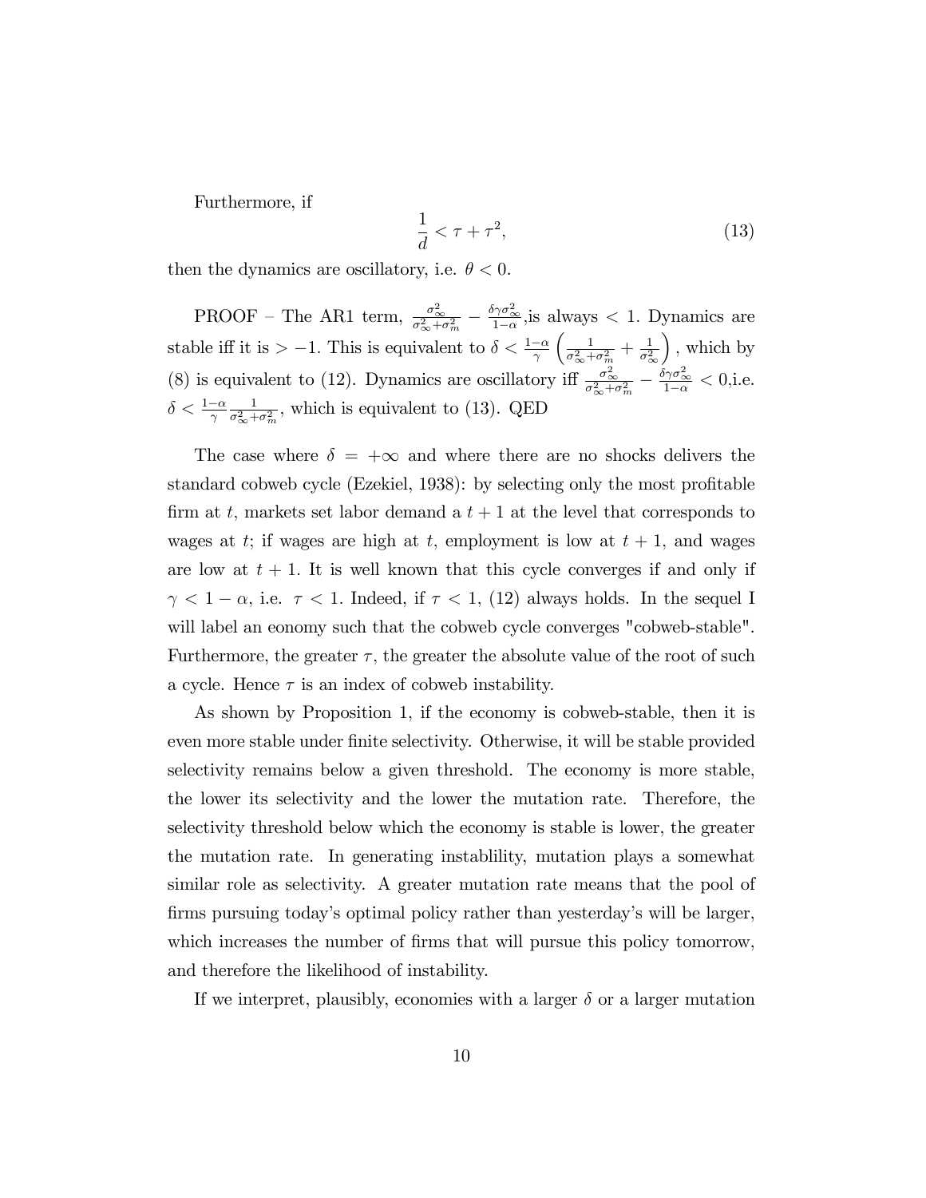Furthermore, if

$$\frac{1}{d} < \tau + \tau^2, \tag{13}$$

then the dynamics are oscillatory, i.e. $\theta < 0$.

PROOF – The AR1 term, $\frac{\sigma_\infty^2}{\sigma_\infty^2 + \sigma_m^2} - \frac{\delta \gamma \sigma_\infty^2}{1-\alpha}$,is always $< 1$. Dynamics are stable iff it is $> -1$. This is equivalent to $\delta < \frac{1-\alpha}{\gamma}\left(\frac{1}{\sigma_\infty^2 + \sigma_m^2} + \frac{1}{\sigma_\infty^2}\right)$, which by (8) is equivalent to (12). Dynamics are oscillatory iff $\frac{\sigma_\infty^2}{\sigma_\infty^2 + \sigma_m^2} - \frac{\delta \gamma \sigma_\infty^2}{1-\alpha} < 0$,i.e. $\delta < \frac{1-\alpha}{\gamma} \frac{1}{\sigma_\infty^2 + \sigma_m^2}$, which is equivalent to (13). QED

The case where $\delta = +\infty$ and where there are no shocks delivers the standard cobweb cycle (Ezekiel, 1938): by selecting only the most profitable firm at $t$, markets set labor demand a $t+1$ at the level that corresponds to wages at $t$; if wages are high at $t$, employment is low at $t+1$, and wages are low at $t+1$. It is well known that this cycle converges if and only if $\gamma < 1 - \alpha$, i.e. $\tau < 1$. Indeed, if $\tau < 1$, (12) always holds. In the sequel I will label an eonomy such that the cobweb cycle converges "cobweb-stable". Furthermore, the greater $\tau$, the greater the absolute value of the root of such a cycle. Hence $\tau$ is an index of cobweb instability.

As shown by Proposition 1, if the economy is cobweb-stable, then it is even more stable under finite selectivity. Otherwise, it will be stable provided selectivity remains below a given threshold. The economy is more stable, the lower its selectivity and the lower the mutation rate. Therefore, the selectivity threshold below which the economy is stable is lower, the greater the mutation rate. In generating instablility, mutation plays a somewhat similar role as selectivity. A greater mutation rate means that the pool of firms pursuing today's optimal policy rather than yesterday's will be larger, which increases the number of firms that will pursue this policy tomorrow, and therefore the likelihood of instability.

If we interpret, plausibly, economies with a larger $\delta$ or a larger mutation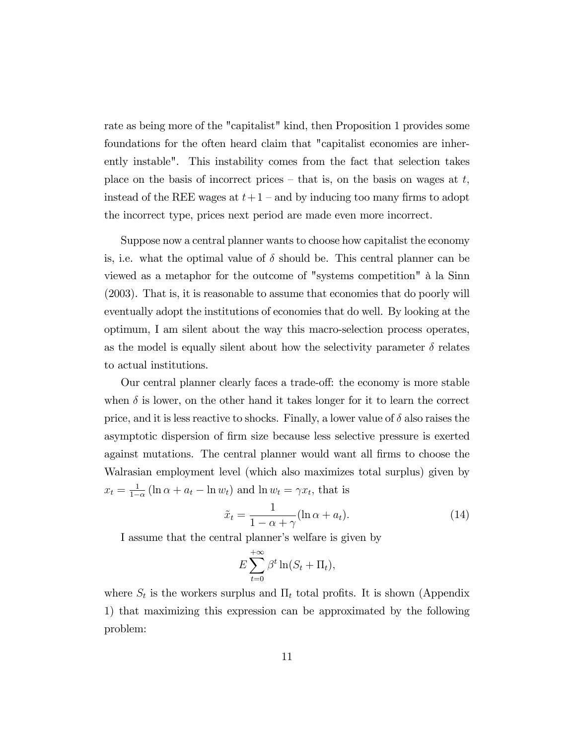rate as being more of the "capitalist" kind, then Proposition 1 provides some foundations for the often heard claim that "capitalist economies are inherently instable". This instability comes from the fact that selection takes place on the basis of incorrect prices – that is, on the basis on wages at $t$, instead of the REE wages at $t+1$ – and by inducing too many firms to adopt the incorrect type, prices next period are made even more incorrect.

Suppose now a central planner wants to choose how capitalist the economy is, i.e. what the optimal value of $\delta$ should be. This central planner can be viewed as a metaphor for the outcome of "systems competition" à la Sinn (2003). That is, it is reasonable to assume that economies that do poorly will eventually adopt the institutions of economies that do well. By looking at the optimum, I am silent about the way this macro-selection process operates, as the model is equally silent about how the selectivity parameter $\delta$ relates to actual institutions.

Our central planner clearly faces a trade-off: the economy is more stable when $\delta$ is lower, on the other hand it takes longer for it to learn the correct price, and it is less reactive to shocks. Finally, a lower value of $\delta$ also raises the asymptotic dispersion of firm size because less selective pressure is exerted against mutations. The central planner would want all firms to choose the Walrasian employment level (which also maximizes total surplus) given by $x_t = \frac{1}{1-\alpha}(\ln \alpha + a_t - \ln w_t)$ and $\ln w_t = \gamma x_t$, that is

$$\tilde{x}_t = \frac{1}{1-\alpha+\gamma}(\ln \alpha + a_t). \tag{14}$$

I assume that the central planner's welfare is given by

$$E \sum_{t=0}^{+\infty} \beta^t \ln(S_t + \Pi_t),$$

where $S_t$ is the workers surplus and $\Pi_t$ total profits. It is shown (Appendix 1) that maximizing this expression can be approximated by the following problem: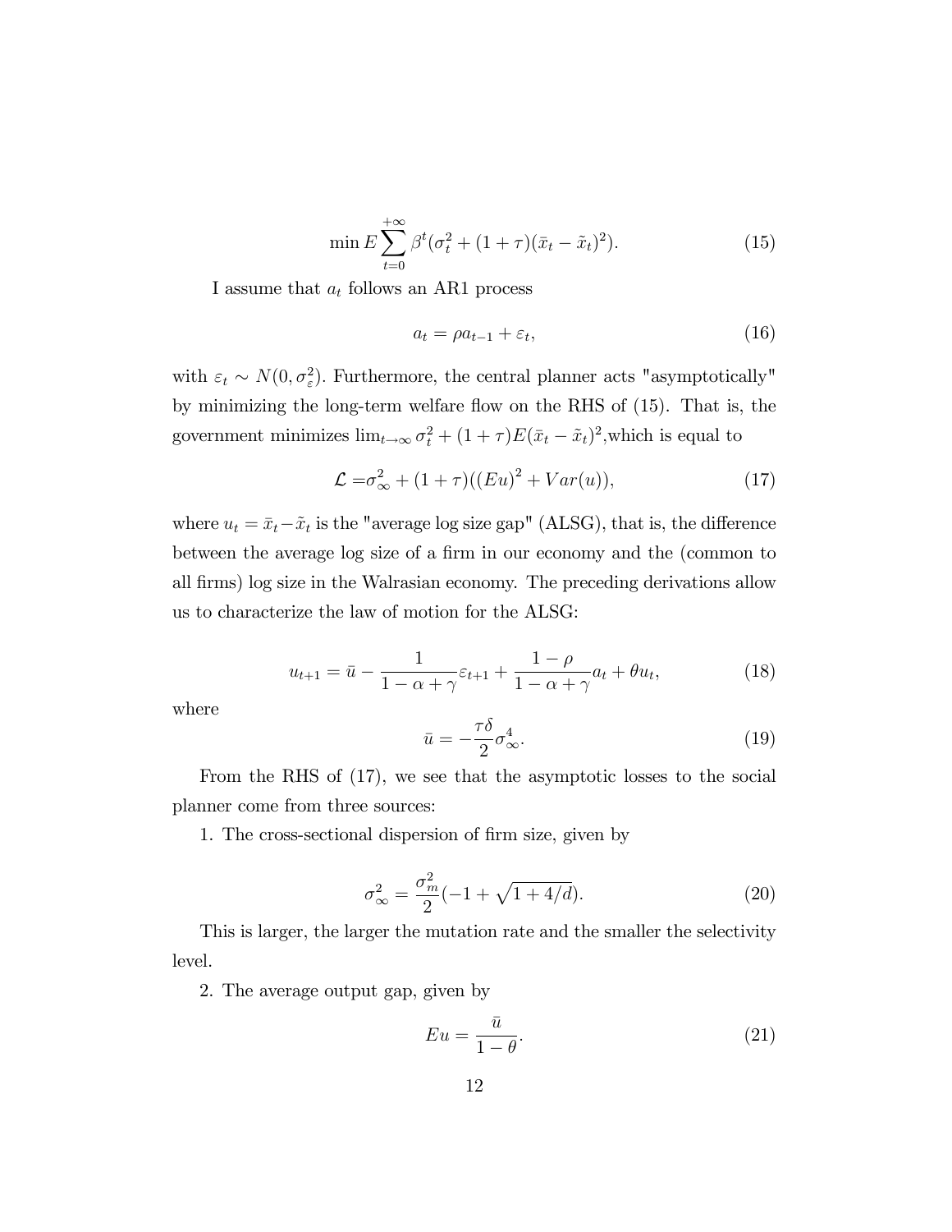$$\min E \sum_{t=0}^{+\infty} \beta^t (\sigma_t^2 + (1+\tau)(\bar{x}_t - \tilde{x}_t)^2). \tag{15}$$

I assume that $a_t$ follows an AR1 process

$$a_t = \rho a_{t-1} + \varepsilon_t, \tag{16}$$

with $\varepsilon_t \sim N(0, \sigma_\varepsilon^2)$. Furthermore, the central planner acts "asymptotically" by minimizing the long-term welfare flow on the RHS of (15). That is, the government minimizes $\lim_{t\to\infty} \sigma_t^2 + (1+\tau)E(\bar{x}_t - \tilde{x}_t)^2$,which is equal to

$$\mathcal{L} = \sigma_\infty^2 + (1+\tau)((Eu)^2 + Var(u)), \tag{17}$$

where $u_t = \bar{x}_t - \tilde{x}_t$ is the "average log size gap" (ALSG), that is, the difference between the average log size of a firm in our economy and the (common to all firms) log size in the Walrasian economy. The preceding derivations allow us to characterize the law of motion for the ALSG:

$$u_{t+1} = \bar{u} - \frac{1}{1-\alpha+\gamma}\varepsilon_{t+1} + \frac{1-\rho}{1-\alpha+\gamma}a_t + \theta u_t, \tag{18}$$

where

$$\bar{u} = -\frac{\tau\delta}{2}\sigma_\infty^4. \tag{19}$$

From the RHS of (17), we see that the asymptotic losses to the social planner come from three sources:

1. The cross-sectional dispersion of firm size, given by

$$\sigma_\infty^2 = \frac{\sigma_m^2}{2}(-1 + \sqrt{1+4/d}). \tag{20}$$

This is larger, the larger the mutation rate and the smaller the selectivity level.

2. The average output gap, given by

$$Eu = \frac{\bar{u}}{1-\theta}. \tag{21}$$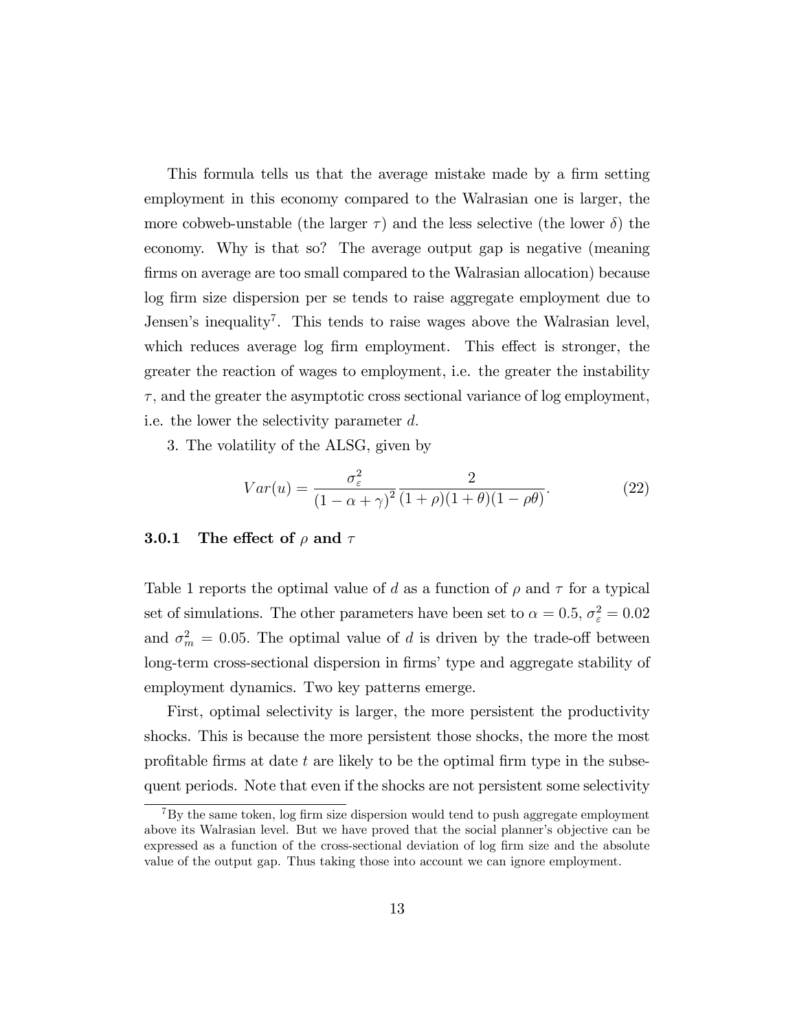This formula tells us that the average mistake made by a firm setting employment in this economy compared to the Walrasian one is larger, the more cobweb-unstable (the larger $\tau$) and the less selective (the lower $\delta$) the economy. Why is that so? The average output gap is negative (meaning firms on average are too small compared to the Walrasian allocation) because log firm size dispersion per se tends to raise aggregate employment due to Jensen's inequality[7]. This tends to raise wages above the Walrasian level, which reduces average log firm employment. This effect is stronger, the greater the reaction of wages to employment, i.e. the greater the instability $\tau$, and the greater the asymptotic cross sectional variance of log employment, i.e. the lower the selectivity parameter $d$.

3. The volatility of the ALSG, given by

$$Var(u) = \frac{\sigma_\varepsilon^2}{(1-\alpha+\gamma)^2} \frac{2}{(1+\rho)(1+\theta)(1-\rho\theta)}. \tag{22}$$

### 3.0.1 The effect of $\rho$ and $\tau$

Table 1 reports the optimal value of $d$ as a function of $\rho$ and $\tau$ for a typical set of simulations. The other parameters have been set to $\alpha = 0.5$, $\sigma_\varepsilon^2 = 0.02$ and $\sigma_m^2 = 0.05$. The optimal value of $d$ is driven by the trade-off between long-term cross-sectional dispersion in firms' type and aggregate stability of employment dynamics. Two key patterns emerge.

First, optimal selectivity is larger, the more persistent the productivity shocks. This is because the more persistent those shocks, the more the most profitable firms at date $t$ are likely to be the optimal firm type in the subsequent periods. Note that even if the shocks are not persistent some selectivity

[7] By the same token, log firm size dispersion would tend to push aggregate employment above its Walrasian level. But we have proved that the social planner's objective can be expressed as a function of the cross-sectional deviation of log firm size and the absolute value of the output gap. Thus taking those into account we can ignore employment.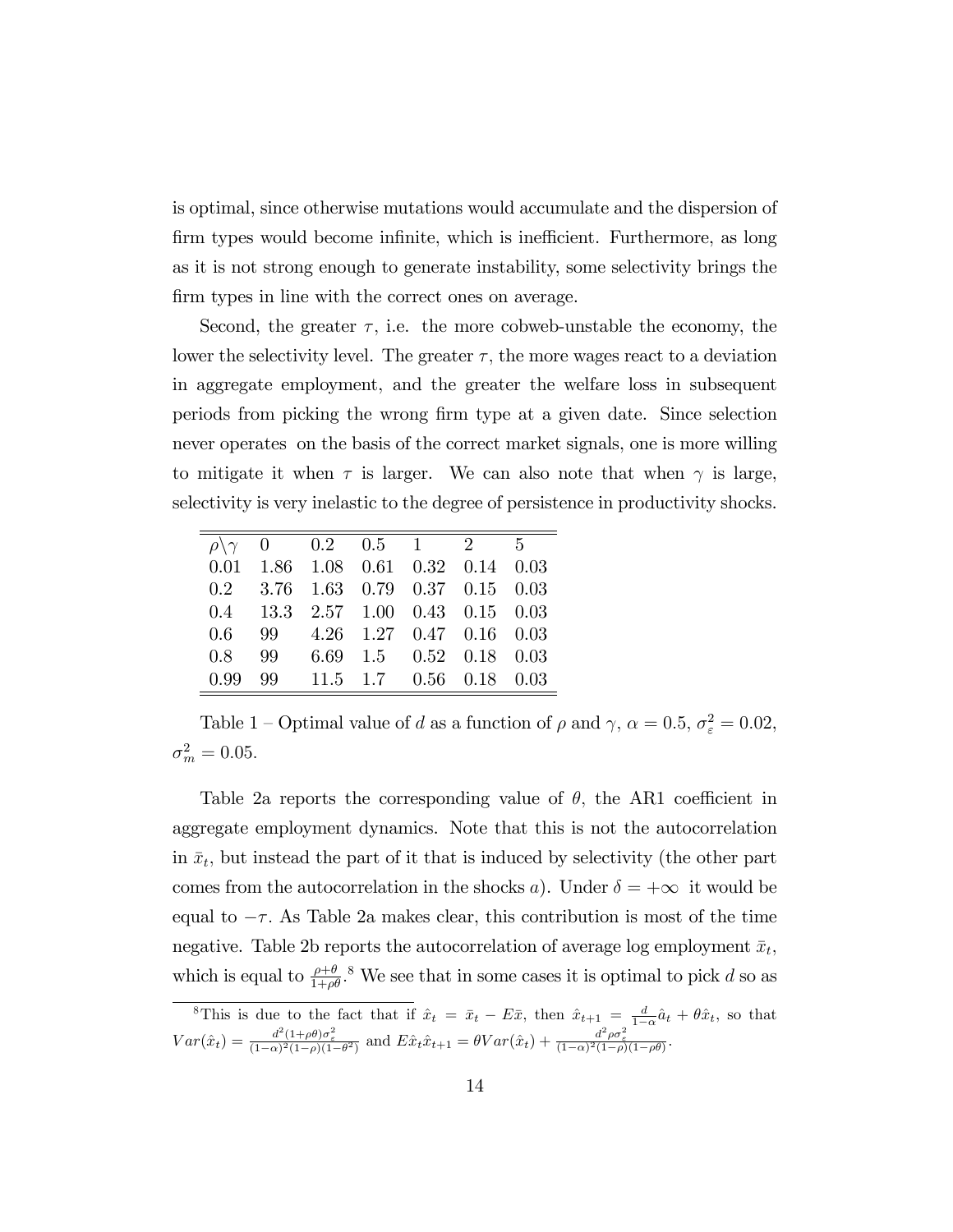is optimal, since otherwise mutations would accumulate and the dispersion of firm types would become infinite, which is inefficient. Furthermore, as long as it is not strong enough to generate instability, some selectivity brings the firm types in line with the correct ones on average.

Second, the greater $\tau$, i.e. the more cobweb-unstable the economy, the lower the selectivity level. The greater $\tau$, the more wages react to a deviation in aggregate employment, and the greater the welfare loss in subsequent periods from picking the wrong firm type at a given date. Since selection never operates on the basis of the correct market signals, one is more willing to mitigate it when $\tau$ is larger. We can also note that when $\gamma$ is large, selectivity is very inelastic to the degree of persistence in productivity shocks.

| $\rho\backslash\gamma$ | 0 | 0.2 | 0.5 | 1 | 2 | 5 |
|---|---|---|---|---|---|---|
| 0.01 | 1.86 | 1.08 | 0.61 | 0.32 | 0.14 | 0.03 |
| 0.2 | 3.76 | 1.63 | 0.79 | 0.37 | 0.15 | 0.03 |
| 0.4 | 13.3 | 2.57 | 1.00 | 0.43 | 0.15 | 0.03 |
| 0.6 | 99 | 4.26 | 1.27 | 0.47 | 0.16 | 0.03 |
| 0.8 | 99 | 6.69 | 1.5 | 0.52 | 0.18 | 0.03 |
| 0.99 | 99 | 11.5 | 1.7 | 0.56 | 0.18 | 0.03 |

Table 1 – Optimal value of $d$ as a function of $\rho$ and $\gamma$, $\alpha = 0.5$, $\sigma_\varepsilon^2 = 0.02$, $\sigma_m^2 = 0.05$.

Table 2a reports the corresponding value of $\theta$, the AR1 coefficient in aggregate employment dynamics. Note that this is not the autocorrelation in $\bar{x}_t$, but instead the part of it that is induced by selectivity (the other part comes from the autocorrelation in the shocks $a$). Under $\delta = +\infty$ it would be equal to $-\tau$. As Table 2a makes clear, this contribution is most of the time negative. Table 2b reports the autocorrelation of average log employment $\bar{x}_t$, which is equal to $\frac{\rho+\theta}{1+\rho\theta}$.[8] We see that in some cases it is optimal to pick $d$ so as

[8]This is due to the fact that if $\hat{x}_t = \bar{x}_t - E\bar{x}$, then $\hat{x}_{t+1} = \frac{d}{1-\alpha}\hat{a}_t + \theta\hat{x}_t$, so that $Var(\hat{x}_t) = \frac{d^2(1+\rho\theta)\sigma_\varepsilon^2}{(1-\alpha)^2(1-\rho)(1-\theta^2)}$ and $E\hat{x}_t\hat{x}_{t+1} = \theta Var(\hat{x}_t) + \frac{d^2\rho\sigma_\varepsilon^2}{(1-\alpha)^2(1-\rho)(1-\rho\theta)}$.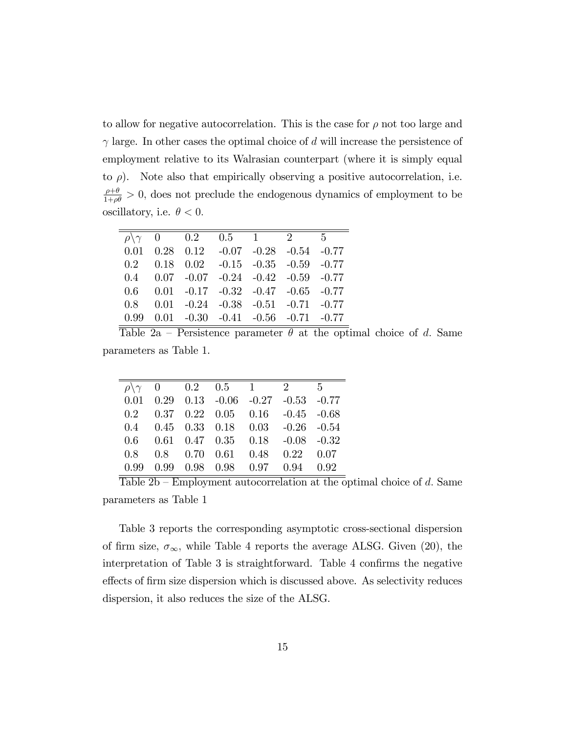to allow for negative autocorrelation. This is the case for $\rho$ not too large and $\gamma$ large. In other cases the optimal choice of $d$ will increase the persistence of employment relative to its Walrasian counterpart (where it is simply equal to $\rho$). Note also that empirically observing a positive autocorrelation, i.e. $\frac{\rho+\theta}{1+\rho\theta} > 0$, does not preclude the endogenous dynamics of employment to be oscillatory, i.e. $\theta < 0$.

| $\rho \backslash \gamma$ | 0 | 0.2 | 0.5 | 1 | 2 | 5 |
|---|---|---|---|---|---|---|
| 0.01 | 0.28 | 0.12 | -0.07 | -0.28 | -0.54 | -0.77 |
| 0.2 | 0.18 | 0.02 | -0.15 | -0.35 | -0.59 | -0.77 |
| 0.4 | 0.07 | -0.07 | -0.24 | -0.42 | -0.59 | -0.77 |
| 0.6 | 0.01 | -0.17 | -0.32 | -0.47 | -0.65 | -0.77 |
| 0.8 | 0.01 | -0.24 | -0.38 | -0.51 | -0.71 | -0.77 |
| 0.99 | 0.01 | -0.30 | -0.41 | -0.56 | -0.71 | -0.77 |

Table 2a – Persistence parameter $\theta$ at the optimal choice of $d$. Same parameters as Table 1.

| $\rho \backslash \gamma$ | 0 | 0.2 | 0.5 | 1 | 2 | 5 |
|---|---|---|---|---|---|---|
| 0.01 | 0.29 | 0.13 | -0.06 | -0.27 | -0.53 | -0.77 |
| 0.2 | 0.37 | 0.22 | 0.05 | 0.16 | -0.45 | -0.68 |
| 0.4 | 0.45 | 0.33 | 0.18 | 0.03 | -0.26 | -0.54 |
| 0.6 | 0.61 | 0.47 | 0.35 | 0.18 | -0.08 | -0.32 |
| 0.8 | 0.8 | 0.70 | 0.61 | 0.48 | 0.22 | 0.07 |
| 0.99 | 0.99 | 0.98 | 0.98 | 0.97 | 0.94 | 0.92 |

Table 2b – Employment autocorrelation at the optimal choice of $d$. Same parameters as Table 1

Table 3 reports the corresponding asymptotic cross-sectional dispersion of firm size, $\sigma_\infty$, while Table 4 reports the average ALSG. Given (20), the interpretation of Table 3 is straightforward. Table 4 confirms the negative effects of firm size dispersion which is discussed above. As selectivity reduces dispersion, it also reduces the size of the ALSG.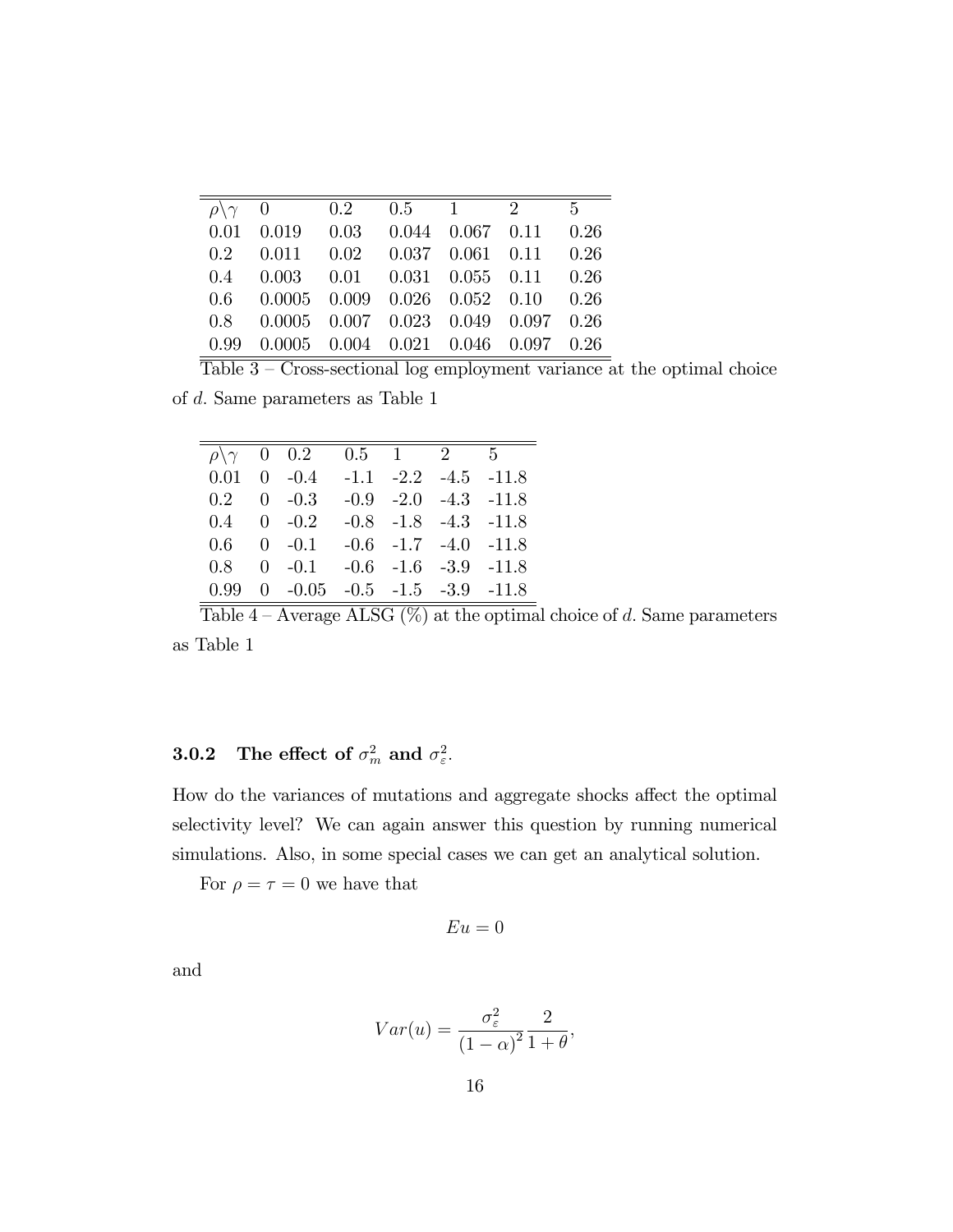| $\rho \backslash \gamma$ | 0 | 0.2 | 0.5 | 1 | 2 | 5 |
|---|---|---|---|---|---|---|
| 0.01 | 0.019 | 0.03 | 0.044 | 0.067 | 0.11 | 0.26 |
| 0.2 | 0.011 | 0.02 | 0.037 | 0.061 | 0.11 | 0.26 |
| 0.4 | 0.003 | 0.01 | 0.031 | 0.055 | 0.11 | 0.26 |
| 0.6 | 0.0005 | 0.009 | 0.026 | 0.052 | 0.10 | 0.26 |
| 0.8 | 0.0005 | 0.007 | 0.023 | 0.049 | 0.097 | 0.26 |
| 0.99 | 0.0005 | 0.004 | 0.021 | 0.046 | 0.097 | 0.26 |

Table 3 – Cross-sectional log employment variance at the optimal choice of $d$. Same parameters as Table 1

| $\rho \backslash \gamma$ | 0 | 0.2 | 0.5 | 1 | 2 | 5 |
|---|---|---|---|---|---|---|
| 0.01 | 0 | -0.4 | -1.1 | -2.2 | -4.5 | -11.8 |
| 0.2 | 0 | -0.3 | -0.9 | -2.0 | -4.3 | -11.8 |
| 0.4 | 0 | -0.2 | -0.8 | -1.8 | -4.3 | -11.8 |
| 0.6 | 0 | -0.1 | -0.6 | -1.7 | -4.0 | -11.8 |
| 0.8 | 0 | -0.1 | -0.6 | -1.6 | -3.9 | -11.8 |
| 0.99 | 0 | -0.05 | -0.5 | -1.5 | -3.9 | -11.8 |

Table 4 – Average ALSG (%) at the optimal choice of $d$. Same parameters as Table 1

### 3.0.2 The effect of $\sigma_m^2$ and $\sigma_\varepsilon^2$.

How do the variances of mutations and aggregate shocks affect the optimal selectivity level? We can again answer this question by running numerical simulations. Also, in some special cases we can get an analytical solution.

For $\rho = \tau = 0$ we have that

$$Eu = 0$$

and

$$Var(u) = \frac{\sigma_\varepsilon^2}{(1-\alpha)^2} \frac{2}{1+\theta},$$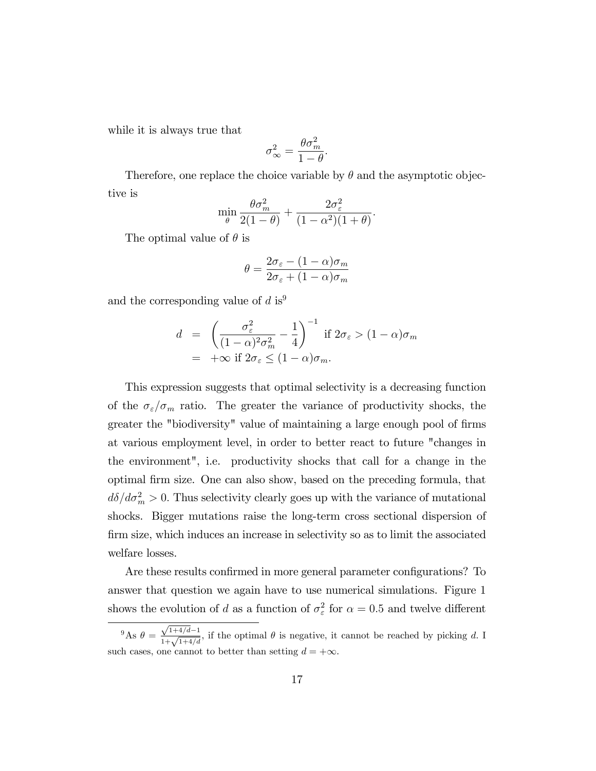while it is always true that

$$\sigma_\infty^2 = \frac{\theta \sigma_m^2}{1-\theta}.$$

Therefore, one replace the choice variable by $\theta$ and the asymptotic objective is

$$\min_\theta \frac{\theta \sigma_m^2}{2(1-\theta)} + \frac{2\sigma_\varepsilon^2}{(1-\alpha^2)(1+\theta)}.$$

The optimal value of $\theta$ is

$$\theta = \frac{2\sigma_\varepsilon - (1-\alpha)\sigma_m}{2\sigma_\varepsilon + (1-\alpha)\sigma_m}$$

and the corresponding value of $d$ is[9]

$$\begin{aligned} d &= \left( \frac{\sigma_\varepsilon^2}{(1-\alpha)^2 \sigma_m^2} - \frac{1}{4} \right)^{-1} \text{ if } 2\sigma_\varepsilon > (1-\alpha)\sigma_m \\ &= +\infty \text{ if } 2\sigma_\varepsilon \leq (1-\alpha)\sigma_m. \end{aligned}$$

This expression suggests that optimal selectivity is a decreasing function of the $\sigma_\varepsilon/\sigma_m$ ratio. The greater the variance of productivity shocks, the greater the "biodiversity" value of maintaining a large enough pool of firms at various employment level, in order to better react to future "changes in the environment", i.e. productivity shocks that call for a change in the optimal firm size. One can also show, based on the preceding formula, that $d\delta/d\sigma_m^2 > 0$. Thus selectivity clearly goes up with the variance of mutational shocks. Bigger mutations raise the long-term cross sectional dispersion of firm size, which induces an increase in selectivity so as to limit the associated welfare losses.

Are these results confirmed in more general parameter configurations? To answer that question we again have to use numerical simulations. Figure 1 shows the evolution of $d$ as a function of $\sigma_\varepsilon^2$ for $\alpha = 0.5$ and twelve different

---

[9] As $\theta = \frac{\sqrt{1+4/d}-1}{1+\sqrt{1+4/d}}$, if the optimal $\theta$ is negative, it cannot be reached by picking $d$. I such cases, one cannot to better than setting $d = +\infty$.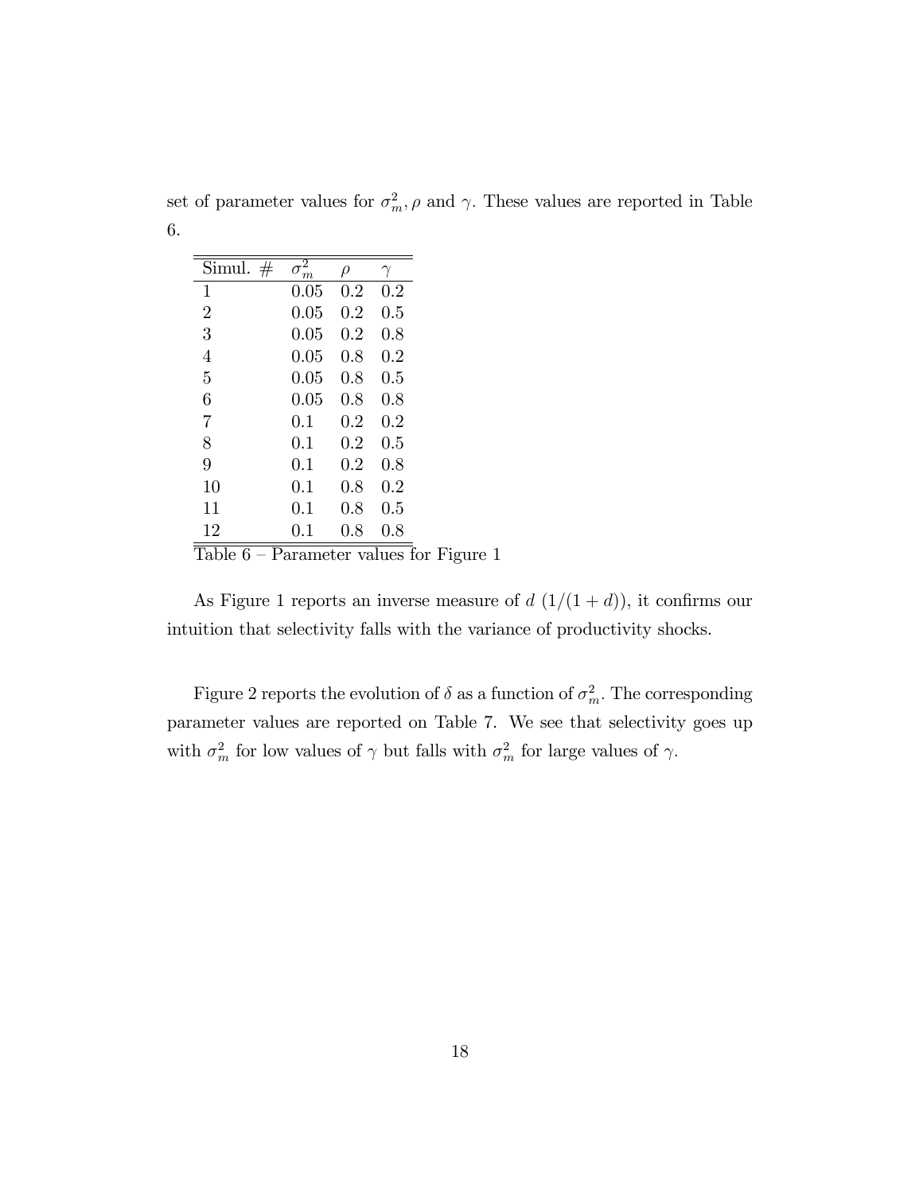set of parameter values for $\sigma_m^2, \rho$ and $\gamma$. These values are reported in Table 6.

| Simul. # | $\sigma_m^2$ | $\rho$ | $\gamma$ |
|---|---|---|---|
| 1 | 0.05 | 0.2 | 0.2 |
| 2 | 0.05 | 0.2 | 0.5 |
| 3 | 0.05 | 0.2 | 0.8 |
| 4 | 0.05 | 0.8 | 0.2 |
| 5 | 0.05 | 0.8 | 0.5 |
| 6 | 0.05 | 0.8 | 0.8 |
| 7 | 0.1 | 0.2 | 0.2 |
| 8 | 0.1 | 0.2 | 0.5 |
| 9 | 0.1 | 0.2 | 0.8 |
| 10 | 0.1 | 0.8 | 0.2 |
| 11 | 0.1 | 0.8 | 0.5 |
| 12 | 0.1 | 0.8 | 0.8 |

Table 6 – Parameter values for Figure 1

As Figure 1 reports an inverse measure of $d$ $(1/(1+d))$, it confirms our intuition that selectivity falls with the variance of productivity shocks.

Figure 2 reports the evolution of $\delta$ as a function of $\sigma_m^2$. The corresponding parameter values are reported on Table 7. We see that selectivity goes up with $\sigma_m^2$ for low values of $\gamma$ but falls with $\sigma_m^2$ for large values of $\gamma$.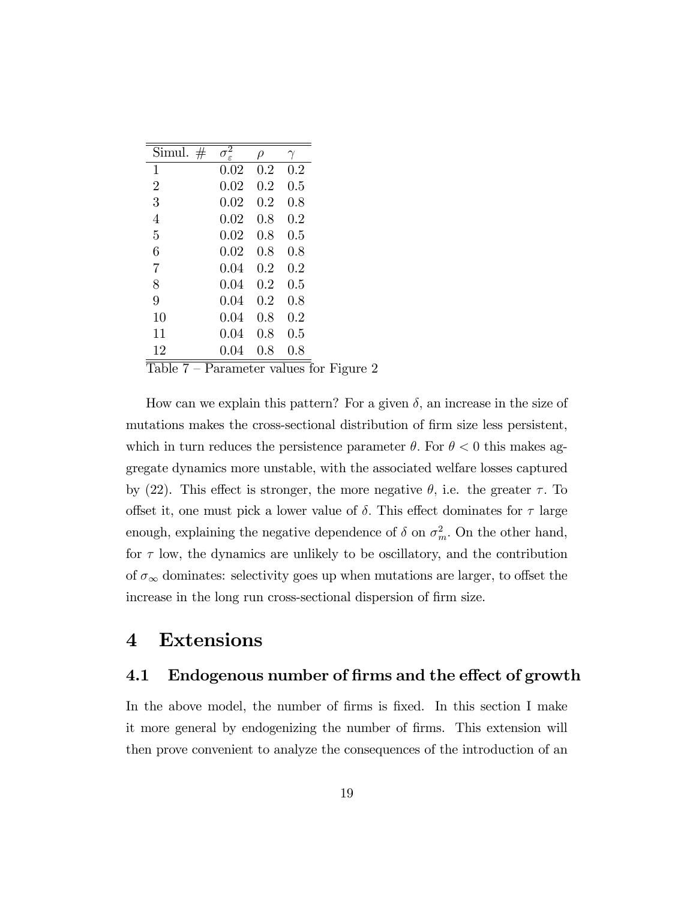| Simul. # | $\sigma_\varepsilon^2$ | $\rho$ | $\gamma$ |
|---|---|---|---|
| 1 | 0.02 | 0.2 | 0.2 |
| 2 | 0.02 | 0.2 | 0.5 |
| 3 | 0.02 | 0.2 | 0.8 |
| 4 | 0.02 | 0.8 | 0.2 |
| 5 | 0.02 | 0.8 | 0.5 |
| 6 | 0.02 | 0.8 | 0.8 |
| 7 | 0.04 | 0.2 | 0.2 |
| 8 | 0.04 | 0.2 | 0.5 |
| 9 | 0.04 | 0.2 | 0.8 |
| 10 | 0.04 | 0.8 | 0.2 |
| 11 | 0.04 | 0.8 | 0.5 |
| 12 | 0.04 | 0.8 | 0.8 |

Table 7 – Parameter values for Figure 2

How can we explain this pattern? For a given $\delta$, an increase in the size of mutations makes the cross-sectional distribution of firm size less persistent, which in turn reduces the persistence parameter $\theta$. For $\theta < 0$ this makes aggregate dynamics more unstable, with the associated welfare losses captured by (22). This effect is stronger, the more negative $\theta$, i.e. the greater $\tau$. To offset it, one must pick a lower value of $\delta$. This effect dominates for $\tau$ large enough, explaining the negative dependence of $\delta$ on $\sigma_m^2$. On the other hand, for $\tau$ low, the dynamics are unlikely to be oscillatory, and the contribution of $\sigma_\infty$ dominates: selectivity goes up when mutations are larger, to offset the increase in the long run cross-sectional dispersion of firm size.

# 4 Extensions

## 4.1 Endogenous number of firms and the effect of growth

In the above model, the number of firms is fixed. In this section I make it more general by endogenizing the number of firms. This extension will then prove convenient to analyze the consequences of the introduction of an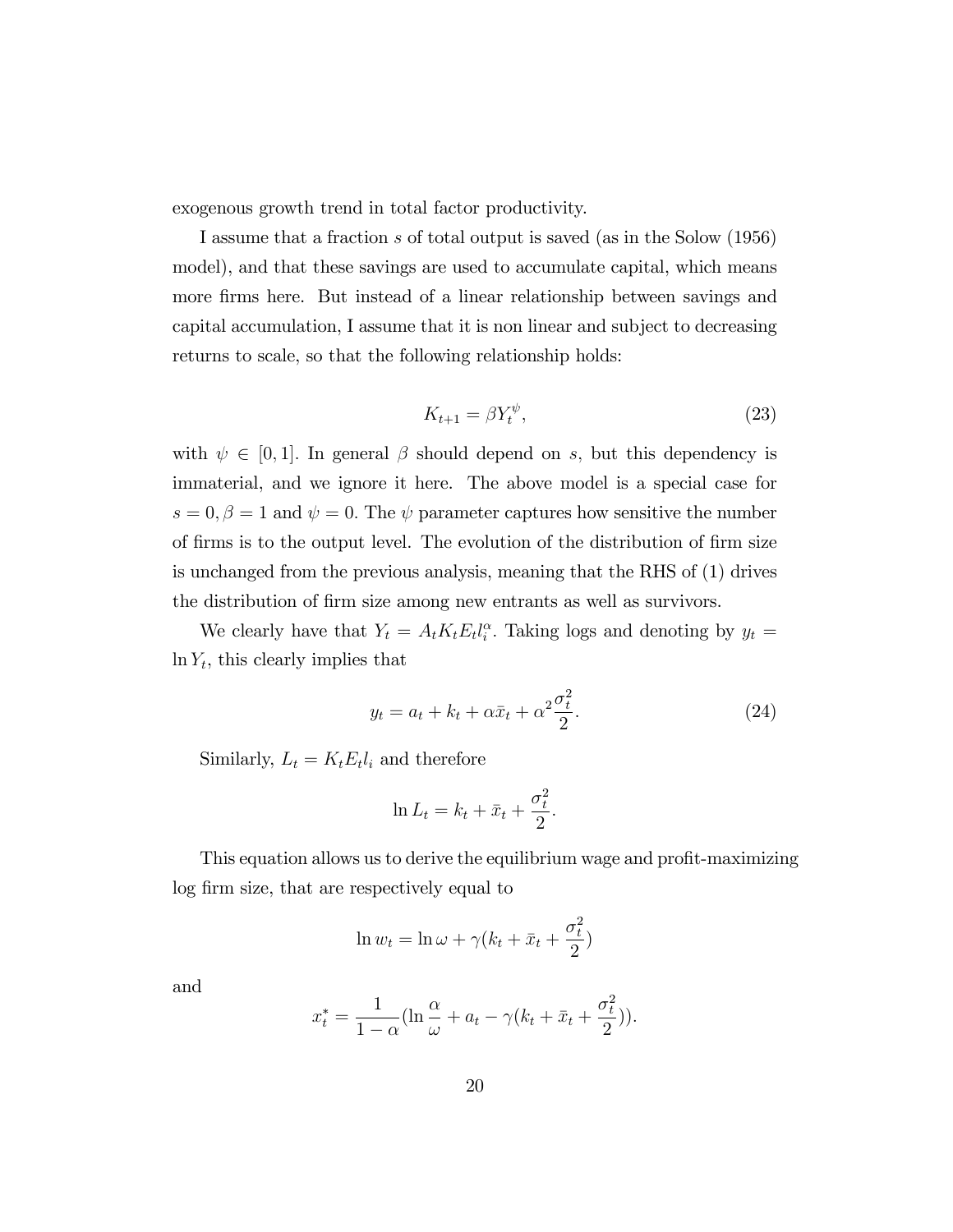exogenous growth trend in total factor productivity.

I assume that a fraction $s$ of total output is saved (as in the Solow (1956) model), and that these savings are used to accumulate capital, which means more firms here. But instead of a linear relationship between savings and capital accumulation, I assume that it is non linear and subject to decreasing returns to scale, so that the following relationship holds:

$$K_{t+1} = \beta Y_t^{\psi}, \tag{23}$$

with $\psi \in [0, 1]$. In general $\beta$ should depend on $s$, but this dependency is immaterial, and we ignore it here. The above model is a special case for $s = 0, \beta = 1$ and $\psi = 0$. The $\psi$ parameter captures how sensitive the number of firms is to the output level. The evolution of the distribution of firm size is unchanged from the previous analysis, meaning that the RHS of (1) drives the distribution of firm size among new entrants as well as survivors.

We clearly have that $Y_t = A_t K_t E_t l_i^{\alpha}$. Taking logs and denoting by $y_t = \ln Y_t$, this clearly implies that

$$y_t = a_t + k_t + \alpha \bar{x}_t + \alpha^2 \frac{\sigma_t^2}{2}. \tag{24}$$

Similarly, $L_t = K_t E_t l_i$ and therefore

$$\ln L_t = k_t + \bar{x}_t + \frac{\sigma_t^2}{2}.$$

This equation allows us to derive the equilibrium wage and profit-maximizing log firm size, that are respectively equal to

$$\ln w_t = \ln \omega + \gamma (k_t + \bar{x}_t + \frac{\sigma_t^2}{2})$$

and

$$x_t^* = \frac{1}{1-\alpha} (\ln \frac{\alpha}{\omega} + a_t - \gamma (k_t + \bar{x}_t + \frac{\sigma_t^2}{2})).$$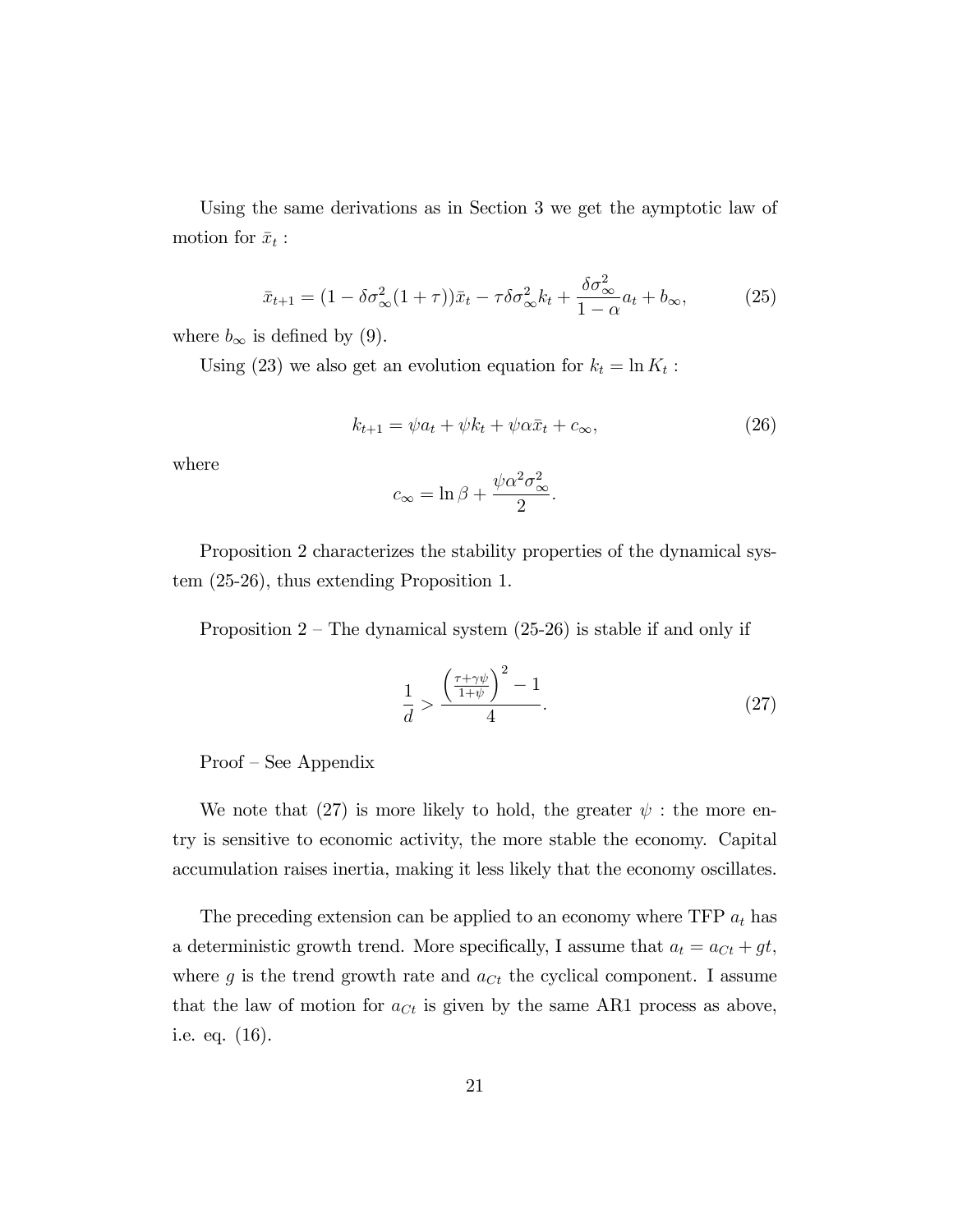Using the same derivations as in Section 3 we get the aymptotic law of motion for $\bar{x}_t$ :

$$\bar{x}_{t+1} = (1 - \delta\sigma_\infty^2(1+\tau))\bar{x}_t - \tau\delta\sigma_\infty^2 k_t + \frac{\delta\sigma_\infty^2}{1-\alpha}a_t + b_\infty, \tag{25}$$

where $b_\infty$ is defined by (9).

Using (23) we also get an evolution equation for $k_t = \ln K_t$ :

$$k_{t+1} = \psi a_t + \psi k_t + \psi\alpha\bar{x}_t + c_\infty, \tag{26}$$

where

$$c_\infty = \ln\beta + \frac{\psi\alpha^2\sigma_\infty^2}{2}.$$

Proposition 2 characterizes the stability properties of the dynamical system (25-26), thus extending Proposition 1.

Proposition 2 – The dynamical system (25-26) is stable if and only if

$$\frac{1}{d} > \frac{\left(\frac{\tau+\gamma\psi}{1+\psi}\right)^2 - 1}{4}. \tag{27}$$

Proof – See Appendix

We note that (27) is more likely to hold, the greater $\psi$ : the more entry is sensitive to economic activity, the more stable the economy. Capital accumulation raises inertia, making it less likely that the economy oscillates.

The preceding extension can be applied to an economy where TFP $a_t$ has a deterministic growth trend. More specifically, I assume that $a_t = a_{Ct} + gt$, where $g$ is the trend growth rate and $a_{Ct}$ the cyclical component. I assume that the law of motion for $a_{Ct}$ is given by the same AR1 process as above, i.e. eq. (16).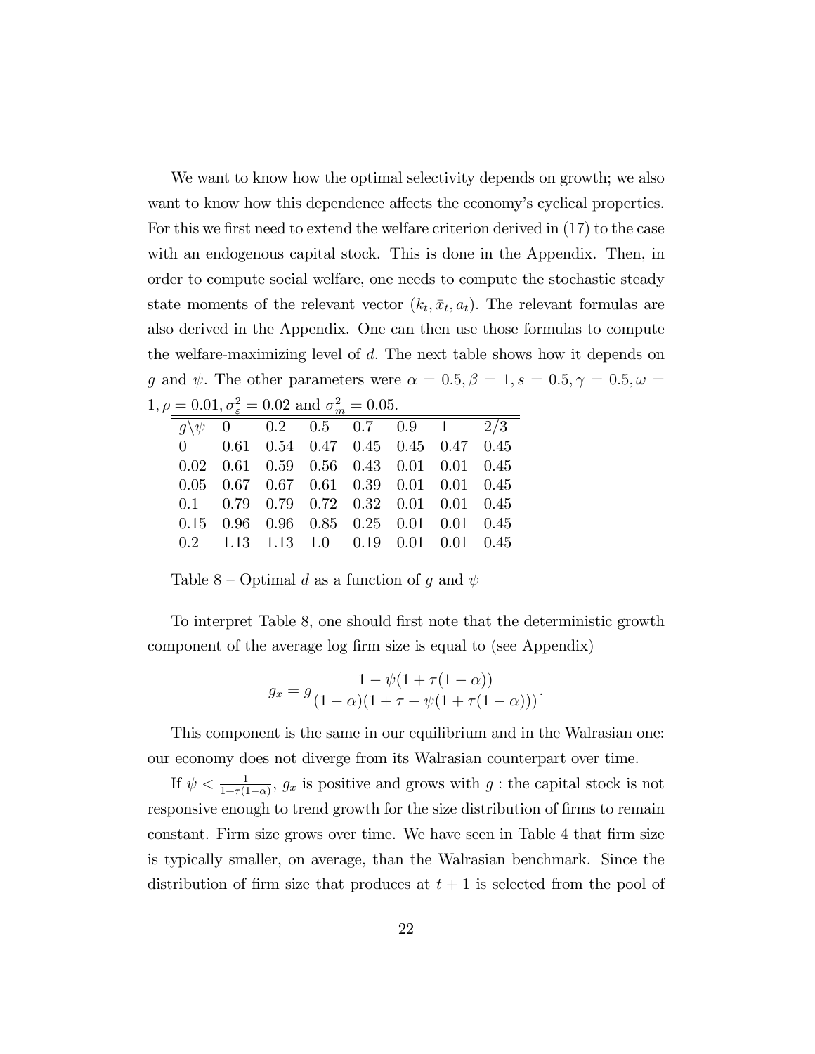We want to know how the optimal selectivity depends on growth; we also want to know how this dependence affects the economy's cyclical properties. For this we first need to extend the welfare criterion derived in (17) to the case with an endogenous capital stock. This is done in the Appendix. Then, in order to compute social welfare, one needs to compute the stochastic steady state moments of the relevant vector $(k_t, \bar{x}_t, a_t)$. The relevant formulas are also derived in the Appendix. One can then use those formulas to compute the welfare-maximizing level of $d$. The next table shows how it depends on $g$ and $\psi$. The other parameters were $\alpha = 0.5, \beta = 1, s = 0.5, \gamma = 0.5, \omega = 1, \rho = 0.01, \sigma_\varepsilon^2 = 0.02$ and $\sigma_m^2 = 0.05$.

| $g \backslash \psi$ | 0 | 0.2 | 0.5 | 0.7 | 0.9 | 1 | 2/3 |
|---|---|---|---|---|---|---|---|
| 0 | 0.61 | 0.54 | 0.47 | 0.45 | 0.45 | 0.47 | 0.45 |
| 0.02 | 0.61 | 0.59 | 0.56 | 0.43 | 0.01 | 0.01 | 0.45 |
| 0.05 | 0.67 | 0.67 | 0.61 | 0.39 | 0.01 | 0.01 | 0.45 |
| 0.1 | 0.79 | 0.79 | 0.72 | 0.32 | 0.01 | 0.01 | 0.45 |
| 0.15 | 0.96 | 0.96 | 0.85 | 0.25 | 0.01 | 0.01 | 0.45 |
| 0.2 | 1.13 | 1.13 | 1.0 | 0.19 | 0.01 | 0.01 | 0.45 |

Table 8 – Optimal $d$ as a function of $g$ and $\psi$

To interpret Table 8, one should first note that the deterministic growth component of the average log firm size is equal to (see Appendix)

$$g_x = g \frac{1 - \psi(1 + \tau(1 - \alpha))}{(1 - \alpha)(1 + \tau - \psi(1 + \tau(1 - \alpha)))}.$$

This component is the same in our equilibrium and in the Walrasian one: our economy does not diverge from its Walrasian counterpart over time.

If $\psi < \frac{1}{1+\tau(1-\alpha)}$, $g_x$ is positive and grows with $g$ : the capital stock is not responsive enough to trend growth for the size distribution of firms to remain constant. Firm size grows over time. We have seen in Table 4 that firm size is typically smaller, on average, than the Walrasian benchmark. Since the distribution of firm size that produces at $t + 1$ is selected from the pool of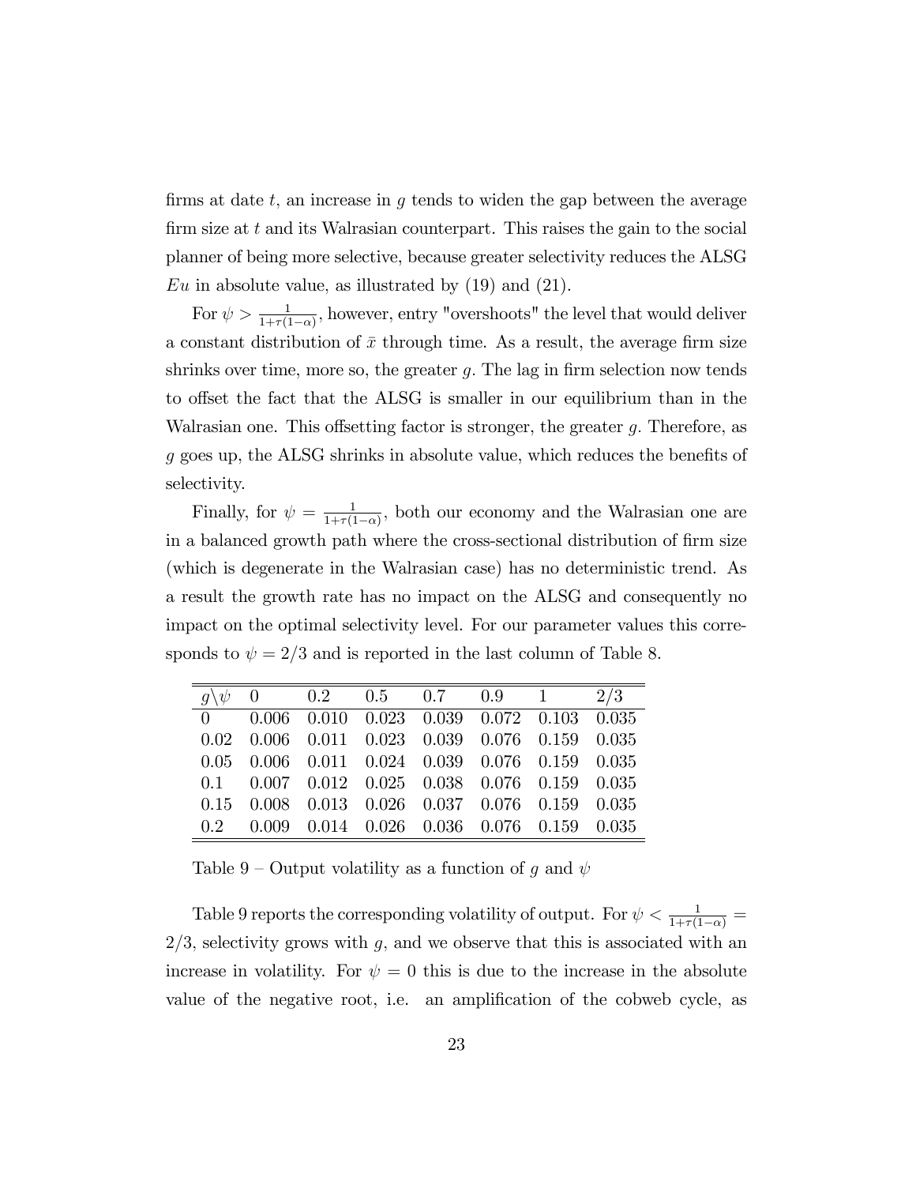firms at date $t$, an increase in $g$ tends to widen the gap between the average firm size at $t$ and its Walrasian counterpart. This raises the gain to the social planner of being more selective, because greater selectivity reduces the ALSG $Eu$ in absolute value, as illustrated by (19) and (21).

For $\psi > \frac{1}{1+\tau(1-\alpha)}$, however, entry "overshoots" the level that would deliver a constant distribution of $\bar{x}$ through time. As a result, the average firm size shrinks over time, more so, the greater $g$. The lag in firm selection now tends to offset the fact that the ALSG is smaller in our equilibrium than in the Walrasian one. This offsetting factor is stronger, the greater $g$. Therefore, as $g$ goes up, the ALSG shrinks in absolute value, which reduces the benefits of selectivity.

Finally, for $\psi = \frac{1}{1+\tau(1-\alpha)}$, both our economy and the Walrasian one are in a balanced growth path where the cross-sectional distribution of firm size (which is degenerate in the Walrasian case) has no deterministic trend. As a result the growth rate has no impact on the ALSG and consequently no impact on the optimal selectivity level. For our parameter values this corresponds to $\psi = 2/3$ and is reported in the last column of Table 8.

| $g \backslash \psi$ | 0 | 0.2 | 0.5 | 0.7 | 0.9 | 1 | 2/3 |
|---|---|---|---|---|---|---|---|
| 0 | 0.006 | 0.010 | 0.023 | 0.039 | 0.072 | 0.103 | 0.035 |
| 0.02 | 0.006 | 0.011 | 0.023 | 0.039 | 0.076 | 0.159 | 0.035 |
| 0.05 | 0.006 | 0.011 | 0.024 | 0.039 | 0.076 | 0.159 | 0.035 |
| 0.1 | 0.007 | 0.012 | 0.025 | 0.038 | 0.076 | 0.159 | 0.035 |
| 0.15 | 0.008 | 0.013 | 0.026 | 0.037 | 0.076 | 0.159 | 0.035 |
| 0.2 | 0.009 | 0.014 | 0.026 | 0.036 | 0.076 | 0.159 | 0.035 |

Table 9 – Output volatility as a function of $g$ and $\psi$

Table 9 reports the corresponding volatility of output. For $\psi < \frac{1}{1+\tau(1-\alpha)} = 2/3$, selectivity grows with $g$, and we observe that this is associated with an increase in volatility. For $\psi = 0$ this is due to the increase in the absolute value of the negative root, i.e. an amplification of the cobweb cycle, as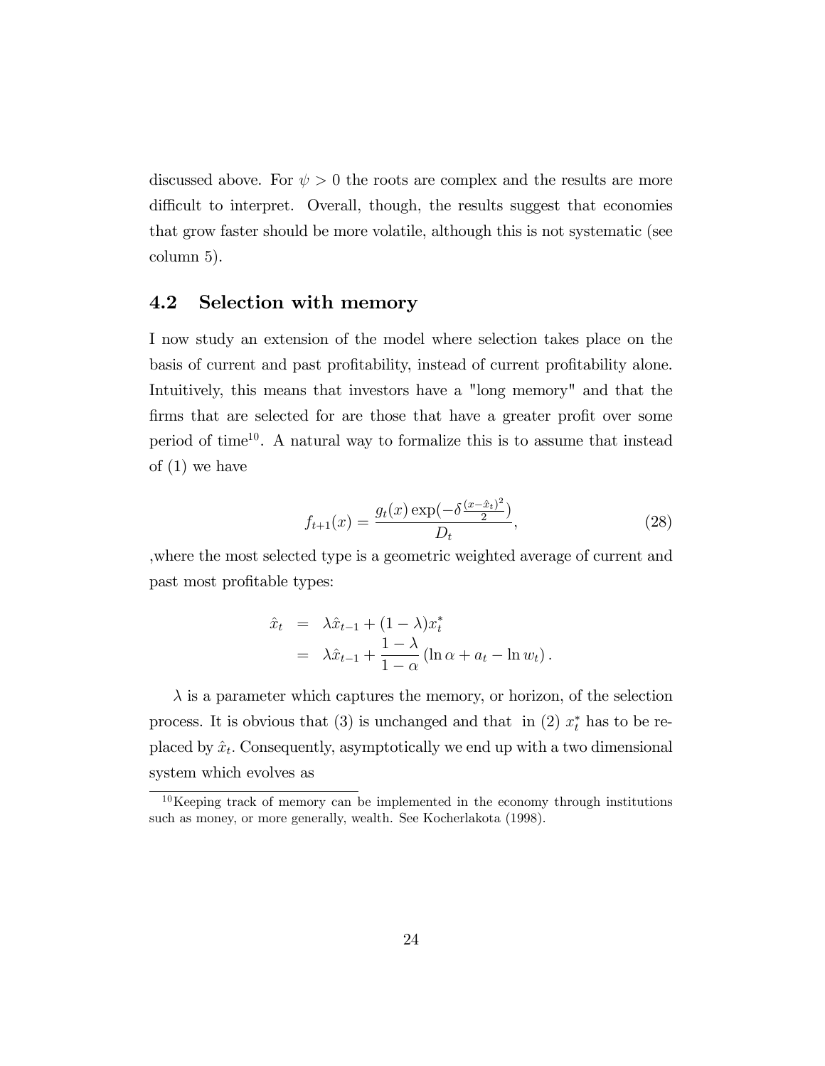discussed above. For $\psi > 0$ the roots are complex and the results are more difficult to interpret. Overall, though, the results suggest that economies that grow faster should be more volatile, although this is not systematic (see column 5).

## 4.2 Selection with memory

I now study an extension of the model where selection takes place on the basis of current and past profitability, instead of current profitability alone. Intuitively, this means that investors have a "long memory" and that the firms that are selected for are those that have a greater profit over some period of time[10]. A natural way to formalize this is to assume that instead of (1) we have

$$f_{t+1}(x) = \frac{g_t(x)\exp(-\delta\frac{(x-\hat{x}_t)^2}{2})}{D_t}, \tag{28}$$

,where the most selected type is a geometric weighted average of current and past most profitable types:

$$\begin{aligned}
\hat{x}_t &= \lambda\hat{x}_{t-1} + (1-\lambda)x_t^* \\
&= \lambda\hat{x}_{t-1} + \frac{1-\lambda}{1-\alpha}\left(\ln\alpha + a_t - \ln w_t\right).
\end{aligned}$$

$\lambda$ is a parameter which captures the memory, or horizon, of the selection process. It is obvious that (3) is unchanged and that in (2) $x_t^*$ has to be replaced by $\hat{x}_t$. Consequently, asymptotically we end up with a two dimensional system which evolves as

[10] Keeping track of memory can be implemented in the economy through institutions such as money, or more generally, wealth. See Kocherlakota (1998).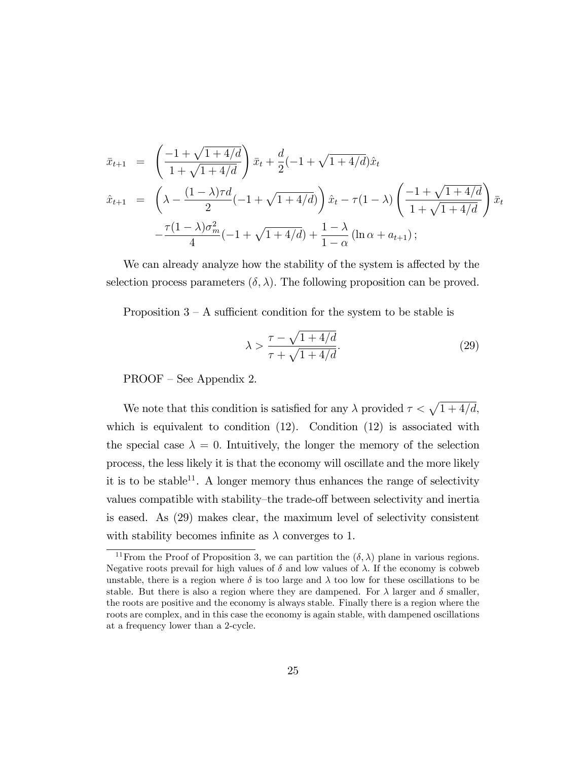$$
\begin{aligned}
\bar{x}_{t+1} &= \left(\frac{-1+\sqrt{1+4/d}}{1+\sqrt{1+4/d}}\right)\bar{x}_t + \frac{d}{2}(-1+\sqrt{1+4/d})\hat{x}_t \\
\hat{x}_{t+1} &= \left(\lambda - \frac{(1-\lambda)\tau d}{2}(-1+\sqrt{1+4/d})\right)\hat{x}_t - \tau(1-\lambda)\left(\frac{-1+\sqrt{1+4/d}}{1+\sqrt{1+4/d}}\right)\bar{x}_t \\
&\quad - \frac{\tau(1-\lambda)\sigma_m^2}{4}(-1+\sqrt{1+4/d}) + \frac{1-\lambda}{1-\alpha}(\ln\alpha + a_{t+1});
\end{aligned}
$$

We can already analyze how the stability of the system is affected by the selection process parameters $(\delta, \lambda)$. The following proposition can be proved.

Proposition 3 – A sufficient condition for the system to be stable is

$$
\lambda > \frac{\tau - \sqrt{1+4/d}}{\tau + \sqrt{1+4/d}}. \tag{29}
$$

PROOF – See Appendix 2.

We note that this condition is satisfied for any $\lambda$ provided $\tau < \sqrt{1+4/d}$, which is equivalent to condition (12). Condition (12) is associated with the special case $\lambda = 0$. Intuitively, the longer the memory of the selection process, the less likely it is that the economy will oscillate and the more likely it is to be stable[11]. A longer memory thus enhances the range of selectivity values compatible with stability–the trade-off between selectivity and inertia is eased. As (29) makes clear, the maximum level of selectivity consistent with stability becomes infinite as $\lambda$ converges to 1.

[11] From the Proof of Proposition 3, we can partition the $(\delta, \lambda)$ plane in various regions. Negative roots prevail for high values of $\delta$ and low values of $\lambda$. If the economy is cobweb unstable, there is a region where $\delta$ is too large and $\lambda$ too low for these oscillations to be stable. But there is also a region where they are dampened. For $\lambda$ larger and $\delta$ smaller, the roots are positive and the economy is always stable. Finally there is a region where the roots are complex, and in this case the economy is again stable, with dampened oscillations at a frequency lower than a 2-cycle.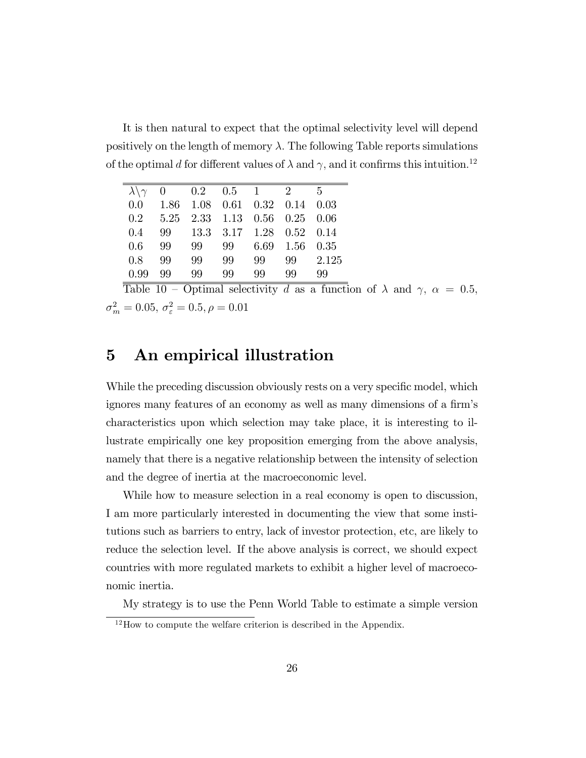It is then natural to expect that the optimal selectivity level will depend positively on the length of memory $\lambda$. The following Table reports simulations of the optimal $d$ for different values of $\lambda$ and $\gamma$, and it confirms this intuition.[12]

| $\lambda \backslash \gamma$ | 0 | 0.2 | 0.5 | 1 | 2 | 5 |
|---|---|---|---|---|---|---|
| 0.0 | 1.86 | 1.08 | 0.61 | 0.32 | 0.14 | 0.03 |
| 0.2 | 5.25 | 2.33 | 1.13 | 0.56 | 0.25 | 0.06 |
| 0.4 | 99 | 13.3 | 3.17 | 1.28 | 0.52 | 0.14 |
| 0.6 | 99 | 99 | 99 | 6.69 | 1.56 | 0.35 |
| 0.8 | 99 | 99 | 99 | 99 | 99 | 2.125 |
| 0.99 | 99 | 99 | 99 | 99 | 99 | 99 |

Table 10 – Optimal selectivity $d$ as a function of $\lambda$ and $\gamma$, $\alpha = 0.5$, $\sigma_m^2 = 0.05$, $\sigma_\varepsilon^2 = 0.5, \rho = 0.01$

# 5 An empirical illustration

While the preceding discussion obviously rests on a very specific model, which ignores many features of an economy as well as many dimensions of a firm's characteristics upon which selection may take place, it is interesting to illustrate empirically one key proposition emerging from the above analysis, namely that there is a negative relationship between the intensity of selection and the degree of inertia at the macroeconomic level.

While how to measure selection in a real economy is open to discussion, I am more particularly interested in documenting the view that some institutions such as barriers to entry, lack of investor protection, etc, are likely to reduce the selection level. If the above analysis is correct, we should expect countries with more regulated markets to exhibit a higher level of macroeconomic inertia.

My strategy is to use the Penn World Table to estimate a simple version

[12] How to compute the welfare criterion is described in the Appendix.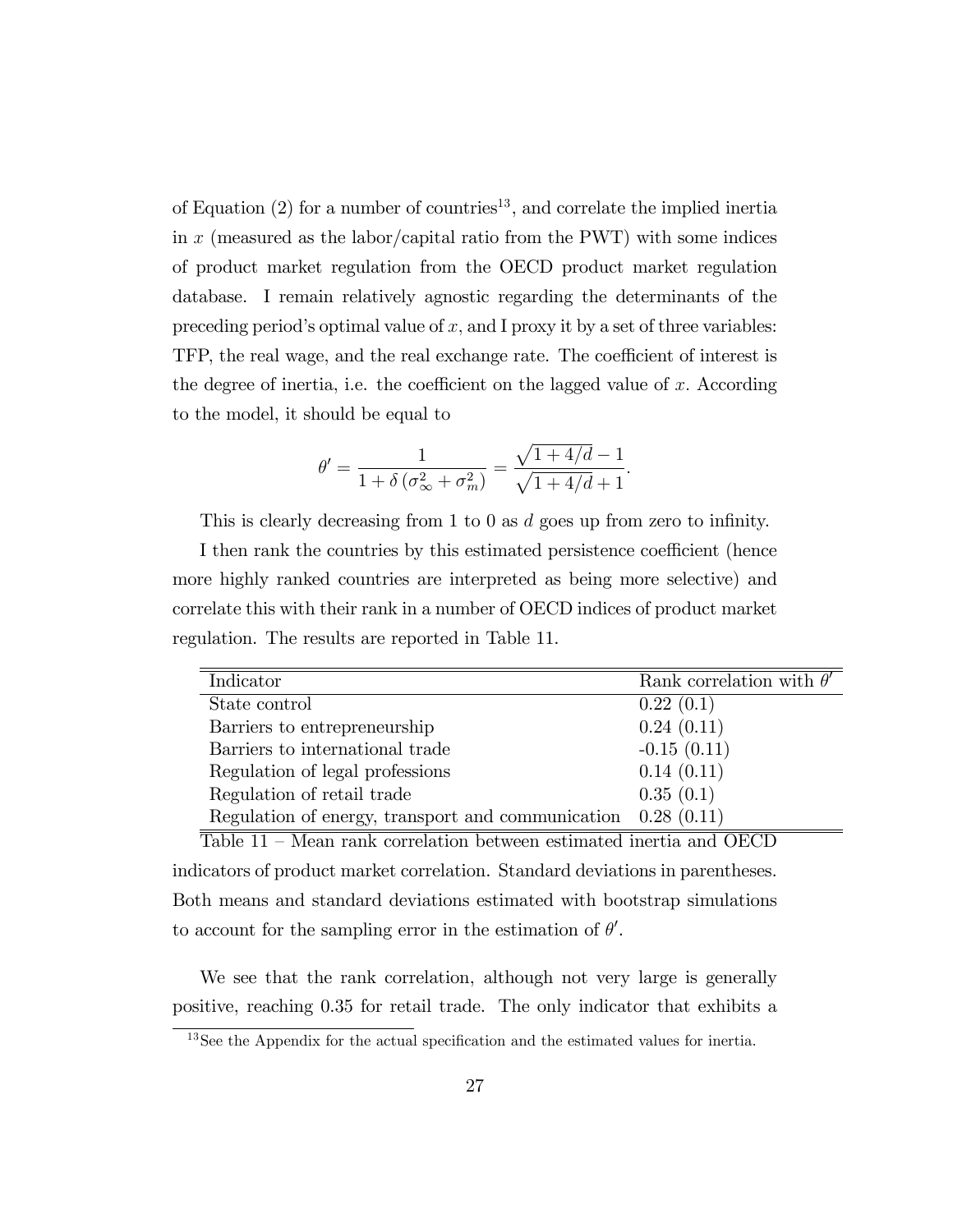of Equation (2) for a number of countries[13], and correlate the implied inertia in $x$ (measured as the labor/capital ratio from the PWT) with some indices of product market regulation from the OECD product market regulation database. I remain relatively agnostic regarding the determinants of the preceding period's optimal value of $x$, and I proxy it by a set of three variables: TFP, the real wage, and the real exchange rate. The coefficient of interest is the degree of inertia, i.e. the coefficient on the lagged value of $x$. According to the model, it should be equal to

$$\theta' = \frac{1}{1 + \delta\left(\sigma_\infty^2 + \sigma_m^2\right)} = \frac{\sqrt{1 + 4/d} - 1}{\sqrt{1 + 4/d} + 1}.$$

This is clearly decreasing from 1 to 0 as $d$ goes up from zero to infinity.

I then rank the countries by this estimated persistence coefficient (hence more highly ranked countries are interpreted as being more selective) and correlate this with their rank in a number of OECD indices of product market regulation. The results are reported in Table 11.

| Indicator | Rank correlation with $\theta'$ |
|---|---|
| State control | 0.22 (0.1) |
| Barriers to entrepreneurship | 0.24 (0.11) |
| Barriers to international trade | -0.15 (0.11) |
| Regulation of legal professions | 0.14 (0.11) |
| Regulation of retail trade | 0.35 (0.1) |
| Regulation of energy, transport and communication | 0.28 (0.11) |

Table 11 – Mean rank correlation between estimated inertia and OECD indicators of product market correlation. Standard deviations in parentheses. Both means and standard deviations estimated with bootstrap simulations to account for the sampling error in the estimation of $\theta'$.

We see that the rank correlation, although not very large is generally positive, reaching 0.35 for retail trade. The only indicator that exhibits a

[13] See the Appendix for the actual specification and the estimated values for inertia.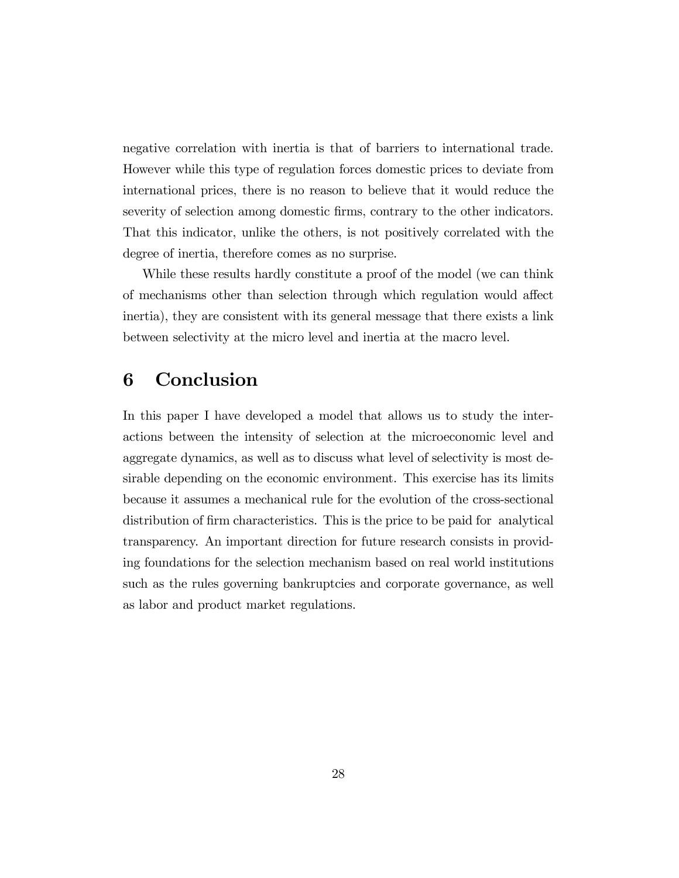negative correlation with inertia is that of barriers to international trade. However while this type of regulation forces domestic prices to deviate from international prices, there is no reason to believe that it would reduce the severity of selection among domestic firms, contrary to the other indicators. That this indicator, unlike the others, is not positively correlated with the degree of inertia, therefore comes as no surprise.

While these results hardly constitute a proof of the model (we can think of mechanisms other than selection through which regulation would affect inertia), they are consistent with its general message that there exists a link between selectivity at the micro level and inertia at the macro level.

# 6 Conclusion

In this paper I have developed a model that allows us to study the interactions between the intensity of selection at the microeconomic level and aggregate dynamics, as well as to discuss what level of selectivity is most desirable depending on the economic environment. This exercise has its limits because it assumes a mechanical rule for the evolution of the cross-sectional distribution of firm characteristics. This is the price to be paid for analytical transparency. An important direction for future research consists in providing foundations for the selection mechanism based on real world institutions such as the rules governing bankruptcies and corporate governance, as well as labor and product market regulations.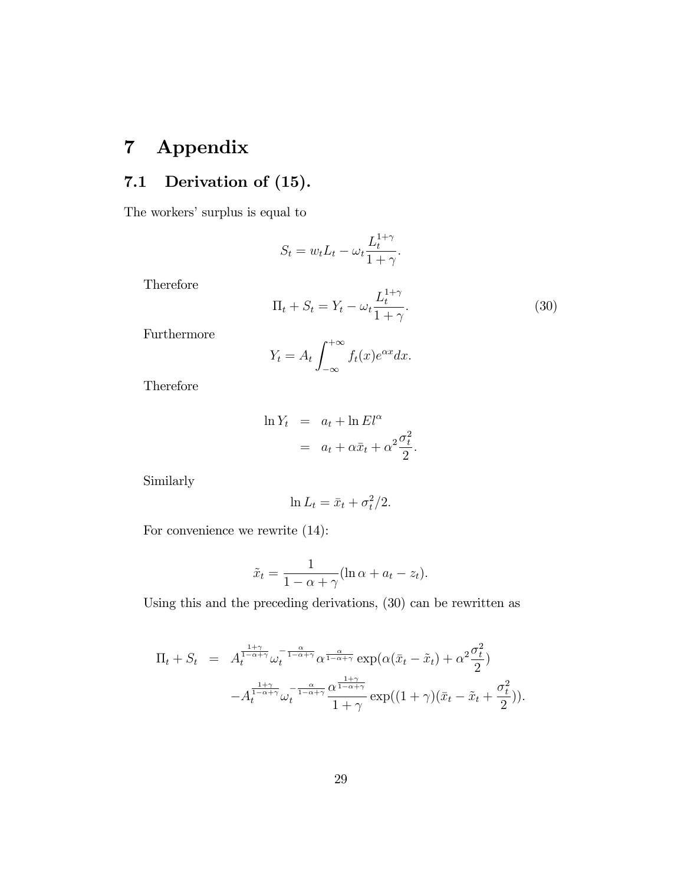# 7 Appendix

## 7.1 Derivation of (15).

The workers' surplus is equal to

$$S_t = w_t L_t - \omega_t \frac{L_t^{1+\gamma}}{1+\gamma}.$$

Therefore

$$\Pi_t + S_t = Y_t - \omega_t \frac{L_t^{1+\gamma}}{1+\gamma}. \tag{30}$$

Furthermore

$$Y_t = A_t \int_{-\infty}^{+\infty} f_t(x) e^{\alpha x} dx.$$

Therefore

$$\begin{aligned} \ln Y_t &= a_t + \ln E l^{\alpha} \\ &= a_t + \alpha \bar{x}_t + \alpha^2 \frac{\sigma_t^2}{2}. \end{aligned}$$

Similarly

$$\ln L_t = \bar{x}_t + \sigma_t^2 / 2.$$

For convenience we rewrite (14):

$$\tilde{x}_t = \frac{1}{1-\alpha+\gamma} (\ln \alpha + a_t - z_t).$$

Using this and the preceding derivations, (30) can be rewritten as

$$\begin{aligned} \Pi_t + S_t &= A_t^{\frac{1+\gamma}{1-\alpha+\gamma}} \omega_t^{-\frac{\alpha}{1-\alpha+\gamma}} \alpha^{\frac{\alpha}{1-\alpha+\gamma}} \exp(\alpha(\bar{x}_t - \tilde{x}_t) + \alpha^2 \frac{\sigma_t^2}{2}) \\ &\quad - A_t^{\frac{1+\gamma}{1-\alpha+\gamma}} \omega_t^{-\frac{\alpha}{1-\alpha+\gamma}} \frac{\alpha^{\frac{1+\gamma}{1-\alpha+\gamma}}}{1+\gamma} \exp((1+\gamma)(\bar{x}_t - \tilde{x}_t + \frac{\sigma_t^2}{2})). \end{aligned}$$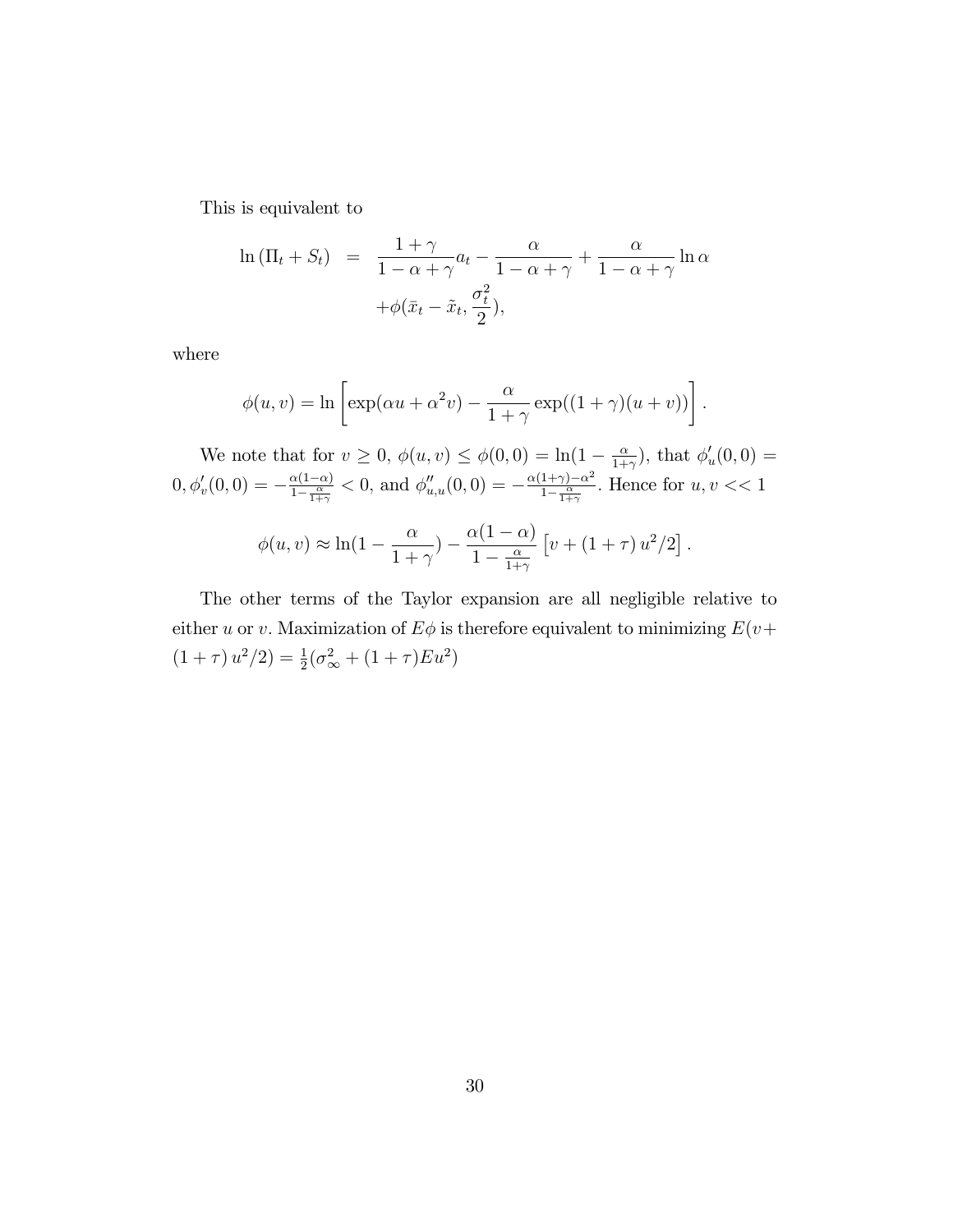This is equivalent to

$$
\begin{aligned}
\ln\left(\Pi_t + S_t\right) &= \frac{1+\gamma}{1-\alpha+\gamma} a_t - \frac{\alpha}{1-\alpha+\gamma} + \frac{\alpha}{1-\alpha+\gamma}\ln\alpha \\
&\quad + \phi(\bar{x}_t - \tilde{x}_t, \frac{\sigma_t^2}{2}),
\end{aligned}
$$

where

$$
\phi(u,v) = \ln\left[\exp(\alpha u + \alpha^2 v) - \frac{\alpha}{1+\gamma}\exp((1+\gamma)(u+v))\right].
$$

We note that for $v \geq 0$, $\phi(u,v) \leq \phi(0,0) = \ln(1 - \frac{\alpha}{1+\gamma})$, that $\phi_u'(0,0) = 0, \phi_v'(0,0) = -\frac{\alpha(1-\alpha)}{1-\frac{\alpha}{1+\gamma}} < 0$, and $\phi_{u,u}''(0,0) = -\frac{\alpha(1+\gamma)-\alpha^2}{1-\frac{\alpha}{1+\gamma}}$. Hence for $u, v << 1$

$$
\phi(u,v) \approx \ln(1 - \frac{\alpha}{1+\gamma}) - \frac{\alpha(1-\alpha)}{1-\frac{\alpha}{1+\gamma}}\left[v + (1+\tau)\, u^2/2\right].
$$

The other terms of the Taylor expansion are all negligible relative to either $u$ or $v$. Maximization of $E\phi$ is therefore equivalent to minimizing $E(v + (1+\tau)\, u^2/2) = \frac{1}{2}(\sigma_\infty^2 + (1+\tau)Eu^2)$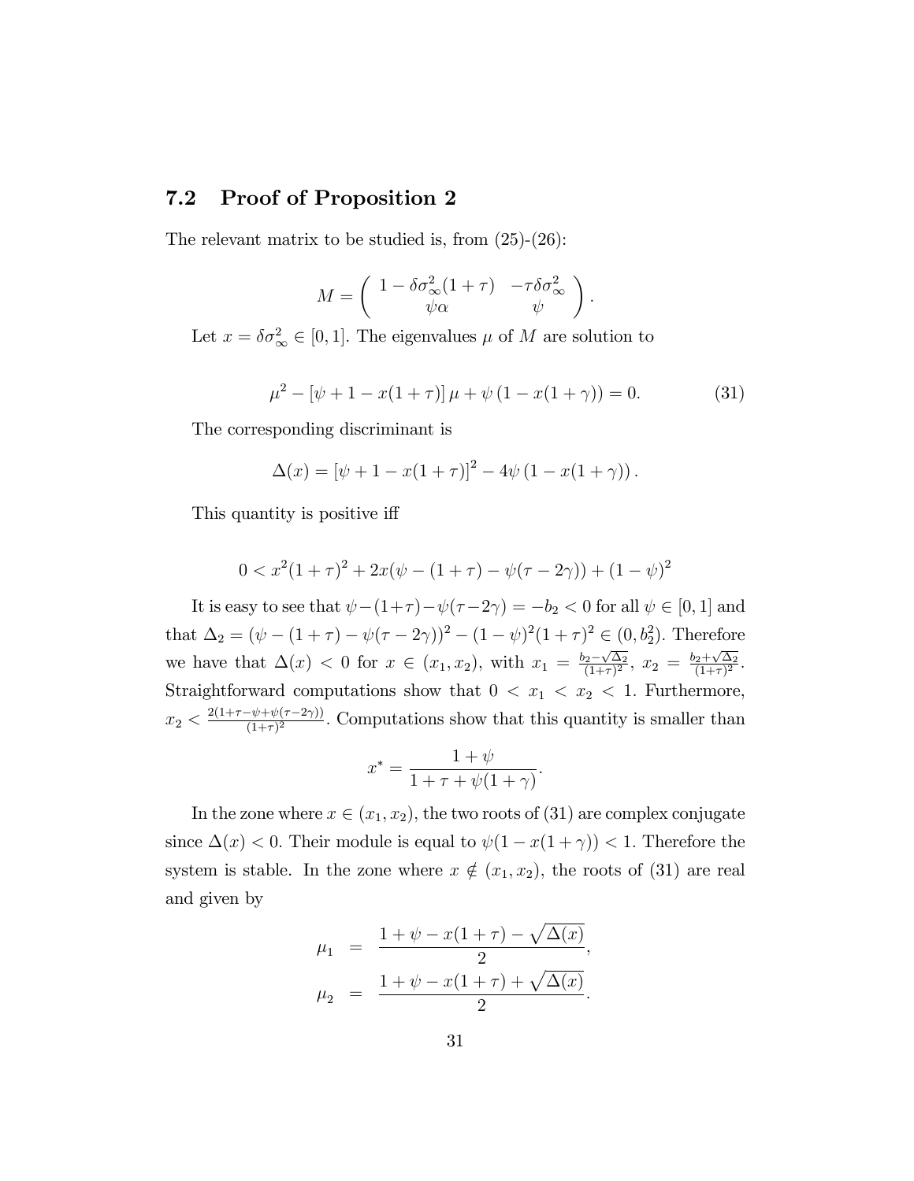## 7.2 Proof of Proposition 2

The relevant matrix to be studied is, from (25)-(26):

$$M = \begin{pmatrix} 1 - \delta\sigma_\infty^2(1+\tau) & -\tau\delta\sigma_\infty^2 \\ \psi\alpha & \psi \end{pmatrix}.$$

Let $x = \delta\sigma_\infty^2 \in [0,1]$. The eigenvalues $\mu$ of $M$ are solution to

$$\mu^2 - [\psi + 1 - x(1+\tau)]\,\mu + \psi\,(1 - x(1+\gamma)) = 0. \tag{31}$$

The corresponding discriminant is

$$\Delta(x) = [\psi + 1 - x(1+\tau)]^2 - 4\psi\,(1 - x(1+\gamma))\,.$$

This quantity is positive iff

$$0 < x^2(1+\tau)^2 + 2x(\psi - (1+\tau) - \psi(\tau - 2\gamma)) + (1-\psi)^2$$

It is easy to see that $\psi - (1+\tau) - \psi(\tau - 2\gamma) = -b_2 < 0$ for all $\psi \in [0,1]$ and that $\Delta_2 = (\psi - (1+\tau) - \psi(\tau - 2\gamma))^2 - (1-\psi)^2(1+\tau)^2 \in (0, b_2^2)$. Therefore we have that $\Delta(x) < 0$ for $x \in (x_1, x_2)$, with $x_1 = \frac{b_2 - \sqrt{\Delta_2}}{(1+\tau)^2}$, $x_2 = \frac{b_2 + \sqrt{\Delta_2}}{(1+\tau)^2}$. Straightforward computations show that $0 < x_1 < x_2 < 1$. Furthermore, $x_2 < \frac{2(1+\tau-\psi+\psi(\tau-2\gamma))}{(1+\tau)^2}$. Computations show that this quantity is smaller than

$$x^* = \frac{1+\psi}{1+\tau+\psi(1+\gamma)}.$$

In the zone where $x \in (x_1, x_2)$, the two roots of (31) are complex conjugate since $\Delta(x) < 0$. Their module is equal to $\psi(1 - x(1+\gamma)) < 1$. Therefore the system is stable. In the zone where $x \notin (x_1, x_2)$, the roots of (31) are real and given by

$$\begin{aligned}
\mu_1 &= \frac{1 + \psi - x(1+\tau) - \sqrt{\Delta(x)}}{2}, \\
\mu_2 &= \frac{1 + \psi - x(1+\tau) + \sqrt{\Delta(x)}}{2}.
\end{aligned}$$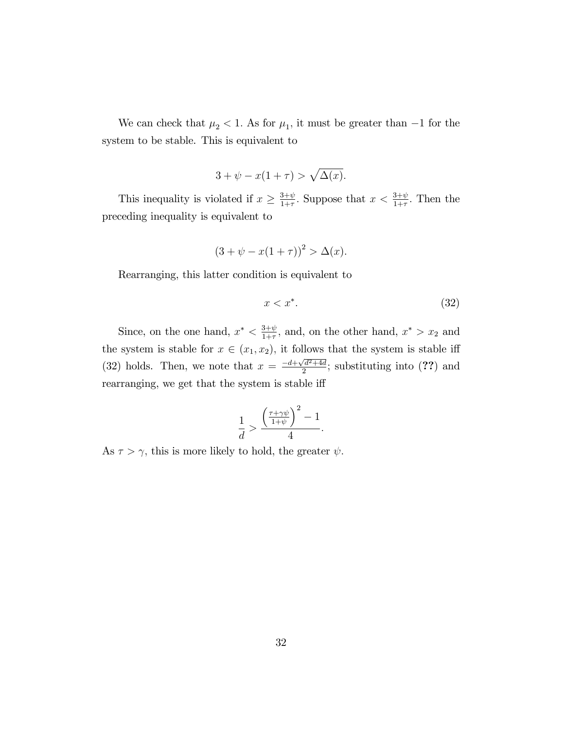We can check that $\mu_2 < 1$. As for $\mu_1$, it must be greater than $-1$ for the system to be stable. This is equivalent to

$$3 + \psi - x(1 + \tau) > \sqrt{\Delta(x)}.$$

This inequality is violated if $x \geq \frac{3+\psi}{1+\tau}$. Suppose that $x < \frac{3+\psi}{1+\tau}$. Then the preceding inequality is equivalent to

$$(3 + \psi - x(1 + \tau))^2 > \Delta(x).$$

Rearranging, this latter condition is equivalent to

$$x < x^*. \tag{32}$$

Since, on the one hand, $x^* < \frac{3+\psi}{1+\tau}$, and, on the other hand, $x^* > x_2$ and the system is stable for $x \in (x_1, x_2)$, it follows that the system is stable iff (32) holds. Then, we note that $x = \frac{-d+\sqrt{d^2+4d}}{2}$; substituting into (**??**) and rearranging, we get that the system is stable iff

$$\frac{1}{d} > \frac{\left(\frac{\tau+\gamma\psi}{1+\psi}\right)^2 - 1}{4}.$$

As $\tau > \gamma$, this is more likely to hold, the greater $\psi$.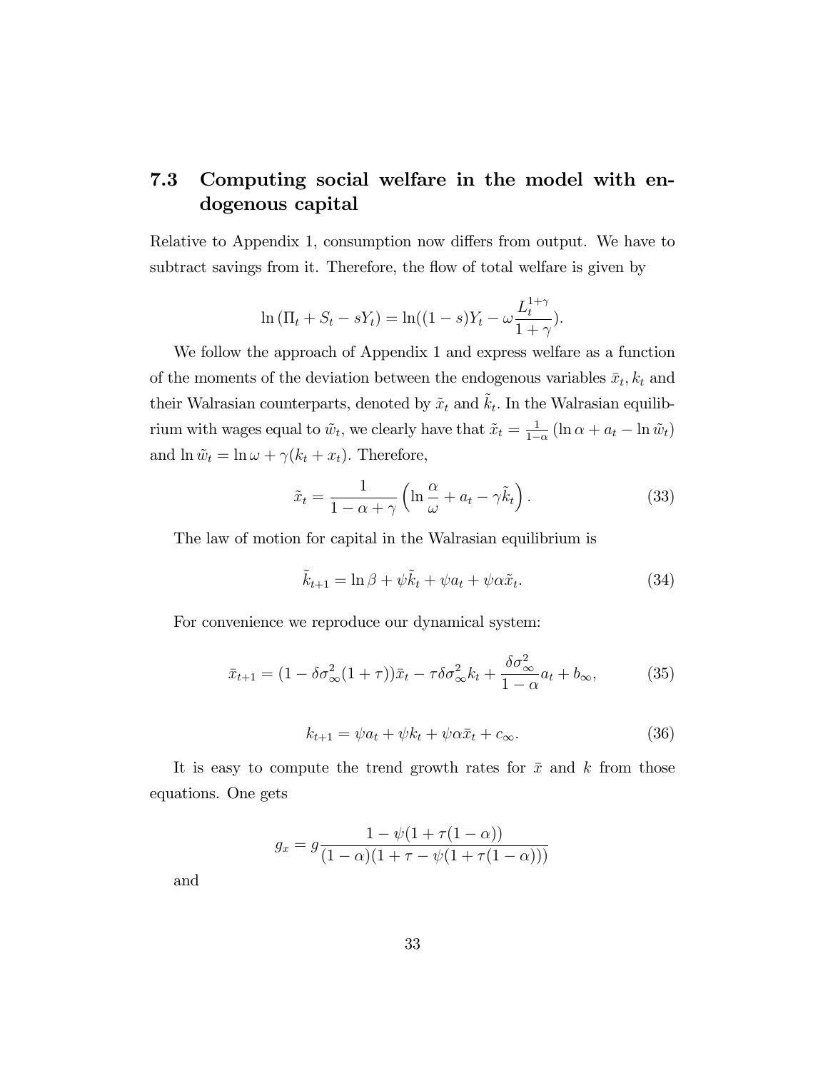### 7.3 Computing social welfare in the model with endogenous capital

Relative to Appendix 1, consumption now differs from output. We have to subtract savings from it. Therefore, the flow of total welfare is given by

$$\ln\left(\Pi_t + S_t - sY_t\right) = \ln((1-s)Y_t - \omega\frac{L_t^{1+\gamma}}{1+\gamma}).$$

We follow the approach of Appendix 1 and express welfare as a function of the moments of the deviation between the endogenous variables $\bar{x}_t, k_t$ and their Walrasian counterparts, denoted by $\tilde{x}_t$ and $\tilde{k}_t$. In the Walrasian equilibrium with wages equal to $\tilde{w}_t$, we clearly have that $\tilde{x}_t = \frac{1}{1-\alpha}\left(\ln\alpha + a_t - \ln\tilde{w}_t\right)$ and $\ln\tilde{w}_t = \ln\omega + \gamma(k_t + x_t)$. Therefore,

$$\tilde{x}_t = \frac{1}{1-\alpha+\gamma}\left(\ln\frac{\alpha}{\omega} + a_t - \gamma\tilde{k}_t\right). \tag{33}$$

The law of motion for capital in the Walrasian equilibrium is

$$\tilde{k}_{t+1} = \ln\beta + \psi\tilde{k}_t + \psi a_t + \psi\alpha\tilde{x}_t. \tag{34}$$

For convenience we reproduce our dynamical system:

$$\bar{x}_{t+1} = (1 - \delta\sigma_\infty^2(1+\tau))\bar{x}_t - \tau\delta\sigma_\infty^2 k_t + \frac{\delta\sigma_\infty^2}{1-\alpha}a_t + b_\infty, \tag{35}$$

$$k_{t+1} = \psi a_t + \psi k_t + \psi\alpha\bar{x}_t + c_\infty. \tag{36}$$

It is easy to compute the trend growth rates for $\bar{x}$ and $k$ from those equations. One gets

$$g_x = g\frac{1-\psi(1+\tau(1-\alpha))}{(1-\alpha)(1+\tau-\psi(1+\tau(1-\alpha)))}$$

and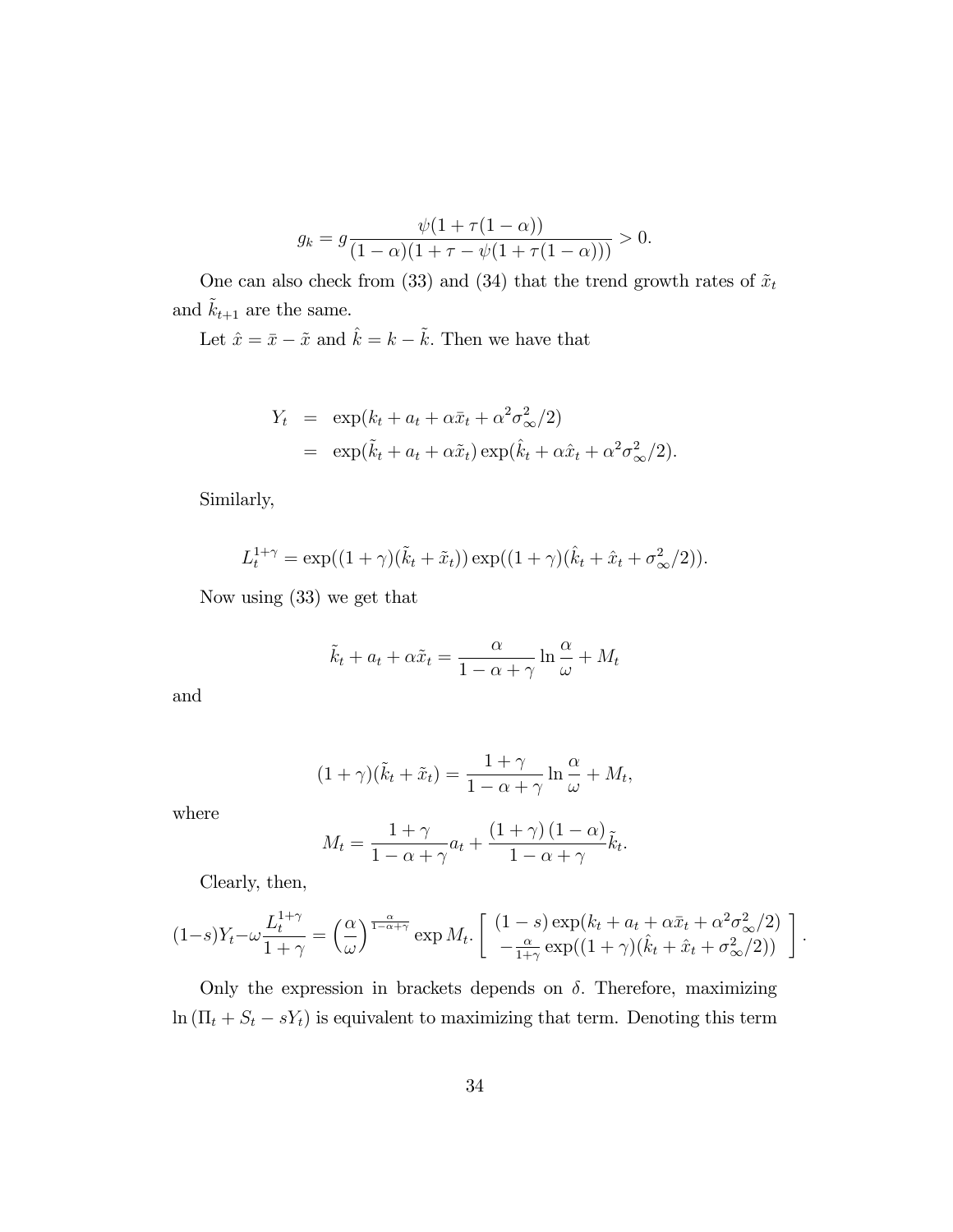$$g_k = g\frac{\psi(1+\tau(1-\alpha))}{(1-\alpha)(1+\tau-\psi(1+\tau(1-\alpha)))} > 0.$$

One can also check from (33) and (34) that the trend growth rates of $\tilde{x}_t$ and $\tilde{k}_{t+1}$ are the same.

Let $\hat{x} = \bar{x} - \tilde{x}$ and $\hat{k} = k - \tilde{k}$. Then we have that

$$\begin{aligned}
Y_t &= \exp(k_t + a_t + \alpha\bar{x}_t + \alpha^2\sigma_\infty^2/2) \\
&= \exp(\tilde{k}_t + a_t + \alpha\tilde{x}_t)\exp(\hat{k}_t + \alpha\hat{x}_t + \alpha^2\sigma_\infty^2/2).
\end{aligned}$$

Similarly,

$$L_t^{1+\gamma} = \exp((1+\gamma)(\tilde{k}_t + \tilde{x}_t))\exp((1+\gamma)(\hat{k}_t + \hat{x}_t + \sigma_\infty^2/2)).$$

Now using (33) we get that

$$\tilde{k}_t + a_t + \alpha\tilde{x}_t = \frac{\alpha}{1-\alpha+\gamma}\ln\frac{\alpha}{\omega} + M_t$$

and

$$(1+\gamma)(\tilde{k}_t + \tilde{x}_t) = \frac{1+\gamma}{1-\alpha+\gamma}\ln\frac{\alpha}{\omega} + M_t,$$

where

$$M_t = \frac{1+\gamma}{1-\alpha+\gamma}a_t + \frac{(1+\gamma)(1-\alpha)}{1-\alpha+\gamma}\tilde{k}_t.$$

Clearly, then,

$$(1-s)Y_t - \omega\frac{L_t^{1+\gamma}}{1+\gamma} = \left(\frac{\alpha}{\omega}\right)^{\frac{\alpha}{1-\alpha+\gamma}}\exp M_t.\left[\begin{array}{c}(1-s)\exp(k_t + a_t + \alpha\bar{x}_t + \alpha^2\sigma_\infty^2/2) \\ -\frac{\alpha}{1+\gamma}\exp((1+\gamma)(\hat{k}_t + \hat{x}_t + \sigma_\infty^2/2))\end{array}\right].$$

Only the expression in brackets depends on $\delta$. Therefore, maximizing $\ln(\Pi_t + S_t - sY_t)$ is equivalent to maximizing that term. Denoting this term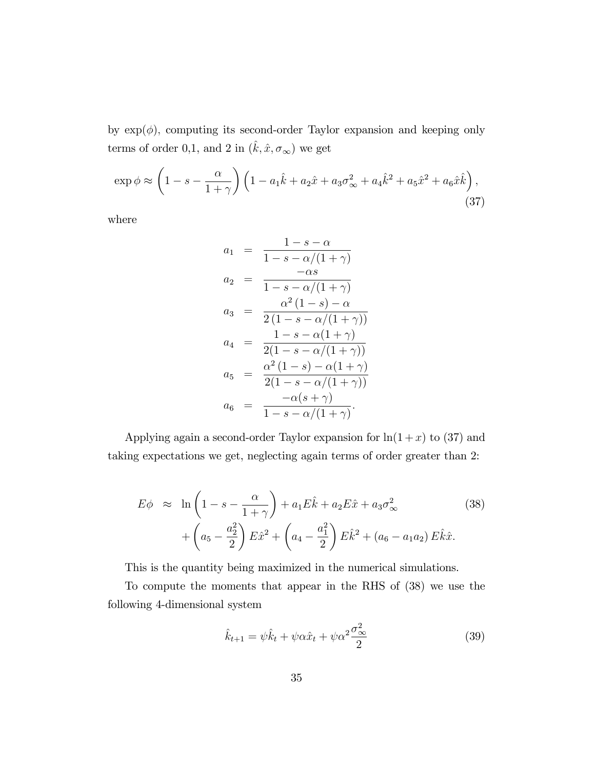by $\exp(\phi)$, computing its second-order Taylor expansion and keeping only terms of order 0,1, and 2 in $(\hat{k}, \hat{x}, \sigma_\infty)$ we get

$$\exp\phi \approx \left(1 - s - \frac{\alpha}{1+\gamma}\right)\left(1 - a_1\hat{k} + a_2\hat{x} + a_3\sigma_\infty^2 + a_4\hat{k}^2 + a_5\hat{x}^2 + a_6\hat{x}\hat{k}\right), \tag{37}$$

where

$$\begin{aligned}
a_1 &= \frac{1-s-\alpha}{1-s-\alpha/(1+\gamma)} \\
a_2 &= \frac{-\alpha s}{1-s-\alpha/(1+\gamma)} \\
a_3 &= \frac{\alpha^2(1-s)-\alpha}{2(1-s-\alpha/(1+\gamma))} \\
a_4 &= \frac{1-s-\alpha(1+\gamma)}{2(1-s-\alpha/(1+\gamma))} \\
a_5 &= \frac{\alpha^2(1-s)-\alpha(1+\gamma)}{2(1-s-\alpha/(1+\gamma))} \\
a_6 &= \frac{-\alpha(s+\gamma)}{1-s-\alpha/(1+\gamma)}.
\end{aligned}$$

Applying again a second-order Taylor expansion for $\ln(1+x)$ to (37) and taking expectations we get, neglecting again terms of order greater than 2:

$$\begin{aligned}
E\phi \approx{}& \ln\left(1 - s - \frac{\alpha}{1+\gamma}\right) + a_1E\hat{k} + a_2E\hat{x} + a_3\sigma_\infty^2 \\
&+ \left(a_5 - \frac{a_2^2}{2}\right)E\hat{x}^2 + \left(a_4 - \frac{a_1^2}{2}\right)E\hat{k}^2 + (a_6 - a_1a_2)E\hat{k}\hat{x}.
\end{aligned} \tag{38}$$

This is the quantity being maximized in the numerical simulations.

To compute the moments that appear in the RHS of (38) we use the following 4-dimensional system

$$\hat{k}_{t+1} = \psi\hat{k}_t + \psi\alpha\hat{x}_t + \psi\alpha^2\frac{\sigma_\infty^2}{2} \tag{39}$$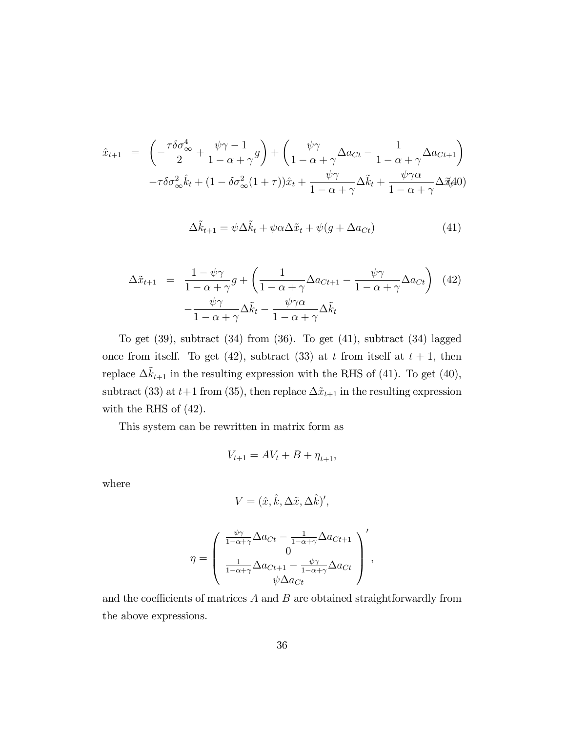$$
\begin{aligned}
\hat{x}_{t+1} &= \left(-\frac{\tau\delta\sigma_\infty^4}{2} + \frac{\psi\gamma - 1}{1-\alpha+\gamma}g\right) + \left(\frac{\psi\gamma}{1-\alpha+\gamma}\Delta a_{Ct} - \frac{1}{1-\alpha+\gamma}\Delta a_{Ct+1}\right) \\
&\quad -\tau\delta\sigma_\infty^2\hat{k}_t + (1-\delta\sigma_\infty^2(1+\tau))\hat{x}_t + \frac{\psi\gamma}{1-\alpha+\gamma}\Delta\tilde{k}_t + \frac{\psi\gamma\alpha}{1-\alpha+\gamma}\Delta\tilde{x}_t
\end{aligned} \tag{40}
$$

$$
\Delta\tilde{k}_{t+1} = \psi\Delta\tilde{k}_t + \psi\alpha\Delta\tilde{x}_t + \psi(g + \Delta a_{Ct}) \tag{41}
$$

$$
\begin{aligned}
\Delta\tilde{x}_{t+1} &= \frac{1-\psi\gamma}{1-\alpha+\gamma}g + \left(\frac{1}{1-\alpha+\gamma}\Delta a_{Ct+1} - \frac{\psi\gamma}{1-\alpha+\gamma}\Delta a_{Ct}\right) \\
&\quad -\frac{\psi\gamma}{1-\alpha+\gamma}\Delta\tilde{k}_t - \frac{\psi\gamma\alpha}{1-\alpha+\gamma}\Delta\tilde{k}_t
\end{aligned} \tag{42}
$$

To get (39), subtract (34) from (36). To get (41), subtract (34) lagged once from itself. To get (42), subtract (33) at $t$ from itself at $t+1$, then replace $\Delta\tilde{k}_{t+1}$ in the resulting expression with the RHS of (41). To get (40), subtract (33) at $t+1$ from (35), then replace $\Delta\tilde{x}_{t+1}$ in the resulting expression with the RHS of (42).

This system can be rewritten in matrix form as

$$
V_{t+1} = AV_t + B + \eta_{t+1},
$$

where

$$
V = (\hat{x}, \hat{k}, \Delta\tilde{x}, \Delta\hat{k})',
$$

$$
\eta = \begin{pmatrix} \frac{\psi\gamma}{1-\alpha+\gamma}\Delta a_{Ct} - \frac{1}{1-\alpha+\gamma}\Delta a_{Ct+1} \\ 0 \\ \frac{1}{1-\alpha+\gamma}\Delta a_{Ct+1} - \frac{\psi\gamma}{1-\alpha+\gamma}\Delta a_{Ct} \\ \psi\Delta a_{Ct} \end{pmatrix}',
$$

and the coefficients of matrices $A$ and $B$ are obtained straightforwardly from the above expressions.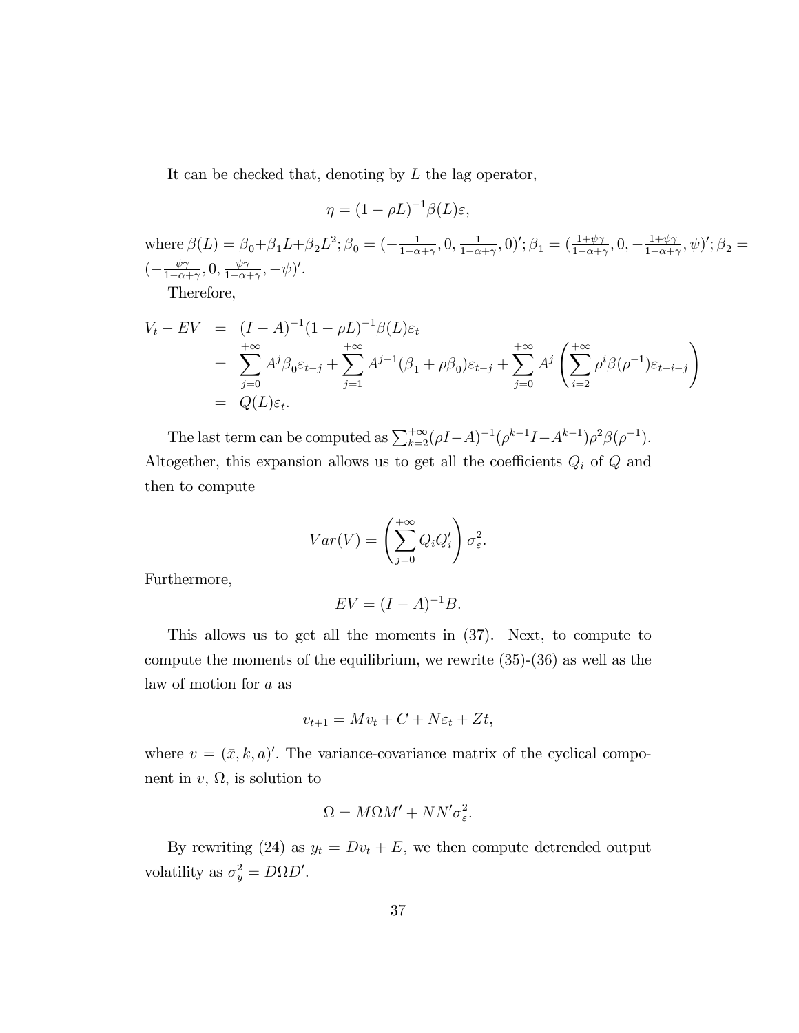It can be checked that, denoting by $L$ the lag operator,

$$\eta = (1 - \rho L)^{-1} \beta(L) \varepsilon,$$

where $\beta(L) = \beta_0 + \beta_1 L + \beta_2 L^2$; $\beta_0 = (-\frac{1}{1-\alpha+\gamma}, 0, \frac{1}{1-\alpha+\gamma}, 0)'$; $\beta_1 = (\frac{1+\psi\gamma}{1-\alpha+\gamma}, 0, -\frac{1+\psi\gamma}{1-\alpha+\gamma}, \psi)'$; $\beta_2 = (-\frac{\psi\gamma}{1-\alpha+\gamma}, 0, \frac{\psi\gamma}{1-\alpha+\gamma}, -\psi)'$.

Therefore,

$$\begin{aligned}
V_t - EV &= (I - A)^{-1}(1 - \rho L)^{-1} \beta(L) \varepsilon_t \\
&= \sum_{j=0}^{+\infty} A^j \beta_0 \varepsilon_{t-j} + \sum_{j=1}^{+\infty} A^{j-1}(\beta_1 + \rho \beta_0) \varepsilon_{t-j} + \sum_{j=0}^{+\infty} A^j \left( \sum_{i=2}^{+\infty} \rho^i \beta(\rho^{-1}) \varepsilon_{t-i-j} \right) \\
&= Q(L) \varepsilon_t.
\end{aligned}$$

The last term can be computed as $\sum_{k=2}^{+\infty} (\rho I - A)^{-1} (\rho^{k-1} I - A^{k-1}) \rho^2 \beta(\rho^{-1})$. Altogether, this expansion allows us to get all the coefficients $Q_i$ of $Q$ and then to compute

$$Var(V) = \left( \sum_{j=0}^{+\infty} Q_i Q_i' \right) \sigma_\varepsilon^2.$$

Furthermore,

$$EV = (I - A)^{-1} B.$$

This allows us to get all the moments in (37). Next, to compute to compute the moments of the equilibrium, we rewrite (35)-(36) as well as the law of motion for $a$ as

$$v_{t+1} = M v_t + C + N \varepsilon_t + Zt,$$

where $v = (\bar{x}, k, a)'$. The variance-covariance matrix of the cyclical component in $v$, $\Omega$, is solution to

$$\Omega = M \Omega M' + N N' \sigma_\varepsilon^2.$$

By rewriting (24) as $y_t = D v_t + E$, we then compute detrended output volatility as $\sigma_y^2 = D \Omega D'$.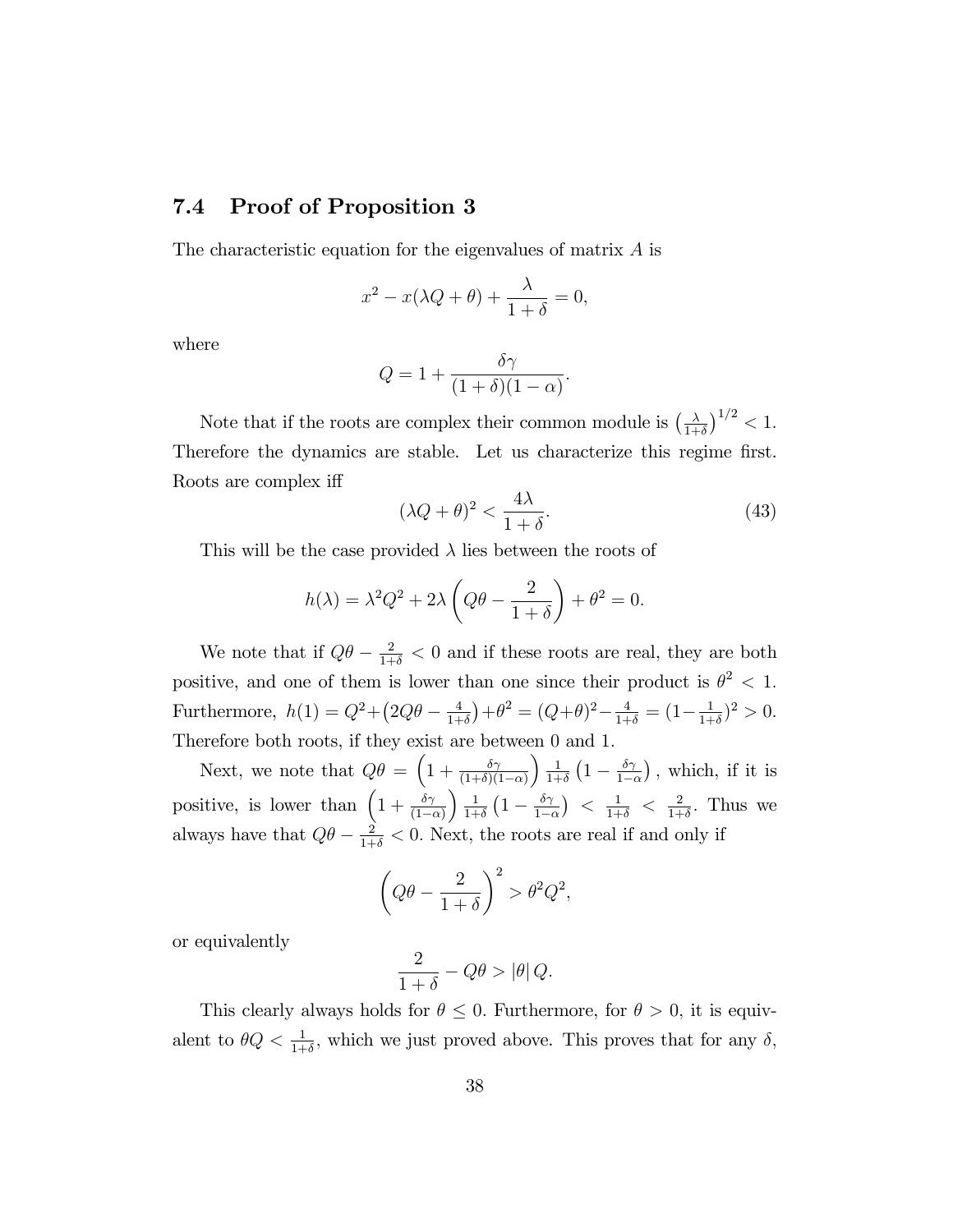## 7.4 Proof of Proposition 3

The characteristic equation for the eigenvalues of matrix $A$ is

$$x^2 - x(\lambda Q + \theta) + \frac{\lambda}{1+\delta} = 0,$$

where

$$Q = 1 + \frac{\delta\gamma}{(1+\delta)(1-\alpha)}.$$

Note that if the roots are complex their common module is $\left(\frac{\lambda}{1+\delta}\right)^{1/2} < 1$. Therefore the dynamics are stable. Let us characterize this regime first. Roots are complex iff

$$(\lambda Q + \theta)^2 < \frac{4\lambda}{1+\delta}. \tag{43}$$

This will be the case provided $\lambda$ lies between the roots of

$$h(\lambda) = \lambda^2 Q^2 + 2\lambda\left(Q\theta - \frac{2}{1+\delta}\right) + \theta^2 = 0.$$

We note that if $Q\theta - \frac{2}{1+\delta} < 0$ and if these roots are real, they are both positive, and one of them is lower than one since their product is $\theta^2 < 1$. Furthermore, $h(1) = Q^2 + \left(2Q\theta - \frac{4}{1+\delta}\right) + \theta^2 = (Q+\theta)^2 - \frac{4}{1+\delta} = (1 - \frac{1}{1+\delta})^2 > 0$. Therefore both roots, if they exist are between 0 and 1.

Next, we note that $Q\theta = \left(1 + \frac{\delta\gamma}{(1+\delta)(1-\alpha)}\right)\frac{1}{1+\delta}\left(1 - \frac{\delta\gamma}{1-\alpha}\right)$, which, if it is positive, is lower than $\left(1 + \frac{\delta\gamma}{(1-\alpha)}\right)\frac{1}{1+\delta}\left(1 - \frac{\delta\gamma}{1-\alpha}\right) < \frac{1}{1+\delta} < \frac{2}{1+\delta}$. Thus we always have that $Q\theta - \frac{2}{1+\delta} < 0$. Next, the roots are real if and only if

$$\left(Q\theta - \frac{2}{1+\delta}\right)^2 > \theta^2 Q^2,$$

or equivalently

$$\frac{2}{1+\delta} - Q\theta > |\theta|\, Q.$$

This clearly always holds for $\theta \leq 0$. Furthermore, for $\theta > 0$, it is equivalent to $\theta Q < \frac{1}{1+\delta}$, which we just proved above. This proves that for any $\delta$,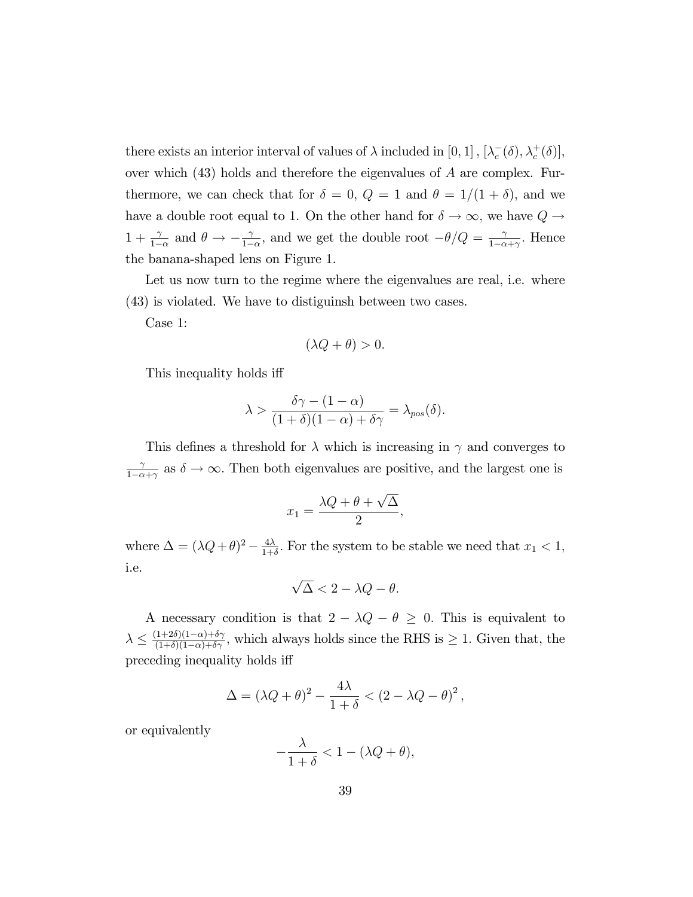there exists an interior interval of values of $\lambda$ included in $[0, 1]$, $[\lambda_c^-(\delta), \lambda_c^+(\delta)]$, over which (43) holds and therefore the eigenvalues of $A$ are complex. Furthermore, we can check that for $\delta = 0$, $Q = 1$ and $\theta = 1/(1+\delta)$, and we have a double root equal to 1. On the other hand for $\delta \to \infty$, we have $Q \to 1 + \frac{\gamma}{1-\alpha}$ and $\theta \to -\frac{\gamma}{1-\alpha}$, and we get the double root $-\theta/Q = \frac{\gamma}{1-\alpha+\gamma}$. Hence the banana-shaped lens on Figure 1.

Let us now turn to the regime where the eigenvalues are real, i.e. where (43) is violated. We have to distiguinsh between two cases.

Case 1:

$$(\lambda Q + \theta) > 0.$$

This inequality holds iff

$$\lambda > \frac{\delta\gamma - (1-\alpha)}{(1+\delta)(1-\alpha) + \delta\gamma} = \lambda_{pos}(\delta).$$

This defines a threshold for $\lambda$ which is increasing in $\gamma$ and converges to $\frac{\gamma}{1-\alpha+\gamma}$ as $\delta \to \infty$. Then both eigenvalues are positive, and the largest one is

$$x_1 = \frac{\lambda Q + \theta + \sqrt{\Delta}}{2},$$

where $\Delta = (\lambda Q + \theta)^2 - \frac{4\lambda}{1+\delta}$. For the system to be stable we need that $x_1 < 1$, i.e.

$$\sqrt{\Delta} < 2 - \lambda Q - \theta.$$

A necessary condition is that $2 - \lambda Q - \theta \geq 0$. This is equivalent to $\lambda \leq \frac{(1+2\delta)(1-\alpha)+\delta\gamma}{(1+\delta)(1-\alpha)+\delta\gamma}$, which always holds since the RHS is $\geq 1$. Given that, the preceding inequality holds iff

$$\Delta = (\lambda Q + \theta)^2 - \frac{4\lambda}{1+\delta} < (2 - \lambda Q - \theta)^2,$$

or equivalently

$$-\frac{\lambda}{1+\delta} < 1 - (\lambda Q + \theta),$$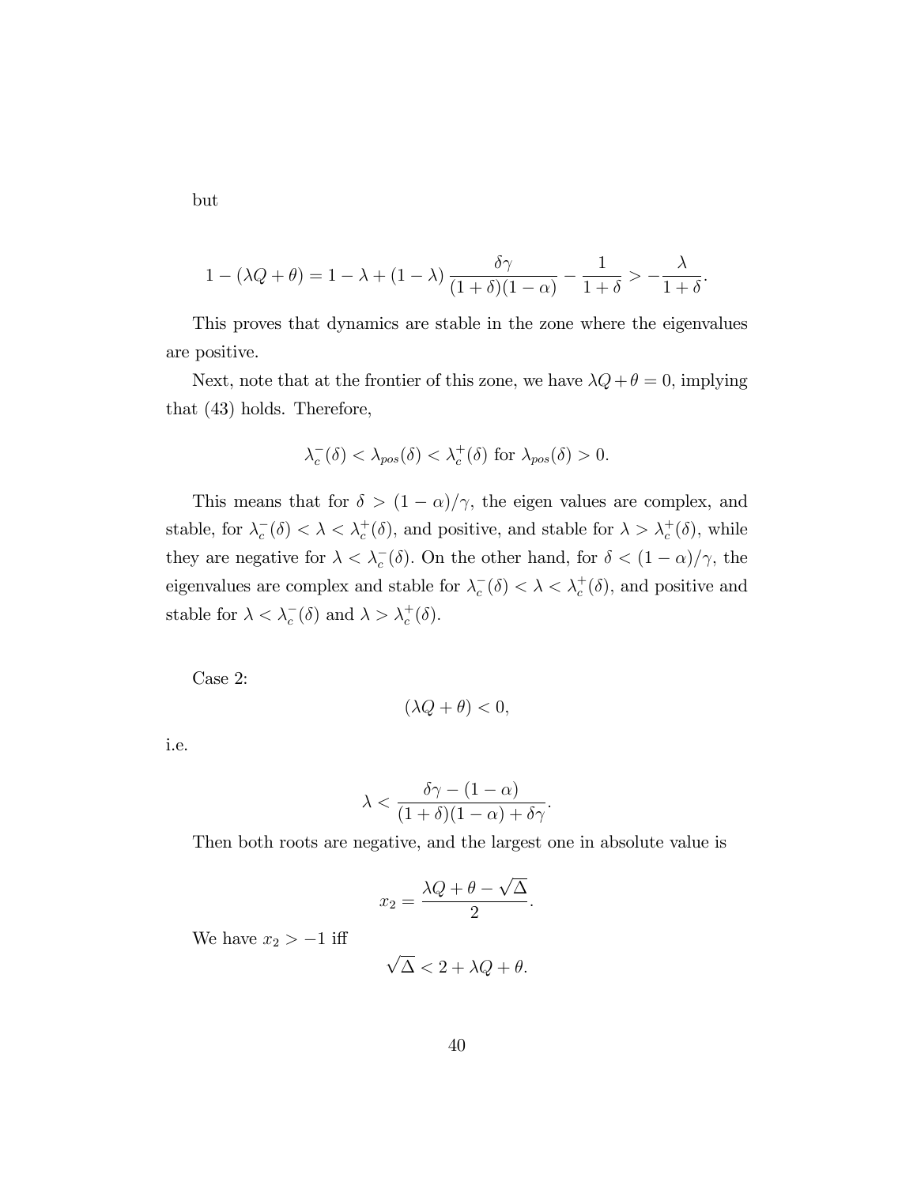but

$$1 - (\lambda Q + \theta) = 1 - \lambda + (1 - \lambda) \frac{\delta\gamma}{(1+\delta)(1-\alpha)} - \frac{1}{1+\delta} > -\frac{\lambda}{1+\delta}.$$

This proves that dynamics are stable in the zone where the eigenvalues are positive.

Next, note that at the frontier of this zone, we have $\lambda Q + \theta = 0$, implying that (43) holds. Therefore,

$$\lambda_c^-(\delta) < \lambda_{pos}(\delta) < \lambda_c^+(\delta) \text{ for } \lambda_{pos}(\delta) > 0.$$

This means that for $\delta > (1-\alpha)/\gamma$, the eigen values are complex, and stable, for $\lambda_c^-(\delta) < \lambda < \lambda_c^+(\delta)$, and positive, and stable for $\lambda > \lambda_c^+(\delta)$, while they are negative for $\lambda < \lambda_c^-(\delta)$. On the other hand, for $\delta < (1-\alpha)/\gamma$, the eigenvalues are complex and stable for $\lambda_c^-(\delta) < \lambda < \lambda_c^+(\delta)$, and positive and stable for $\lambda < \lambda_c^-(\delta)$ and $\lambda > \lambda_c^+(\delta)$.

Case 2:

$$(\lambda Q + \theta) < 0,$$

i.e.

$$\lambda < \frac{\delta\gamma - (1-\alpha)}{(1+\delta)(1-\alpha) + \delta\gamma}.$$

Then both roots are negative, and the largest one in absolute value is

$$x_2 = \frac{\lambda Q + \theta - \sqrt{\Delta}}{2}.$$

We have $x_2 > -1$ iff

$$\sqrt{\Delta} < 2 + \lambda Q + \theta.$$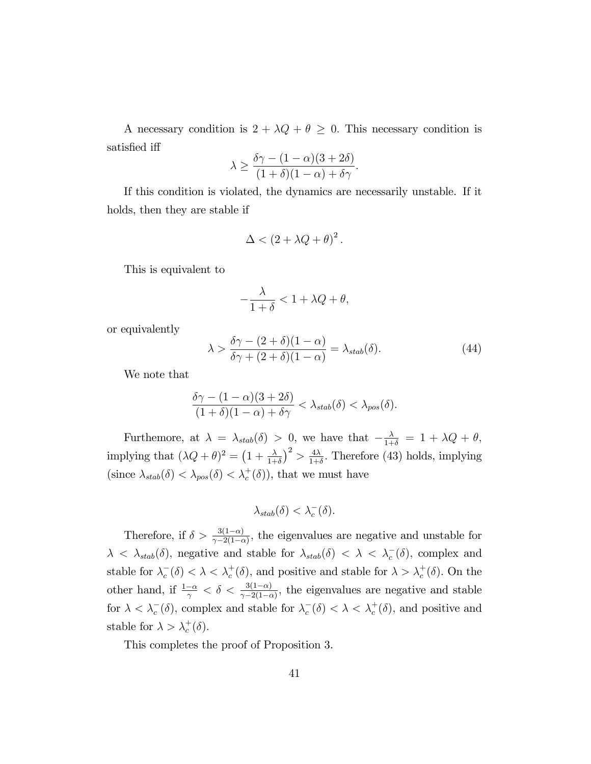A necessary condition is $2 + \lambda Q + \theta \geq 0$. This necessary condition is satisfied iff

$$\lambda \geq \frac{\delta\gamma - (1-\alpha)(3+2\delta)}{(1+\delta)(1-\alpha) + \delta\gamma}.$$

If this condition is violated, the dynamics are necessarily unstable. If it holds, then they are stable if

$$\Delta < (2 + \lambda Q + \theta)^2 .$$

This is equivalent to

$$-\frac{\lambda}{1+\delta} < 1 + \lambda Q + \theta,$$

or equivalently

$$\lambda > \frac{\delta\gamma - (2+\delta)(1-\alpha)}{\delta\gamma + (2+\delta)(1-\alpha)} = \lambda_{stab}(\delta). \tag{44}$$

We note that

$$\frac{\delta\gamma - (1-\alpha)(3+2\delta)}{(1+\delta)(1-\alpha) + \delta\gamma} < \lambda_{stab}(\delta) < \lambda_{pos}(\delta).$$

Furthemore, at $\lambda = \lambda_{stab}(\delta) > 0$, we have that $-\frac{\lambda}{1+\delta} = 1 + \lambda Q + \theta$, implying that $(\lambda Q + \theta)^2 = \left(1 + \frac{\lambda}{1+\delta}\right)^2 > \frac{4\lambda}{1+\delta}$. Therefore (43) holds, implying (since $\lambda_{stab}(\delta) < \lambda_{pos}(\delta) < \lambda_c^+(\delta)$), that we must have

$$\lambda_{stab}(\delta) < \lambda_c^-(\delta).$$

Therefore, if $\delta > \frac{3(1-\alpha)}{\gamma - 2(1-\alpha)}$, the eigenvalues are negative and unstable for $\lambda < \lambda_{stab}(\delta)$, negative and stable for $\lambda_{stab}(\delta) < \lambda < \lambda_c^-(\delta)$, complex and stable for $\lambda_c^-(\delta) < \lambda < \lambda_c^+(\delta)$, and positive and stable for $\lambda > \lambda_c^+(\delta)$. On the other hand, if $\frac{1-\alpha}{\gamma} < \delta < \frac{3(1-\alpha)}{\gamma - 2(1-\alpha)}$, the eigenvalues are negative and stable for $\lambda < \lambda_c^-(\delta)$, complex and stable for $\lambda_c^-(\delta) < \lambda < \lambda_c^+(\delta)$, and positive and stable for $\lambda > \lambda_c^+(\delta)$.

This completes the proof of Proposition 3.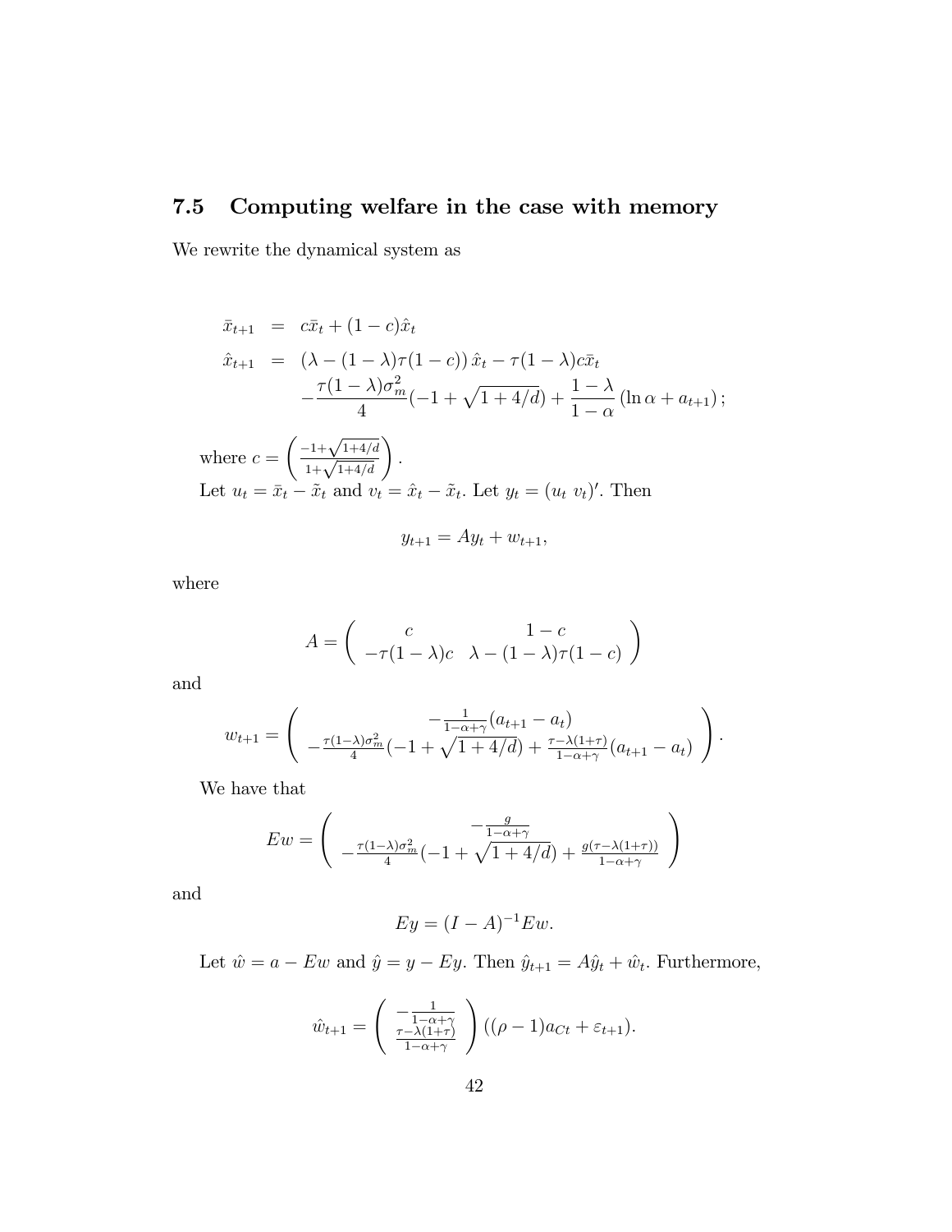## 7.5 Computing welfare in the case with memory

We rewrite the dynamical system as

$$
\begin{aligned}
\bar{x}_{t+1} &= c\bar{x}_t + (1-c)\hat{x}_t \\
\hat{x}_{t+1} &= \left(\lambda - (1-\lambda)\tau(1-c)\right)\hat{x}_t - \tau(1-\lambda)c\bar{x}_t \\
&\quad - \frac{\tau(1-\lambda)\sigma_m^2}{4}(-1+\sqrt{1+4/d}) + \frac{1-\lambda}{1-\alpha}\left(\ln\alpha + a_{t+1}\right);
\end{aligned}
$$

where $c = \left(\frac{-1+\sqrt{1+4/d}}{1+\sqrt{1+4/d}}\right)$.

Let $u_t = \bar{x}_t - \tilde{x}_t$ and $v_t = \hat{x}_t - \tilde{x}_t$. Let $y_t = (u_t \ v_t)'$. Then

$$
y_{t+1} = Ay_t + w_{t+1},
$$

where

$$
A = \begin{pmatrix} c & 1-c \\ -\tau(1-\lambda)c & \lambda - (1-\lambda)\tau(1-c) \end{pmatrix}
$$

and

$$
w_{t+1} = \begin{pmatrix} -\frac{1}{1-\alpha+\gamma}(a_{t+1}-a_t) \\ -\frac{\tau(1-\lambda)\sigma_m^2}{4}(-1+\sqrt{1+4/d}) + \frac{\tau-\lambda(1+\tau)}{1-\alpha+\gamma}(a_{t+1}-a_t) \end{pmatrix}.
$$

We have that

$$
Ew = \begin{pmatrix} -\frac{g}{1-\alpha+\gamma} \\ -\frac{\tau(1-\lambda)\sigma_m^2}{4}(-1+\sqrt{1+4/d}) + \frac{g(\tau-\lambda(1+\tau))}{1-\alpha+\gamma} \end{pmatrix}
$$

and

$$
Ey = (I-A)^{-1}Ew.
$$

Let $\hat{w} = a - Ew$ and $\hat{y} = y - Ey$. Then $\hat{y}_{t+1} = A\hat{y}_t + \hat{w}_t$. Furthermore,

$$
\hat{w}_{t+1} = \begin{pmatrix} -\frac{1}{1-\alpha+\gamma} \\ \frac{\tau-\lambda(1+\tau)}{1-\alpha+\gamma} \end{pmatrix}((\rho-1)a_{Ct} + \varepsilon_{t+1}).
$$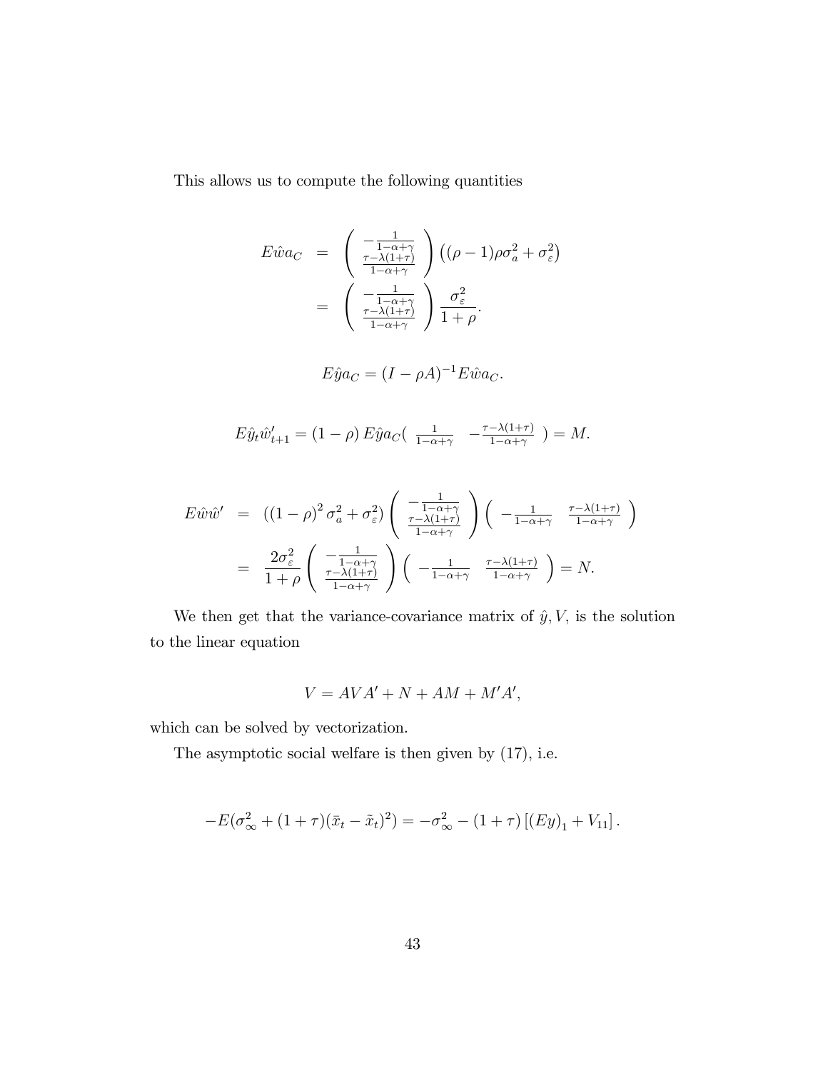This allows us to compute the following quantities

$$
\begin{aligned}
E\hat{w}a_C &= \begin{pmatrix} -\frac{1}{1-\alpha+\gamma} \\ \frac{\tau-\lambda(1+\tau)}{1-\alpha+\gamma} \end{pmatrix} \left((\rho-1)\rho\sigma_a^2 + \sigma_\varepsilon^2\right) \\
&= \begin{pmatrix} -\frac{1}{1-\alpha+\gamma} \\ \frac{\tau-\lambda(1+\tau)}{1-\alpha+\gamma} \end{pmatrix} \frac{\sigma_\varepsilon^2}{1+\rho}.
\end{aligned}
$$

$$
E\hat{y}a_C = (I - \rho A)^{-1} E\hat{w}a_C.
$$

$$
E\hat{y}_t\hat{w}'_{t+1} = (1-\rho)\, E\hat{y}a_C \begin{pmatrix} \frac{1}{1-\alpha+\gamma} & -\frac{\tau-\lambda(1+\tau)}{1-\alpha+\gamma} \end{pmatrix} = M.
$$

$$
\begin{aligned}
E\hat{w}\hat{w}' &= \left((1-\rho)^2\sigma_a^2 + \sigma_\varepsilon^2\right) \begin{pmatrix} -\frac{1}{1-\alpha+\gamma} \\ \frac{\tau-\lambda(1+\tau)}{1-\alpha+\gamma} \end{pmatrix} \begin{pmatrix} -\frac{1}{1-\alpha+\gamma} & \frac{\tau-\lambda(1+\tau)}{1-\alpha+\gamma} \end{pmatrix} \\
&= \frac{2\sigma_\varepsilon^2}{1+\rho} \begin{pmatrix} -\frac{1}{1-\alpha+\gamma} \\ \frac{\tau-\lambda(1+\tau)}{1-\alpha+\gamma} \end{pmatrix} \begin{pmatrix} -\frac{1}{1-\alpha+\gamma} & \frac{\tau-\lambda(1+\tau)}{1-\alpha+\gamma} \end{pmatrix} = N.
\end{aligned}
$$

We then get that the variance-covariance matrix of $\hat{y}, V$, is the solution to the linear equation

$$
V = AVA' + N + AM + M'A',
$$

which can be solved by vectorization.

The asymptotic social welfare is then given by (17), i.e.

$$
-E(\sigma_\infty^2 + (1+\tau)(\bar{x}_t - \tilde{x}_t)^2) = -\sigma_\infty^2 - (1+\tau)\left[(Ey)_1 + V_{11}\right].
$$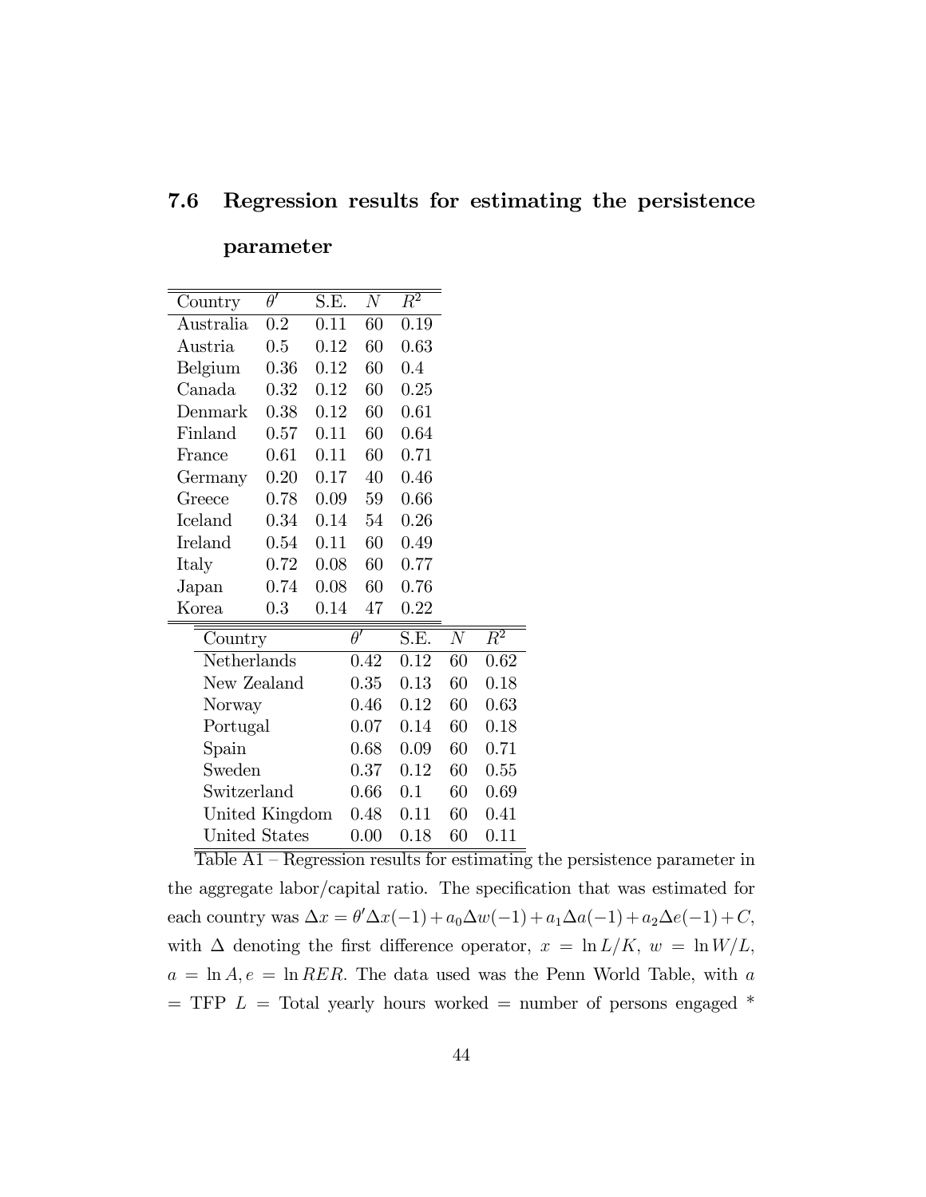### 7.6 Regression results for estimating the persistence parameter

| Country | $\theta'$ | S.E. | $N$ | $R^2$ |
|---|---|---|---|---|
| Australia | 0.2 | 0.11 | 60 | 0.19 |
| Austria | 0.5 | 0.12 | 60 | 0.63 |
| Belgium | 0.36 | 0.12 | 60 | 0.4 |
| Canada | 0.32 | 0.12 | 60 | 0.25 |
| Denmark | 0.38 | 0.12 | 60 | 0.61 |
| Finland | 0.57 | 0.11 | 60 | 0.64 |
| France | 0.61 | 0.11 | 60 | 0.71 |
| Germany | 0.20 | 0.17 | 40 | 0.46 |
| Greece | 0.78 | 0.09 | 59 | 0.66 |
| Iceland | 0.34 | 0.14 | 54 | 0.26 |
| Ireland | 0.54 | 0.11 | 60 | 0.49 |
| Italy | 0.72 | 0.08 | 60 | 0.77 |
| Japan | 0.74 | 0.08 | 60 | 0.76 |
| Korea | 0.3 | 0.14 | 47 | 0.22 |
| Netherlands | 0.42 | 0.12 | 60 | 0.62 |
| New Zealand | 0.35 | 0.13 | 60 | 0.18 |
| Norway | 0.46 | 0.12 | 60 | 0.63 |
| Portugal | 0.07 | 0.14 | 60 | 0.18 |
| Spain | 0.68 | 0.09 | 60 | 0.71 |
| Sweden | 0.37 | 0.12 | 60 | 0.55 |
| Switzerland | 0.66 | 0.1 | 60 | 0.69 |
| United Kingdom | 0.48 | 0.11 | 60 | 0.41 |
| United States | 0.00 | 0.18 | 60 | 0.11 |

Table A1 – Regression results for estimating the persistence parameter in the aggregate labor/capital ratio. The specification that was estimated for each country was $\Delta x = \theta' \Delta x(-1) + a_0 \Delta w(-1) + a_1 \Delta a(-1) + a_2 \Delta e(-1) + C$, with $\Delta$ denoting the first difference operator, $x = \ln L/K$, $w = \ln W/L$, $a = \ln A, e = \ln RER$. The data used was the Penn World Table, with $a$ = TFP $L$ = Total yearly hours worked = number of persons engaged *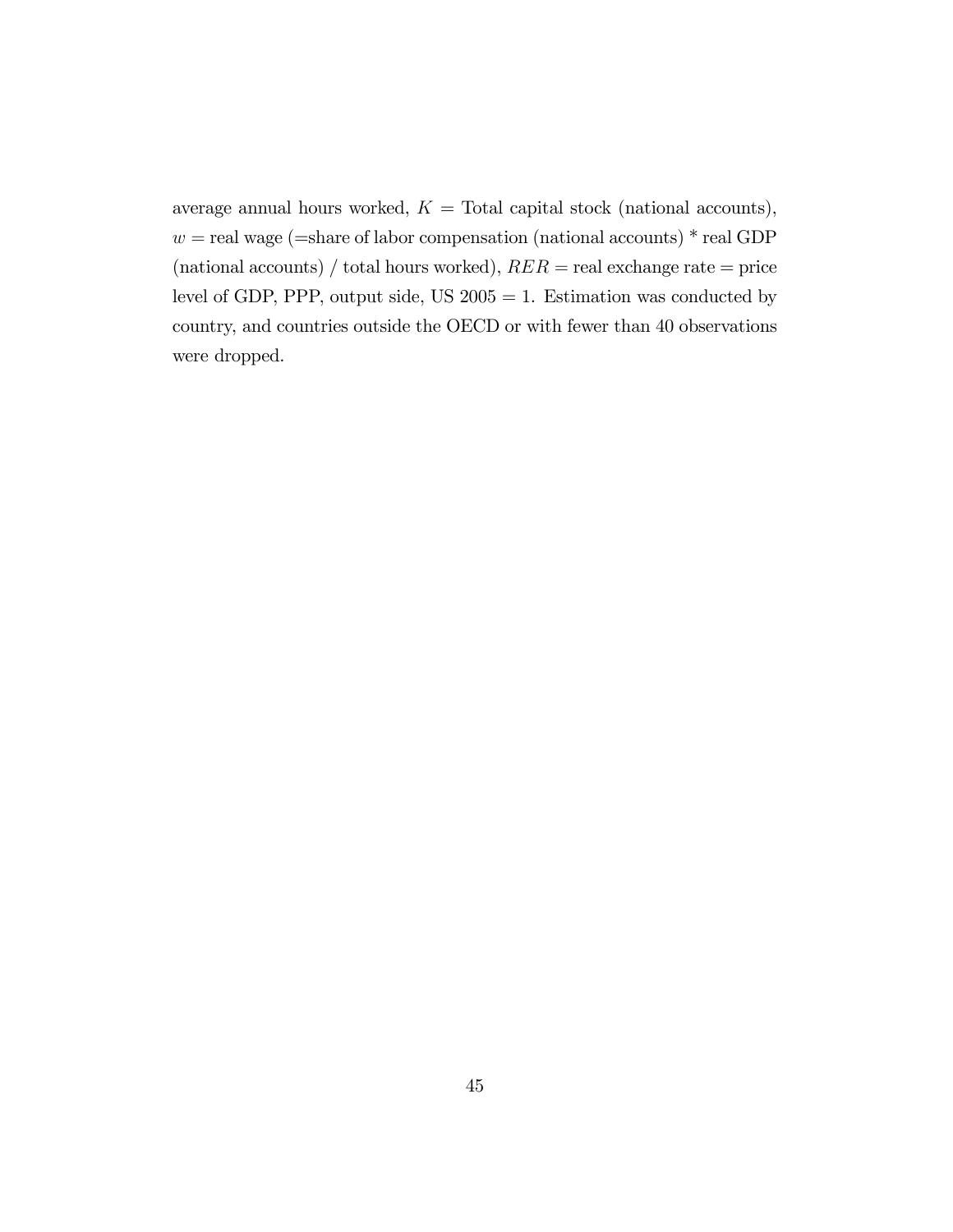average annual hours worked, $K$ = Total capital stock (national accounts), $w$ = real wage (=share of labor compensation (national accounts) * real GDP (national accounts) / total hours worked), $RER$ = real exchange rate = price level of GDP, PPP, output side, US 2005 = 1. Estimation was conducted by country, and countries outside the OECD or with fewer than 40 observations were dropped.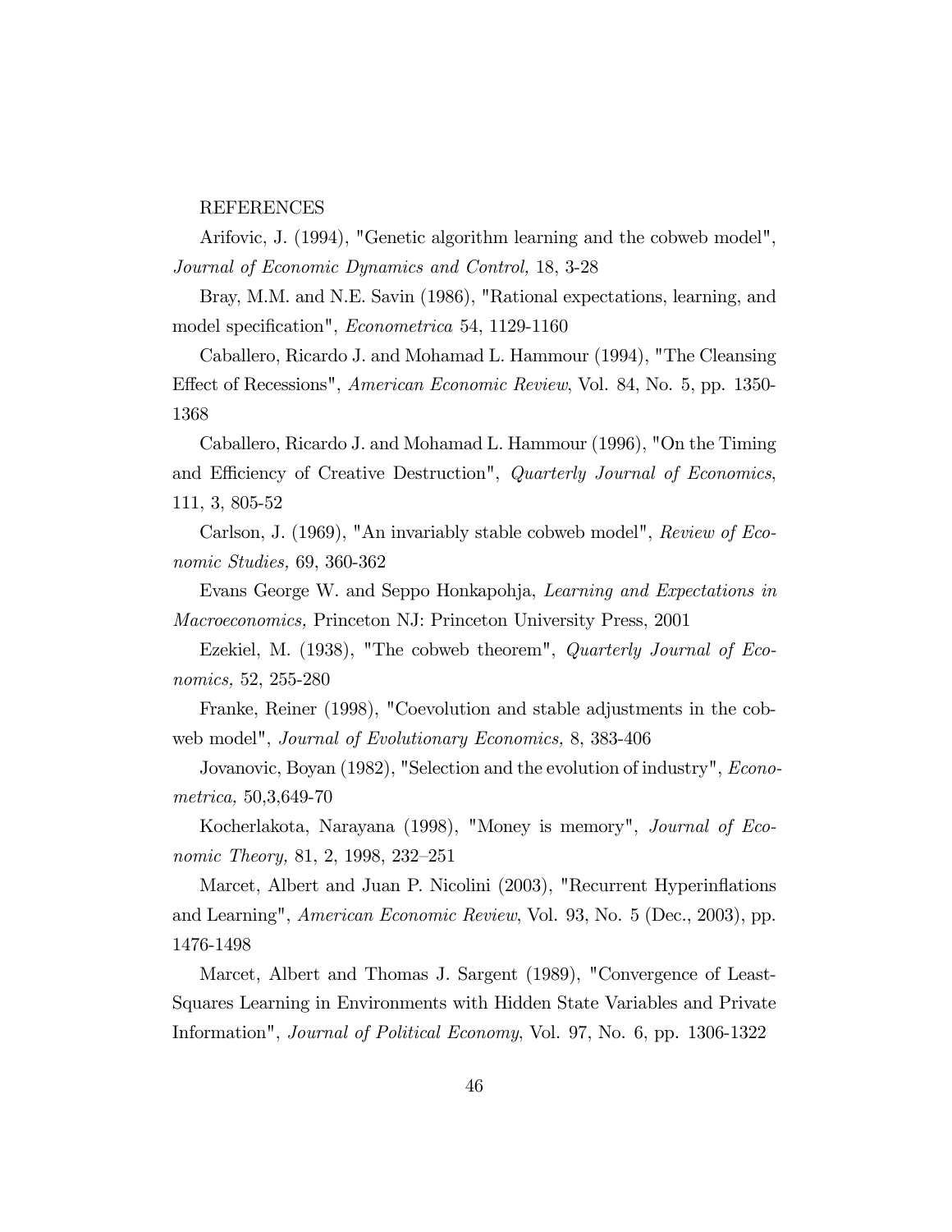REFERENCES

Arifovic, J. (1994), "Genetic algorithm learning and the cobweb model", *Journal of Economic Dynamics and Control,* 18, 3-28

Bray, M.M. and N.E. Savin (1986), "Rational expectations, learning, and model specification", *Econometrica* 54, 1129-1160

Caballero, Ricardo J. and Mohamad L. Hammour (1994), "The Cleansing Effect of Recessions", *American Economic Review*, Vol. 84, No. 5, pp. 1350-1368

Caballero, Ricardo J. and Mohamad L. Hammour (1996), "On the Timing and Efficiency of Creative Destruction", *Quarterly Journal of Economics*, 111, 3, 805-52

Carlson, J. (1969), "An invariably stable cobweb model", *Review of Economic Studies,* 69, 360-362

Evans George W. and Seppo Honkapohja, *Learning and Expectations in Macroeconomics,* Princeton NJ: Princeton University Press, 2001

Ezekiel, M. (1938), "The cobweb theorem", *Quarterly Journal of Economics,* 52, 255-280

Franke, Reiner (1998), "Coevolution and stable adjustments in the cobweb model", *Journal of Evolutionary Economics,* 8, 383-406

Jovanovic, Boyan (1982), "Selection and the evolution of industry", *Econometrica,* 50,3,649-70

Kocherlakota, Narayana (1998), "Money is memory", *Journal of Economic Theory,* 81, 2, 1998, 232–251

Marcet, Albert and Juan P. Nicolini (2003), "Recurrent Hyperinflations and Learning", *American Economic Review*, Vol. 93, No. 5 (Dec., 2003), pp. 1476-1498

Marcet, Albert and Thomas J. Sargent (1989), "Convergence of Least-Squares Learning in Environments with Hidden State Variables and Private Information", *Journal of Political Economy*, Vol. 97, No. 6, pp. 1306-1322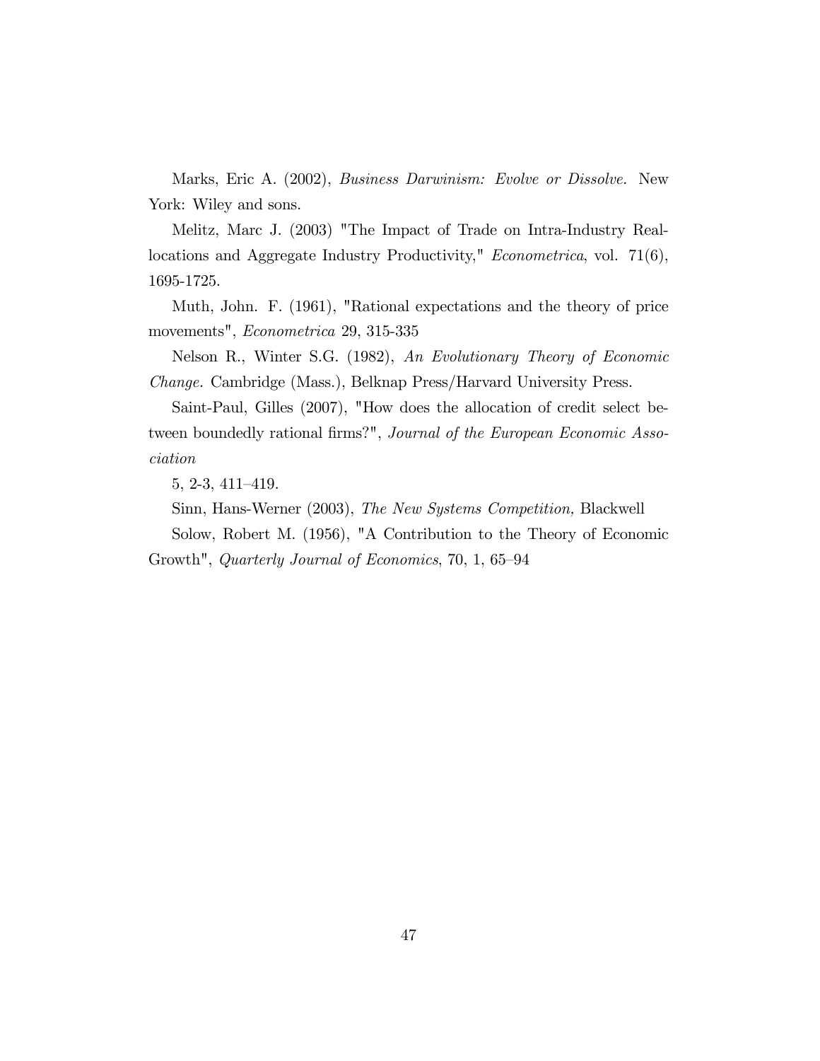Marks, Eric A. (2002), *Business Darwinism: Evolve or Dissolve.* New York: Wiley and sons.

Melitz, Marc J. (2003) "The Impact of Trade on Intra-Industry Reallocations and Aggregate Industry Productivity," *Econometrica*, vol. 71(6), 1695-1725.

Muth, John. F. (1961), "Rational expectations and the theory of price movements", *Econometrica* 29, 315-335

Nelson R., Winter S.G. (1982), *An Evolutionary Theory of Economic Change.* Cambridge (Mass.), Belknap Press/Harvard University Press.

Saint-Paul, Gilles (2007), "How does the allocation of credit select between boundedly rational firms?", *Journal of the European Economic Association*

5, 2-3, 411–419.

Sinn, Hans-Werner (2003), *The New Systems Competition,* Blackwell

Solow, Robert M. (1956), "A Contribution to the Theory of Economic Growth", *Quarterly Journal of Economics*, 70, 1, 65–94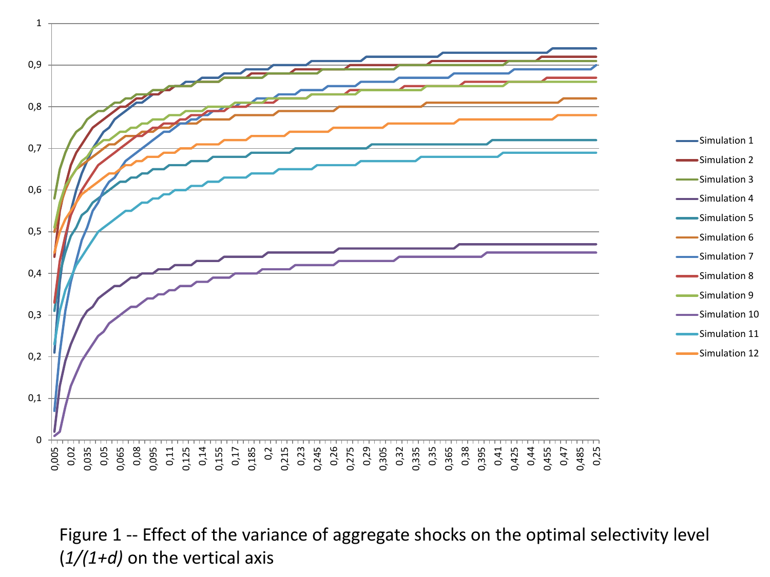Figure 1 -- Effect of the variance of aggregate shocks on the optimal selectivity level ($1/(1+d)$ on the vertical axis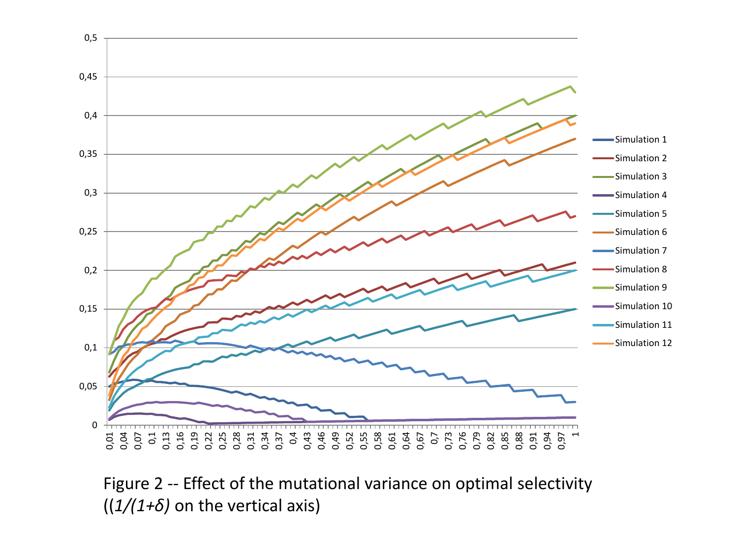0,5
0,45
0,4
0,35
0,3
0,25
0,2
0,15
0,1
0,05
0

0,01 0,04 0,07 0,1 0,13 0,16 0,19 0,22 0,25 0,28 0,31 0,34 0,37 0,4 0,43 0,46 0,49 0,52 0,55 0,58 0,61 0,64 0,67 0,7 0,73 0,76 0,79 0,82 0,85 0,88 0,91 0,94 0,97 1

Simulation 1
Simulation 2
Simulation 3
Simulation 4
Simulation 5
Simulation 6
Simulation 7
Simulation 8
Simulation 9
Simulation 10
Simulation 11
Simulation 12

Figure 2 -- Effect of the mutational variance on optimal selectivity (*$1/(1+\delta)$* on the vertical axis)